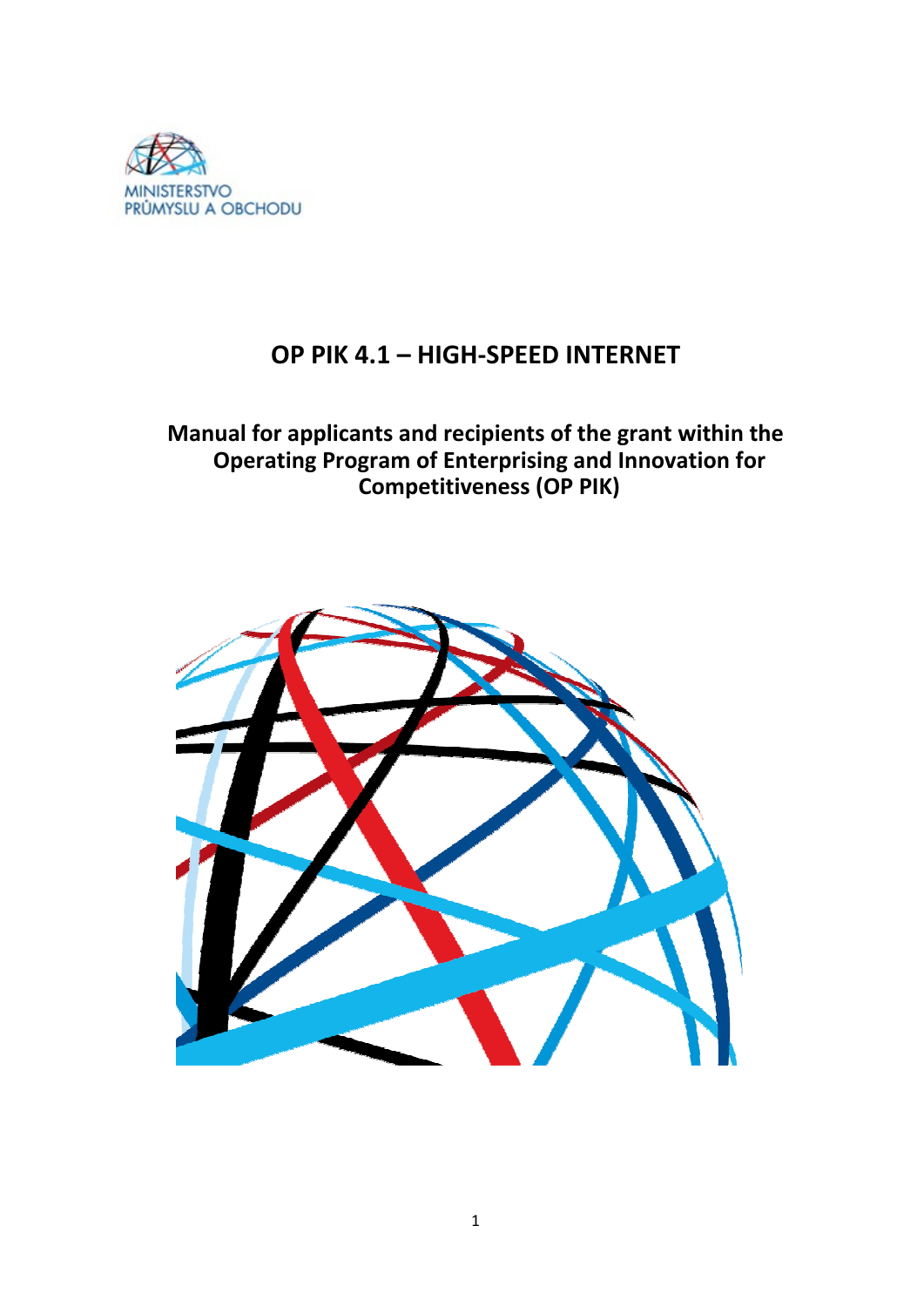MINISTERSTVO PRŮMYSLU A OBCHODU

# OP PIK 4.1 – HIGH-SPEED INTERNET

## Manual for applicants and recipients of the grant within the Operating Program of Enterprising and Innovation for Competitiveness (OP PIK)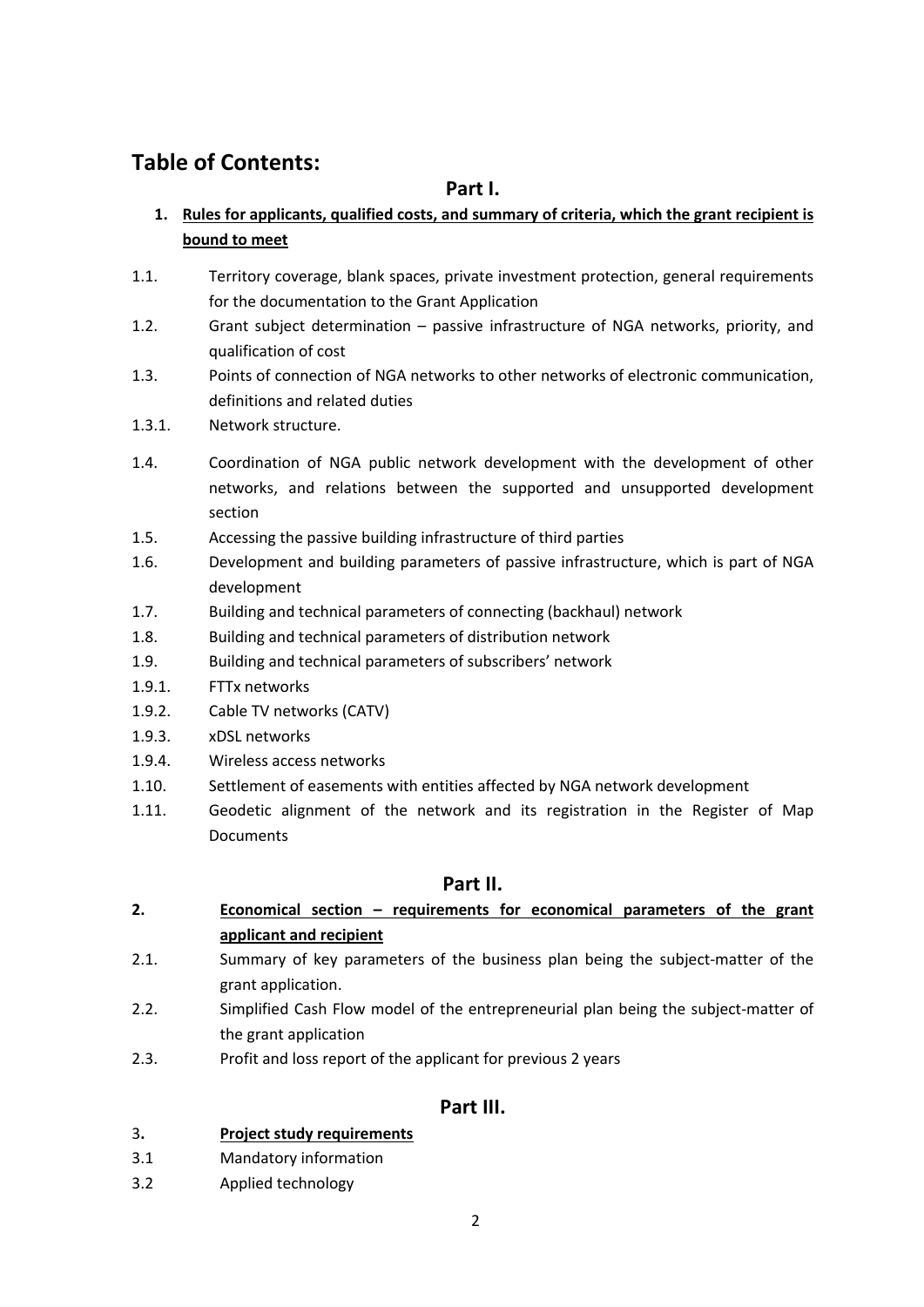# Table of Contents:

## Part I.

1. **Rules for applicants, qualified costs, and summary of criteria, which the grant recipient is bound to meet**

1.1. Territory coverage, blank spaces, private investment protection, general requirements for the documentation to the Grant Application

1.2. Grant subject determination – passive infrastructure of NGA networks, priority, and qualification of cost

1.3. Points of connection of NGA networks to other networks of electronic communication, definitions and related duties

1.3.1. Network structure.

1.4. Coordination of NGA public network development with the development of other networks, and relations between the supported and unsupported development section

1.5. Accessing the passive building infrastructure of third parties

1.6. Development and building parameters of passive infrastructure, which is part of NGA development

1.7. Building and technical parameters of connecting (backhaul) network

1.8. Building and technical parameters of distribution network

1.9. Building and technical parameters of subscribers' network

1.9.1. FTTx networks

1.9.2. Cable TV networks (CATV)

1.9.3. xDSL networks

1.9.4. Wireless access networks

1.10. Settlement of easements with entities affected by NGA network development

1.11. Geodetic alignment of the network and its registration in the Register of Map Documents

## Part II.

2. **Economical section – requirements for economical parameters of the grant applicant and recipient**

2.1. Summary of key parameters of the business plan being the subject-matter of the grant application.

2.2. Simplified Cash Flow model of the entrepreneurial plan being the subject-matter of the grant application

2.3. Profit and loss report of the applicant for previous 2 years

## Part III.

3. **Project study requirements**

3.1 Mandatory information

3.2 Applied technology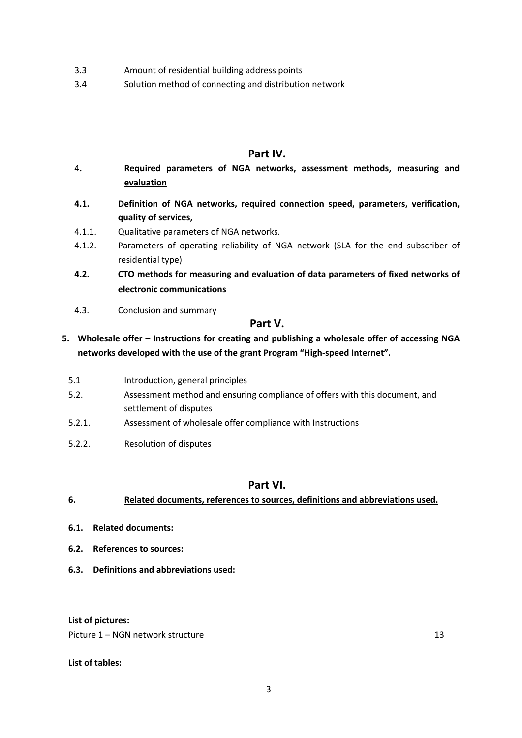3.3 Amount of residential building address points

3.4 Solution method of connecting and distribution network

## Part IV.

4. **Required parameters of NGA networks, assessment methods, measuring and evaluation**

**4.1. Definition of NGA networks, required connection speed, parameters, verification, quality of services,**

4.1.1. Qualitative parameters of NGA networks.

4.1.2. Parameters of operating reliability of NGA network (SLA for the end subscriber of residential type)

**4.2. CTO methods for measuring and evaluation of data parameters of fixed networks of electronic communications**

4.3. Conclusion and summary

## Part V.

**5. Wholesale offer – Instructions for creating and publishing a wholesale offer of accessing NGA networks developed with the use of the grant Program "High-speed Internet".**

5.1 Introduction, general principles

5.2. Assessment method and ensuring compliance of offers with this document, and settlement of disputes

5.2.1. Assessment of wholesale offer compliance with Instructions

5.2.2. Resolution of disputes

## Part VI.

**6. Related documents, references to sources, definitions and abbreviations used.**

**6.1. Related documents:**

**6.2. References to sources:**

**6.3. Definitions and abbreviations used:**

---

**List of pictures:**

Picture 1 – NGN network structure 13

**List of tables:**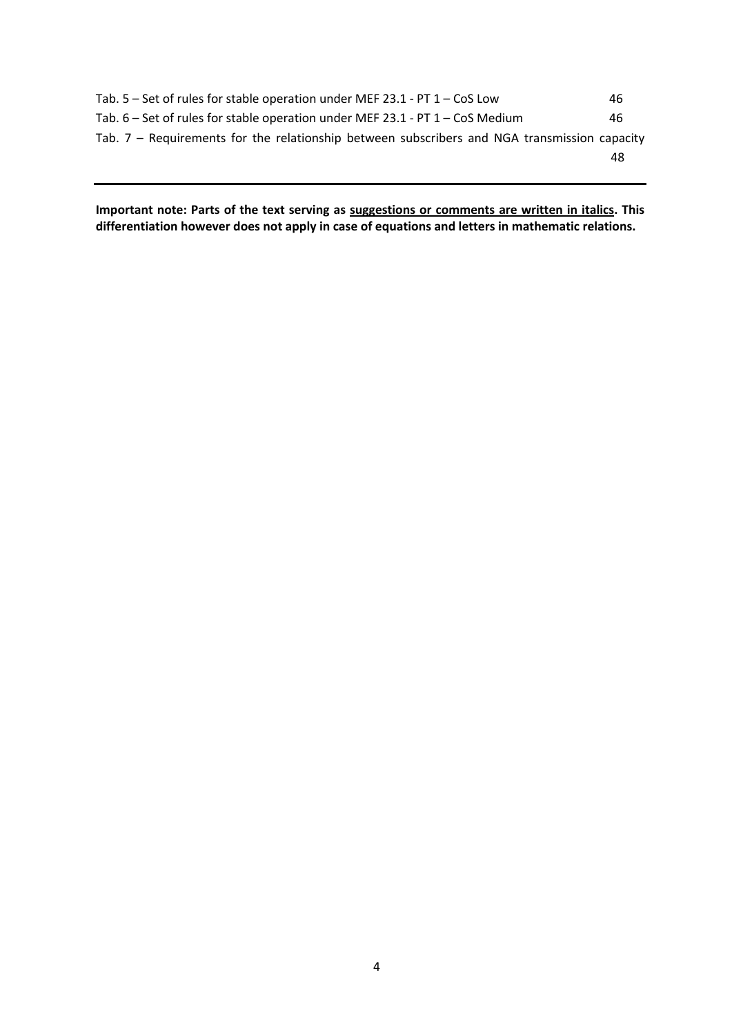Tab. 5 – Set of rules for stable operation under MEF 23.1 - PT 1 – CoS Low 46

Tab. 6 – Set of rules for stable operation under MEF 23.1 - PT 1 – CoS Medium 46

Tab. 7 – Requirements for the relationship between subscribers and NGA transmission capacity 48

---

**Important note: Parts of the text serving as <u>suggestions or comments are written in italics</u>. This differentiation however does not apply in case of equations and letters in mathematic relations.**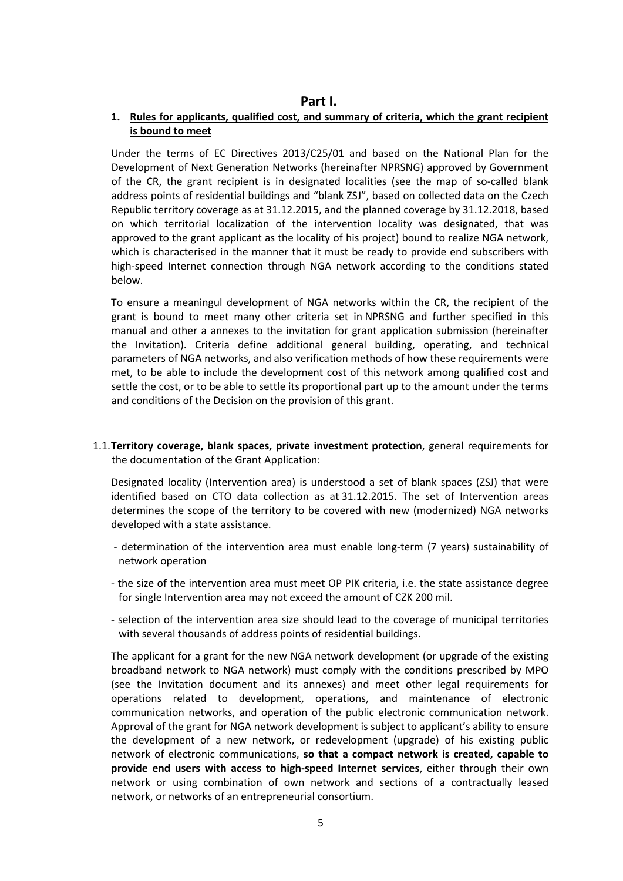# Part I.

## 1. Rules for applicants, qualified cost, and summary of criteria, which the grant recipient is bound to meet

Under the terms of EC Directives 2013/C25/01 and based on the National Plan for the Development of Next Generation Networks (hereinafter NPRSNG) approved by Government of the CR, the grant recipient is in designated localities (see the map of so-called blank address points of residential buildings and "blank ZSJ", based on collected data on the Czech Republic territory coverage as at 31.12.2015, and the planned coverage by 31.12.2018, based on which territorial localization of the intervention locality was designated, that was approved to the grant applicant as the locality of his project) bound to realize NGA network, which is characterised in the manner that it must be ready to provide end subscribers with high-speed Internet connection through NGA network according to the conditions stated below.

To ensure a meaningul development of NGA networks within the CR, the recipient of the grant is bound to meet many other criteria set in NPRSNG and further specified in this manual and other a annexes to the invitation for grant application submission (hereinafter the Invitation). Criteria define additional general building, operating, and technical parameters of NGA networks, and also verification methods of how these requirements were met, to be able to include the development cost of this network among qualified cost and settle the cost, or to be able to settle its proportional part up to the amount under the terms and conditions of the Decision on the provision of this grant.

1.1. **Territory coverage, blank spaces, private investment protection**, general requirements for the documentation of the Grant Application:

Designated locality (Intervention area) is understood a set of blank spaces (ZSJ) that were identified based on CTO data collection as at 31.12.2015. The set of Intervention areas determines the scope of the territory to be covered with new (modernized) NGA networks developed with a state assistance.

- determination of the intervention area must enable long-term (7 years) sustainability of network operation
- the size of the intervention area must meet OP PIK criteria, i.e. the state assistance degree for single Intervention area may not exceed the amount of CZK 200 mil.
- selection of the intervention area size should lead to the coverage of municipal territories with several thousands of address points of residential buildings.

The applicant for a grant for the new NGA network development (or upgrade of the existing broadband network to NGA network) must comply with the conditions prescribed by MPO (see the Invitation document and its annexes) and meet other legal requirements for operations related to development, operations, and maintenance of electronic communication networks, and operation of the public electronic communication network. Approval of the grant for NGA network development is subject to applicant's ability to ensure the development of a new network, or redevelopment (upgrade) of his existing public network of electronic communications, **so that a compact network is created, capable to provide end users with access to high-speed Internet services**, either through their own network or using combination of own network and sections of a contractually leased network, or networks of an entrepreneurial consortium.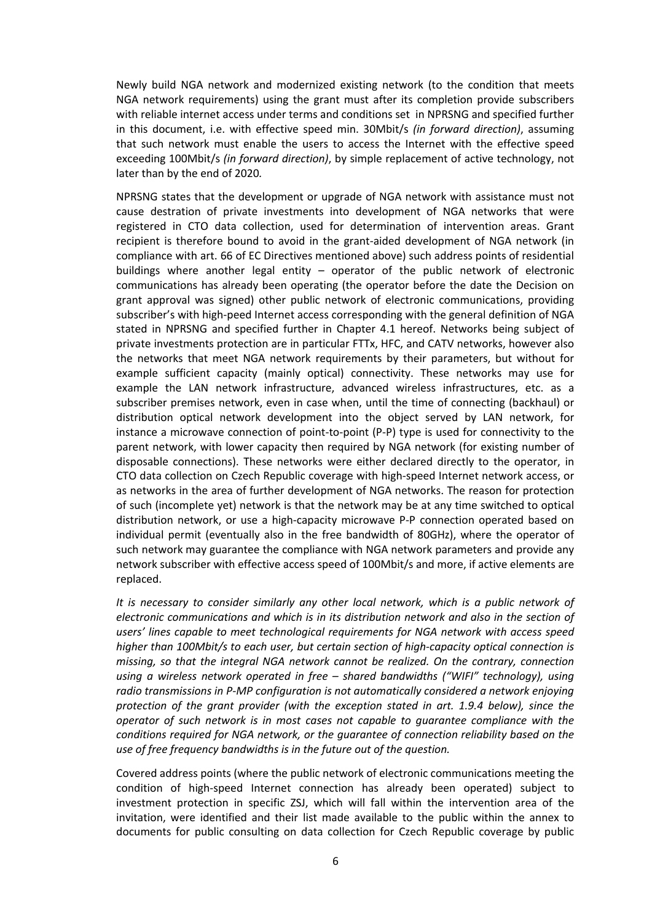Newly build NGA network and modernized existing network (to the condition that meets NGA network requirements) using the grant must after its completion provide subscribers with reliable internet access under terms and conditions set in NPRSNG and specified further in this document, i.e. with effective speed min. 30Mbit/s *(in forward direction)*, assuming that such network must enable the users to access the Internet with the effective speed exceeding 100Mbit/s *(in forward direction)*, by simple replacement of active technology, not later than by the end of 2020*.*

NPRSNG states that the development or upgrade of NGA network with assistance must not cause destration of private investments into development of NGA networks that were registered in CTO data collection, used for determination of intervention areas. Grant recipient is therefore bound to avoid in the grant-aided development of NGA network (in compliance with art. 66 of EC Directives mentioned above) such address points of residential buildings where another legal entity – operator of the public network of electronic communications has already been operating (the operator before the date the Decision on grant approval was signed) other public network of electronic communications, providing subscriber's with high-peed Internet access corresponding with the general definition of NGA stated in NPRSNG and specified further in Chapter 4.1 hereof. Networks being subject of private investments protection are in particular FTTx, HFC, and CATV networks, however also the networks that meet NGA network requirements by their parameters, but without for example sufficient capacity (mainly optical) connectivity. These networks may use for example the LAN network infrastructure, advanced wireless infrastructures, etc. as a subscriber premises network, even in case when, until the time of connecting (backhaul) or distribution optical network development into the object served by LAN network, for instance a microwave connection of point-to-point (P-P) type is used for connectivity to the parent network, with lower capacity then required by NGA network (for existing number of disposable connections). These networks were either declared directly to the operator, in CTO data collection on Czech Republic coverage with high-speed Internet network access, or as networks in the area of further development of NGA networks. The reason for protection of such (incomplete yet) network is that the network may be at any time switched to optical distribution network, or use a high-capacity microwave P-P connection operated based on individual permit (eventually also in the free bandwidth of 80GHz), where the operator of such network may guarantee the compliance with NGA network parameters and provide any network subscriber with effective access speed of 100Mbit/s and more, if active elements are replaced.

*It is necessary to consider similarly any other local network, which is a public network of electronic communications and which is in its distribution network and also in the section of users' lines capable to meet technological requirements for NGA network with access speed higher than 100Mbit/s to each user, but certain section of high-capacity optical connection is missing, so that the integral NGA network cannot be realized. On the contrary, connection using a wireless network operated in free – shared bandwidths ("WIFI" technology), using radio transmissions in P-MP configuration is not automatically considered a network enjoying protection of the grant provider (with the exception stated in art. 1.9.4 below), since the operator of such network is in most cases not capable to guarantee compliance with the conditions required for NGA network, or the guarantee of connection reliability based on the use of free frequency bandwidths is in the future out of the question.*

Covered address points (where the public network of electronic communications meeting the condition of high-speed Internet connection has already been operated) subject to investment protection in specific ZSJ, which will fall within the intervention area of the invitation, were identified and their list made available to the public within the annex to documents for public consulting on data collection for Czech Republic coverage by public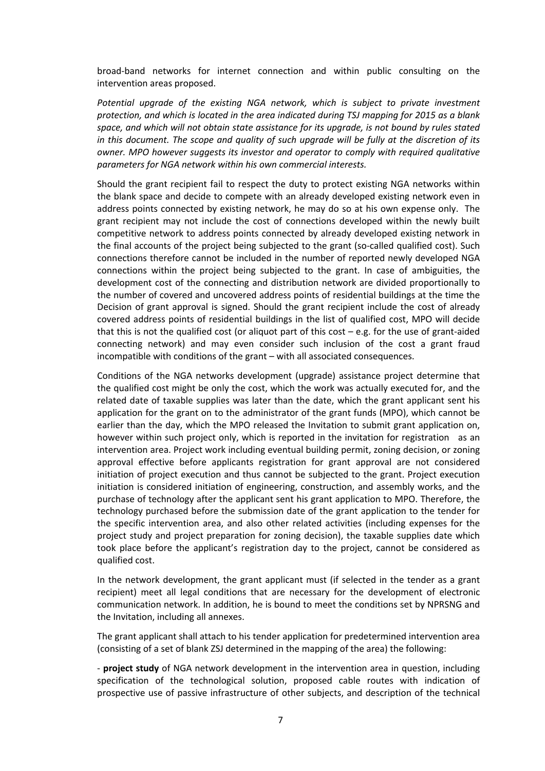broad-band networks for internet connection and within public consulting on the intervention areas proposed.

*Potential upgrade of the existing NGA network, which is subject to private investment protection, and which is located in the area indicated during TSJ mapping for 2015 as a blank space, and which will not obtain state assistance for its upgrade, is not bound by rules stated in this document. The scope and quality of such upgrade will be fully at the discretion of its owner. MPO however suggests its investor and operator to comply with required qualitative parameters for NGA network within his own commercial interests.*

Should the grant recipient fail to respect the duty to protect existing NGA networks within the blank space and decide to compete with an already developed existing network even in address points connected by existing network, he may do so at his own expense only. The grant recipient may not include the cost of connections developed within the newly built competitive network to address points connected by already developed existing network in the final accounts of the project being subjected to the grant (so-called qualified cost). Such connections therefore cannot be included in the number of reported newly developed NGA connections within the project being subjected to the grant. In case of ambiguities, the development cost of the connecting and distribution network are divided proportionally to the number of covered and uncovered address points of residential buildings at the time the Decision of grant approval is signed. Should the grant recipient include the cost of already covered address points of residential buildings in the list of qualified cost, MPO will decide that this is not the qualified cost (or aliquot part of this cost – e.g. for the use of grant-aided connecting network) and may even consider such inclusion of the cost a grant fraud incompatible with conditions of the grant – with all associated consequences.

Conditions of the NGA networks development (upgrade) assistance project determine that the qualified cost might be only the cost, which the work was actually executed for, and the related date of taxable supplies was later than the date, which the grant applicant sent his application for the grant on to the administrator of the grant funds (MPO), which cannot be earlier than the day, which the MPO released the Invitation to submit grant application on, however within such project only, which is reported in the invitation for registration as an intervention area. Project work including eventual building permit, zoning decision, or zoning approval effective before applicants registration for grant approval are not considered initiation of project execution and thus cannot be subjected to the grant. Project execution initiation is considered initiation of engineering, construction, and assembly works, and the purchase of technology after the applicant sent his grant application to MPO. Therefore, the technology purchased before the submission date of the grant application to the tender for the specific intervention area, and also other related activities (including expenses for the project study and project preparation for zoning decision), the taxable supplies date which took place before the applicant's registration day to the project, cannot be considered as qualified cost.

In the network development, the grant applicant must (if selected in the tender as a grant recipient) meet all legal conditions that are necessary for the development of electronic communication network. In addition, he is bound to meet the conditions set by NPRSNG and the Invitation, including all annexes.

The grant applicant shall attach to his tender application for predetermined intervention area (consisting of a set of blank ZSJ determined in the mapping of the area) the following:

- **project study** of NGA network development in the intervention area in question, including specification of the technological solution, proposed cable routes with indication of prospective use of passive infrastructure of other subjects, and description of the technical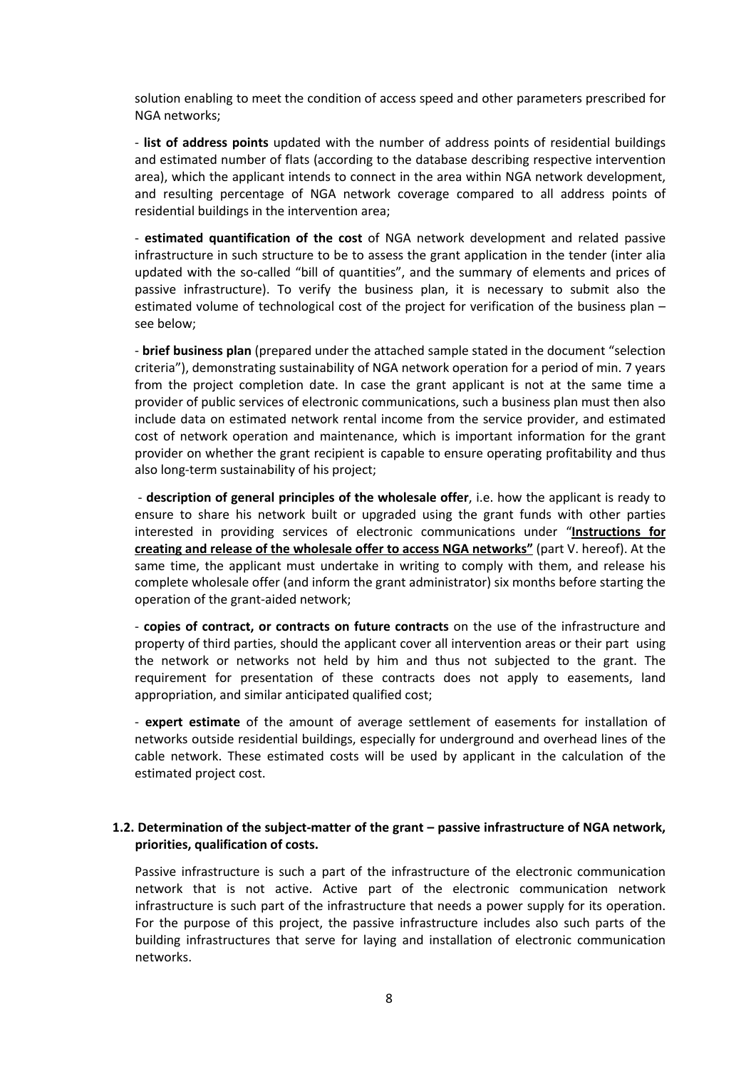solution enabling to meet the condition of access speed and other parameters prescribed for NGA networks;

- **list of address points** updated with the number of address points of residential buildings and estimated number of flats (according to the database describing respective intervention area), which the applicant intends to connect in the area within NGA network development, and resulting percentage of NGA network coverage compared to all address points of residential buildings in the intervention area;

- **estimated quantification of the cost** of NGA network development and related passive infrastructure in such structure to be to assess the grant application in the tender (inter alia updated with the so-called "bill of quantities", and the summary of elements and prices of passive infrastructure). To verify the business plan, it is necessary to submit also the estimated volume of technological cost of the project for verification of the business plan – see below;

- **brief business plan** (prepared under the attached sample stated in the document "selection criteria"), demonstrating sustainability of NGA network operation for a period of min. 7 years from the project completion date. In case the grant applicant is not at the same time a provider of public services of electronic communications, such a business plan must then also include data on estimated network rental income from the service provider, and estimated cost of network operation and maintenance, which is important information for the grant provider on whether the grant recipient is capable to ensure operating profitability and thus also long-term sustainability of his project;

- **description of general principles of the wholesale offer**, i.e. how the applicant is ready to ensure to share his network built or upgraded using the grant funds with other parties interested in providing services of electronic communications under "**Instructions for creating and release of the wholesale offer to access NGA networks"** (part V. hereof). At the same time, the applicant must undertake in writing to comply with them, and release his complete wholesale offer (and inform the grant administrator) six months before starting the operation of the grant-aided network;

- **copies of contract, or contracts on future contracts** on the use of the infrastructure and property of third parties, should the applicant cover all intervention areas or their part using the network or networks not held by him and thus not subjected to the grant. The requirement for presentation of these contracts does not apply to easements, land appropriation, and similar anticipated qualified cost;

- **expert estimate** of the amount of average settlement of easements for installation of networks outside residential buildings, especially for underground and overhead lines of the cable network. These estimated costs will be used by applicant in the calculation of the estimated project cost.

### 1.2. Determination of the subject-matter of the grant – passive infrastructure of NGA network, priorities, qualification of costs.

Passive infrastructure is such a part of the infrastructure of the electronic communication network that is not active. Active part of the electronic communication network infrastructure is such part of the infrastructure that needs a power supply for its operation. For the purpose of this project, the passive infrastructure includes also such parts of the building infrastructures that serve for laying and installation of electronic communication networks.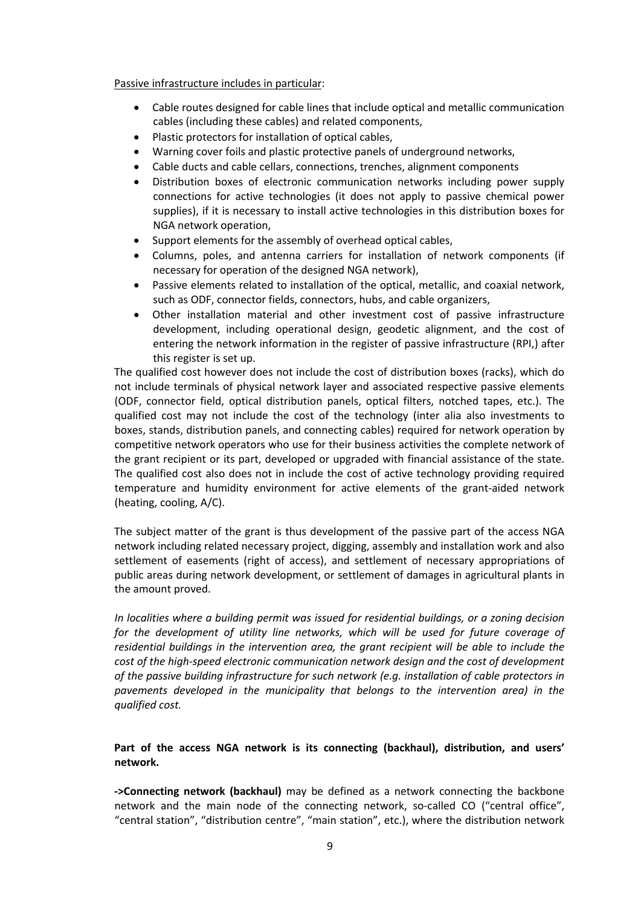Passive infrastructure includes in particular:

- Cable routes designed for cable lines that include optical and metallic communication cables (including these cables) and related components,
- Plastic protectors for installation of optical cables,
- Warning cover foils and plastic protective panels of underground networks,
- Cable ducts and cable cellars, connections, trenches, alignment components
- Distribution boxes of electronic communication networks including power supply connections for active technologies (it does not apply to passive chemical power supplies), if it is necessary to install active technologies in this distribution boxes for NGA network operation,
- Support elements for the assembly of overhead optical cables,
- Columns, poles, and antenna carriers for installation of network components (if necessary for operation of the designed NGA network),
- Passive elements related to installation of the optical, metallic, and coaxial network, such as ODF, connector fields, connectors, hubs, and cable organizers,
- Other installation material and other investment cost of passive infrastructure development, including operational design, geodetic alignment, and the cost of entering the network information in the register of passive infrastructure (RPI,) after this register is set up.

The qualified cost however does not include the cost of distribution boxes (racks), which do not include terminals of physical network layer and associated respective passive elements (ODF, connector field, optical distribution panels, optical filters, notched tapes, etc.). The qualified cost may not include the cost of the technology (inter alia also investments to boxes, stands, distribution panels, and connecting cables) required for network operation by competitive network operators who use for their business activities the complete network of the grant recipient or its part, developed or upgraded with financial assistance of the state. The qualified cost also does not in include the cost of active technology providing required temperature and humidity environment for active elements of the grant-aided network (heating, cooling, A/C).

The subject matter of the grant is thus development of the passive part of the access NGA network including related necessary project, digging, assembly and installation work and also settlement of easements (right of access), and settlement of necessary appropriations of public areas during network development, or settlement of damages in agricultural plants in the amount proved.

*In localities where a building permit was issued for residential buildings, or a zoning decision for the development of utility line networks, which will be used for future coverage of residential buildings in the intervention area, the grant recipient will be able to include the cost of the high-speed electronic communication network design and the cost of development of the passive building infrastructure for such network (e.g. installation of cable protectors in pavements developed in the municipality that belongs to the intervention area) in the qualified cost.*

**Part of the access NGA network is its connecting (backhaul), distribution, and users' network.**

**->Connecting network (backhaul)** may be defined as a network connecting the backbone network and the main node of the connecting network, so-called CO ("central office", "central station", "distribution centre", "main station", etc.), where the distribution network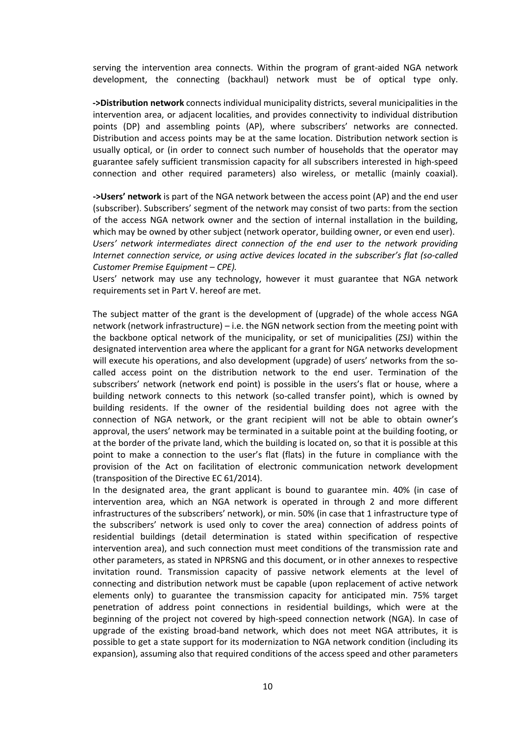serving the intervention area connects. Within the program of grant-aided NGA network development, the connecting (backhaul) network must be of optical type only.

**->Distribution network** connects individual municipality districts, several municipalities in the intervention area, or adjacent localities, and provides connectivity to individual distribution points (DP) and assembling points (AP), where subscribers' networks are connected. Distribution and access points may be at the same location. Distribution network section is usually optical, or (in order to connect such number of households that the operator may guarantee safely sufficient transmission capacity for all subscribers interested in high-speed connection and other required parameters) also wireless, or metallic (mainly coaxial).

**->Users' network** is part of the NGA network between the access point (AP) and the end user (subscriber). Subscribers' segment of the network may consist of two parts: from the section of the access NGA network owner and the section of internal installation in the building, which may be owned by other subject (network operator, building owner, or even end user).
*Users' network intermediates direct connection of the end user to the network providing Internet connection service, or using active devices located in the subscriber's flat (so-called Customer Premise Equipment – CPE).*
Users' network may use any technology, however it must guarantee that NGA network requirements set in Part V. hereof are met.

The subject matter of the grant is the development of (upgrade) of the whole access NGA network (network infrastructure) – i.e. the NGN network section from the meeting point with the backbone optical network of the municipality, or set of municipalities (ZSJ) within the designated intervention area where the applicant for a grant for NGA networks development will execute his operations, and also development (upgrade) of users' networks from the so-called access point on the distribution network to the end user. Termination of the subscribers' network (network end point) is possible in the users's flat or house, where a building network connects to this network (so-called transfer point), which is owned by building residents. If the owner of the residential building does not agree with the connection of NGA network, or the grant recipient will not be able to obtain owner's approval, the users' network may be terminated in a suitable point at the building footing, or at the border of the private land, which the building is located on, so that it is possible at this point to make a connection to the user's flat (flats) in the future in compliance with the provision of the Act on facilitation of electronic communication network development (transposition of the Directive EC 61/2014).
In the designated area, the grant applicant is bound to guarantee min. 40% (in case of intervention area, which an NGA network is operated in through 2 and more different infrastructures of the subscribers' network), or min. 50% (in case that 1 infrastructure type of the subscribers' network is used only to cover the area) connection of address points of residential buildings (detail determination is stated within specification of respective intervention area), and such connection must meet conditions of the transmission rate and other parameters, as stated in NPRSNG and this document, or in other annexes to respective invitation round. Transmission capacity of passive network elements at the level of connecting and distribution network must be capable (upon replacement of active network elements only) to guarantee the transmission capacity for anticipated min. 75% target penetration of address point connections in residential buildings, which were at the beginning of the project not covered by high-speed connection network (NGA). In case of upgrade of the existing broad-band network, which does not meet NGA attributes, it is possible to get a state support for its modernization to NGA network condition (including its expansion), assuming also that required conditions of the access speed and other parameters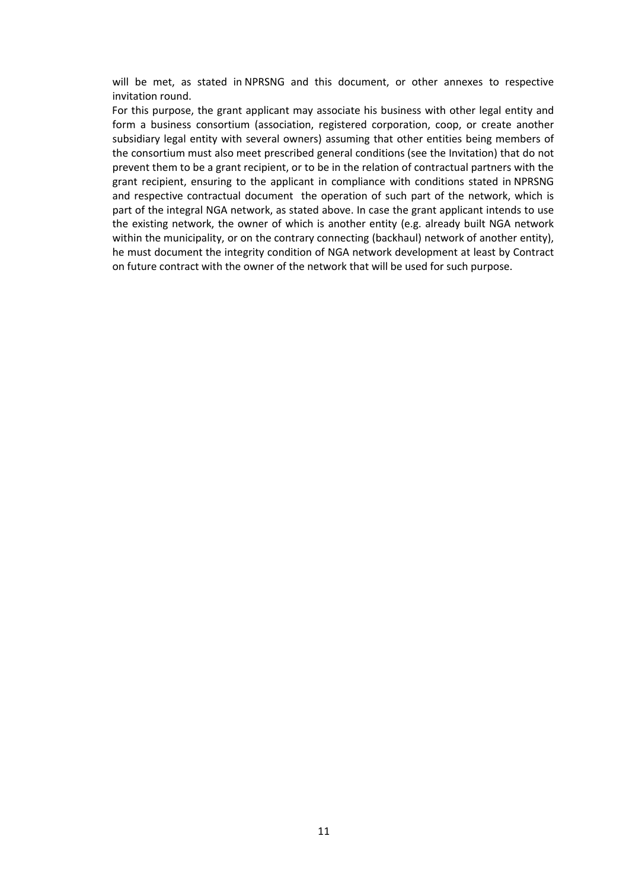will be met, as stated in NPRSNG and this document, or other annexes to respective invitation round.

For this purpose, the grant applicant may associate his business with other legal entity and form a business consortium (association, registered corporation, coop, or create another subsidiary legal entity with several owners) assuming that other entities being members of the consortium must also meet prescribed general conditions (see the Invitation) that do not prevent them to be a grant recipient, or to be in the relation of contractual partners with the grant recipient, ensuring to the applicant in compliance with conditions stated in NPRSNG and respective contractual document the operation of such part of the network, which is part of the integral NGA network, as stated above. In case the grant applicant intends to use the existing network, the owner of which is another entity (e.g. already built NGA network within the municipality, or on the contrary connecting (backhaul) network of another entity), he must document the integrity condition of NGA network development at least by Contract on future contract with the owner of the network that will be used for such purpose.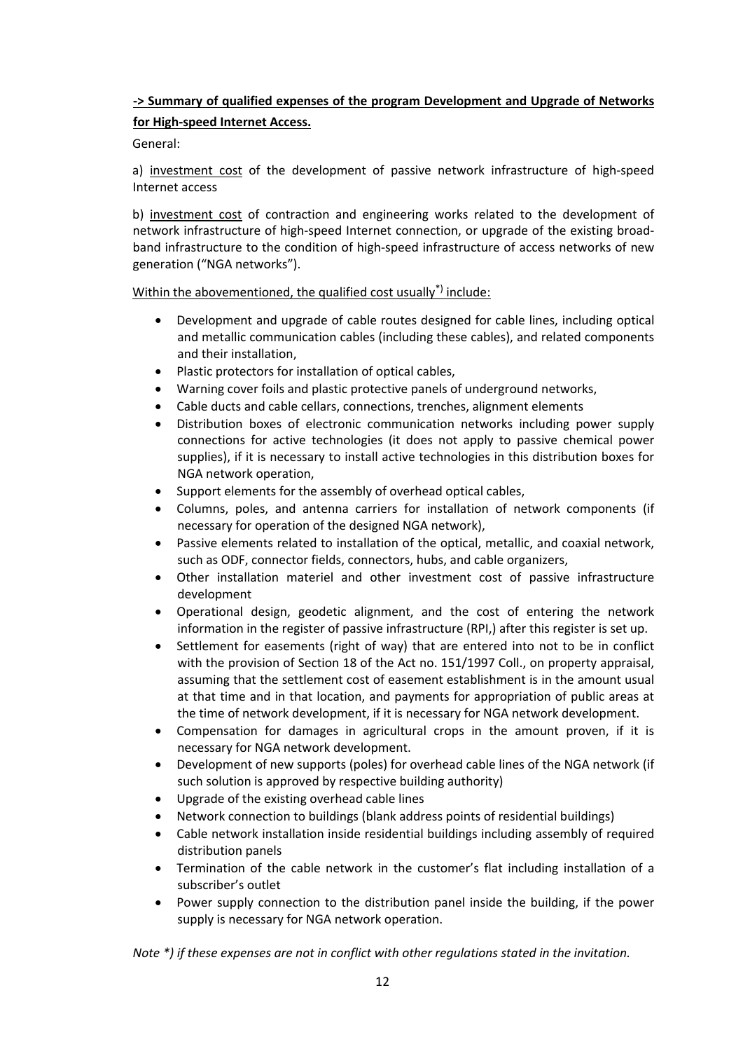**-> Summary of qualified expenses of the program Development and Upgrade of Networks for High-speed Internet Access.**

General:

a) investment cost of the development of passive network infrastructure of high-speed Internet access

b) investment cost of contraction and engineering works related to the development of network infrastructure of high-speed Internet connection, or upgrade of the existing broad-band infrastructure to the condition of high-speed infrastructure of access networks of new generation ("NGA networks").

Within the abovementioned, the qualified cost usually*) include:

- Development and upgrade of cable routes designed for cable lines, including optical and metallic communication cables (including these cables), and related components and their installation,
- Plastic protectors for installation of optical cables,
- Warning cover foils and plastic protective panels of underground networks,
- Cable ducts and cable cellars, connections, trenches, alignment elements
- Distribution boxes of electronic communication networks including power supply connections for active technologies (it does not apply to passive chemical power supplies), if it is necessary to install active technologies in this distribution boxes for NGA network operation,
- Support elements for the assembly of overhead optical cables,
- Columns, poles, and antenna carriers for installation of network components (if necessary for operation of the designed NGA network),
- Passive elements related to installation of the optical, metallic, and coaxial network, such as ODF, connector fields, connectors, hubs, and cable organizers,
- Other installation materiel and other investment cost of passive infrastructure development
- Operational design, geodetic alignment, and the cost of entering the network information in the register of passive infrastructure (RPI,) after this register is set up.
- Settlement for easements (right of way) that are entered into not to be in conflict with the provision of Section 18 of the Act no. 151/1997 Coll., on property appraisal, assuming that the settlement cost of easement establishment is in the amount usual at that time and in that location, and payments for appropriation of public areas at the time of network development, if it is necessary for NGA network development.
- Compensation for damages in agricultural crops in the amount proven, if it is necessary for NGA network development.
- Development of new supports (poles) for overhead cable lines of the NGA network (if such solution is approved by respective building authority)
- Upgrade of the existing overhead cable lines
- Network connection to buildings (blank address points of residential buildings)
- Cable network installation inside residential buildings including assembly of required distribution panels
- Termination of the cable network in the customer's flat including installation of a subscriber's outlet
- Power supply connection to the distribution panel inside the building, if the power supply is necessary for NGA network operation.

*Note *) if these expenses are not in conflict with other regulations stated in the invitation.*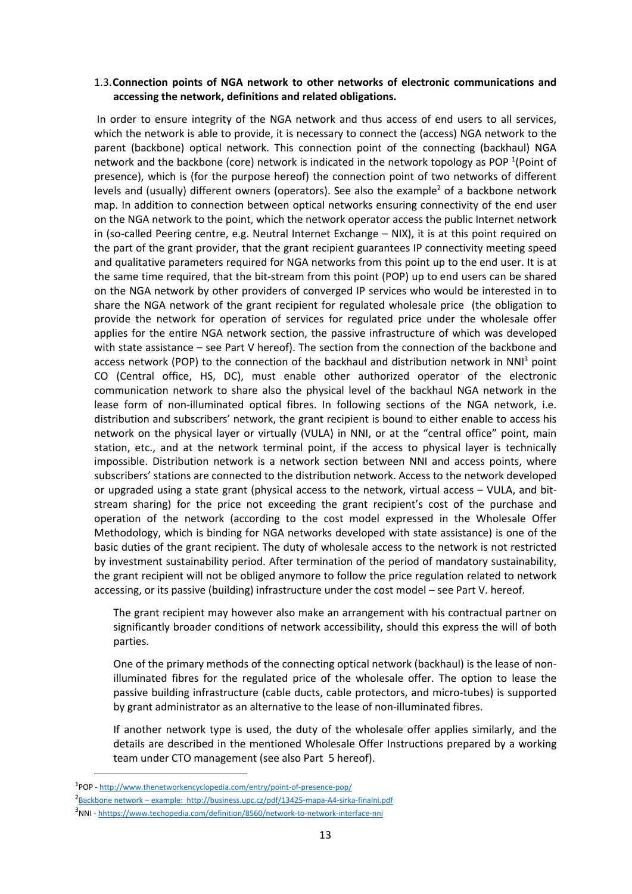### 1.3. Connection points of NGA network to other networks of electronic communications and accessing the network, definitions and related obligations.

In order to ensure integrity of the NGA network and thus access of end users to all services, which the network is able to provide, it is necessary to connect the (access) NGA network to the parent (backbone) optical network. This connection point of the connecting (backhaul) NGA network and the backbone (core) network is indicated in the network topology as POP [1](Point of presence), which is (for the purpose hereof) the connection point of two networks of different levels and (usually) different owners (operators). See also the example[2] of a backbone network map. In addition to connection between optical networks ensuring connectivity of the end user on the NGA network to the point, which the network operator access the public Internet network in (so-called Peering centre, e.g. Neutral Internet Exchange – NIX), it is at this point required on the part of the grant provider, that the grant recipient guarantees IP connectivity meeting speed and qualitative parameters required for NGA networks from this point up to the end user. It is at the same time required, that the bit-stream from this point (POP) up to end users can be shared on the NGA network by other providers of converged IP services who would be interested in to share the NGA network of the grant recipient for regulated wholesale price (the obligation to provide the network for operation of services for regulated price under the wholesale offer applies for the entire NGA network section, the passive infrastructure of which was developed with state assistance – see Part V hereof). The section from the connection of the backbone and access network (POP) to the connection of the backhaul and distribution network in NNI[3] point CO (Central office, HS, DC), must enable other authorized operator of the electronic communication network to share also the physical level of the backhaul NGA network in the lease form of non-illuminated optical fibres. In following sections of the NGA network, i.e. distribution and subscribers' network, the grant recipient is bound to either enable to access his network on the physical layer or virtually (VULA) in NNI, or at the "central office" point, main station, etc., and at the network terminal point, if the access to physical layer is technically impossible. Distribution network is a network section between NNI and access points, where subscribers' stations are connected to the distribution network. Access to the network developed or upgraded using a state grant (physical access to the network, virtual access – VULA, and bit-stream sharing) for the price not exceeding the grant recipient's cost of the purchase and operation of the network (according to the cost model expressed in the Wholesale Offer Methodology, which is binding for NGA networks developed with state assistance) is one of the basic duties of the grant recipient. The duty of wholesale access to the network is not restricted by investment sustainability period. After termination of the period of mandatory sustainability, the grant recipient will not be obliged anymore to follow the price regulation related to network accessing, or its passive (building) infrastructure under the cost model – see Part V. hereof.

The grant recipient may however also make an arrangement with his contractual partner on significantly broader conditions of network accessibility, should this express the will of both parties.

One of the primary methods of the connecting optical network (backhaul) is the lease of non-illuminated fibres for the regulated price of the wholesale offer. The option to lease the passive building infrastructure (cable ducts, cable protectors, and micro-tubes) is supported by grant administrator as an alternative to the lease of non-illuminated fibres.

If another network type is used, the duty of the wholesale offer applies similarly, and the details are described in the mentioned Wholesale Offer Instructions prepared by a working team under CTO management (see also Part 5 hereof).

---

[1] POP - http://www.thenetworkencyclopedia.com/entry/point-of-presence-pop/

[2] Backbone network – example: http://business.upc.cz/pdf/13425-mapa-A4-sirka-finalni.pdf

[3] NNI - hhttps://www.techopedia.com/definition/8560/network-to-network-interface-nni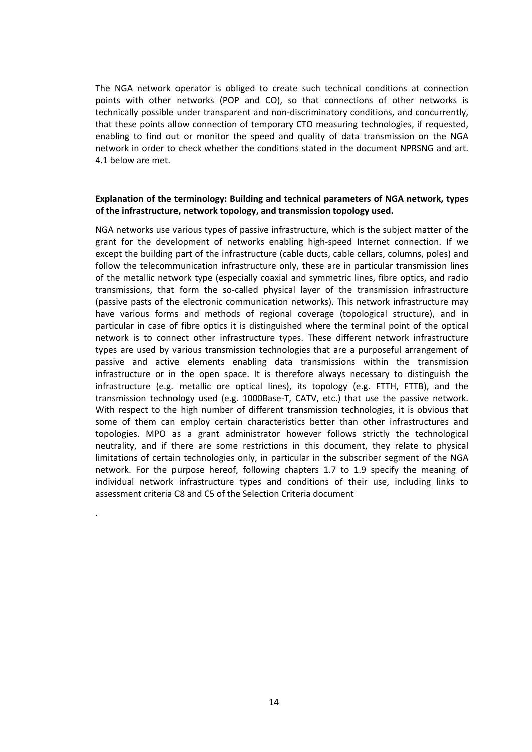The NGA network operator is obliged to create such technical conditions at connection points with other networks (POP and CO), so that connections of other networks is technically possible under transparent and non-discriminatory conditions, and concurrently, that these points allow connection of temporary CTO measuring technologies, if requested, enabling to find out or monitor the speed and quality of data transmission on the NGA network in order to check whether the conditions stated in the document NPRSNG and art. 4.1 below are met.

**Explanation of the terminology: Building and technical parameters of NGA network, types of the infrastructure, network topology, and transmission topology used.**

NGA networks use various types of passive infrastructure, which is the subject matter of the grant for the development of networks enabling high-speed Internet connection. If we except the building part of the infrastructure (cable ducts, cable cellars, columns, poles) and follow the telecommunication infrastructure only, these are in particular transmission lines of the metallic network type (especially coaxial and symmetric lines, fibre optics, and radio transmissions, that form the so-called physical layer of the transmission infrastructure (passive pasts of the electronic communication networks). This network infrastructure may have various forms and methods of regional coverage (topological structure), and in particular in case of fibre optics it is distinguished where the terminal point of the optical network is to connect other infrastructure types. These different network infrastructure types are used by various transmission technologies that are a purposeful arrangement of passive and active elements enabling data transmissions within the transmission infrastructure or in the open space. It is therefore always necessary to distinguish the infrastructure (e.g. metallic ore optical lines), its topology (e.g. FTTH, FTTB), and the transmission technology used (e.g. 1000Base-T, CATV, etc.) that use the passive network. With respect to the high number of different transmission technologies, it is obvious that some of them can employ certain characteristics better than other infrastructures and topologies. MPO as a grant administrator however follows strictly the technological neutrality, and if there are some restrictions in this document, they relate to physical limitations of certain technologies only, in particular in the subscriber segment of the NGA network. For the purpose hereof, following chapters 1.7 to 1.9 specify the meaning of individual network infrastructure types and conditions of their use, including links to assessment criteria C8 and C5 of the Selection Criteria document

.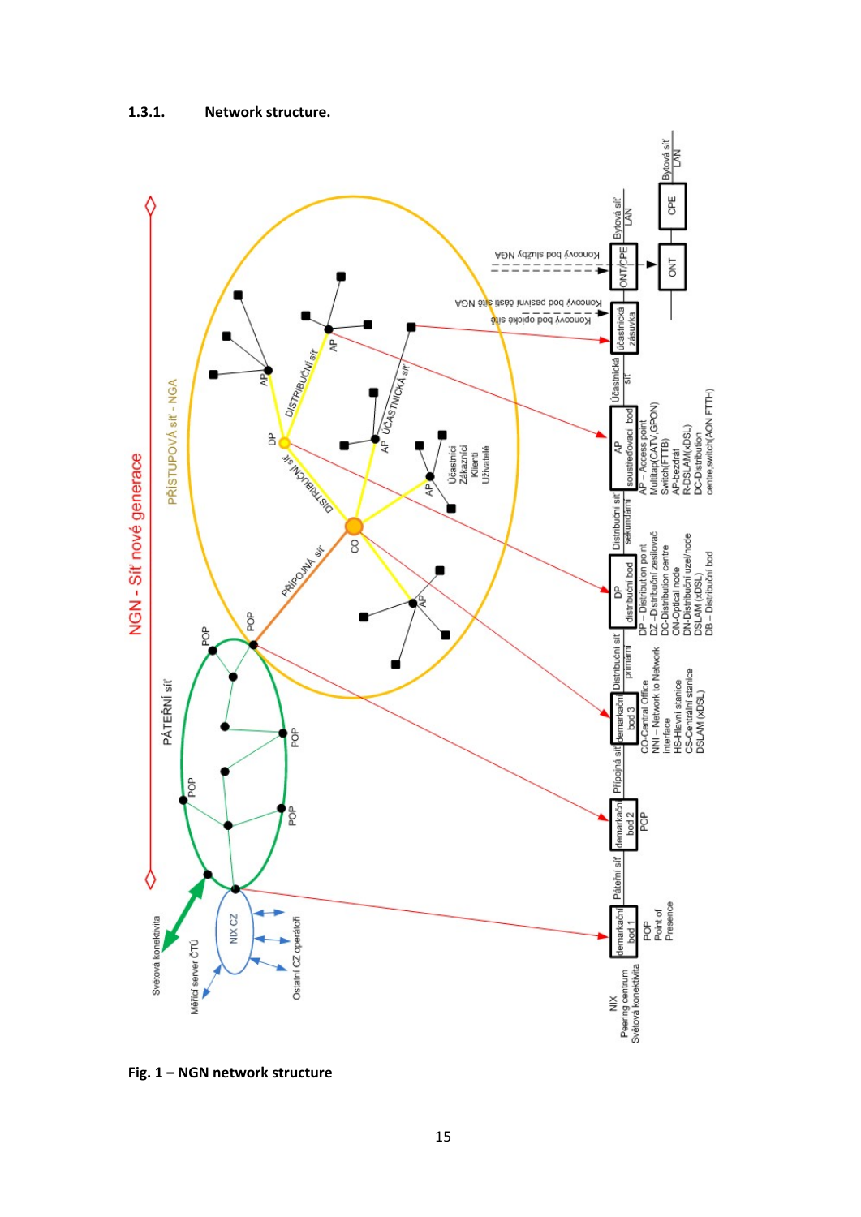#### 1.3.1. Network structure.

Fig. 1 – NGN network structure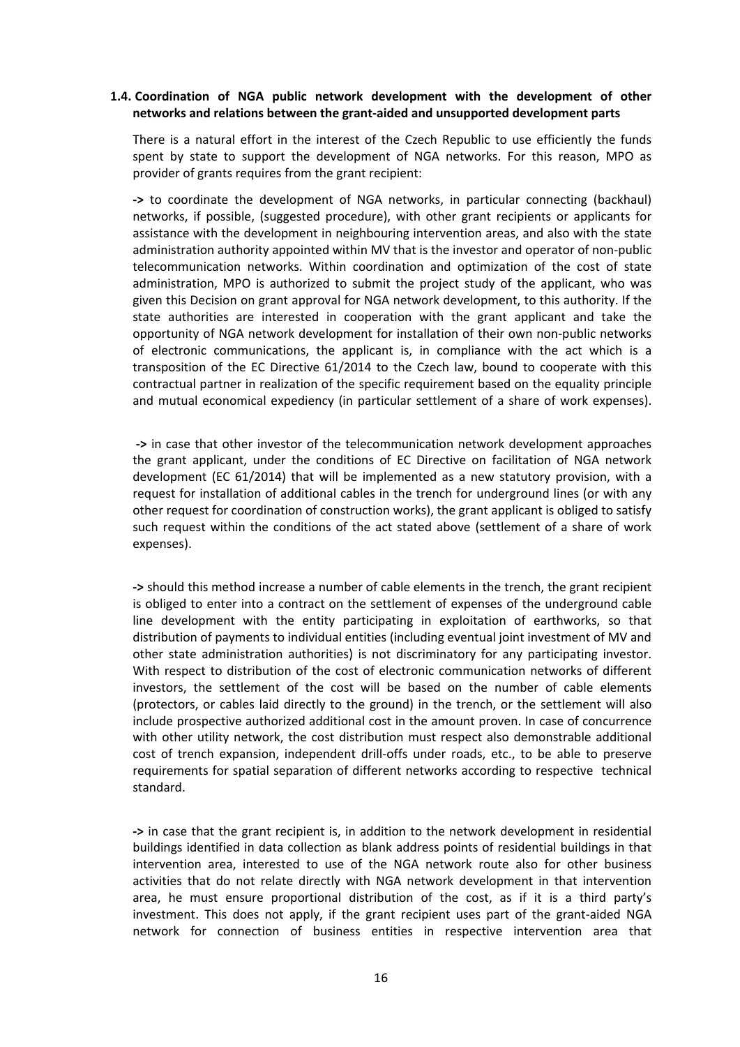### 1.4. Coordination of NGA public network development with the development of other networks and relations between the grant-aided and unsupported development parts

There is a natural effort in the interest of the Czech Republic to use efficiently the funds spent by state to support the development of NGA networks. For this reason, MPO as provider of grants requires from the grant recipient:

**->** to coordinate the development of NGA networks, in particular connecting (backhaul) networks, if possible, (suggested procedure), with other grant recipients or applicants for assistance with the development in neighbouring intervention areas, and also with the state administration authority appointed within MV that is the investor and operator of non-public telecommunication networks. Within coordination and optimization of the cost of state administration, MPO is authorized to submit the project study of the applicant, who was given this Decision on grant approval for NGA network development, to this authority. If the state authorities are interested in cooperation with the grant applicant and take the opportunity of NGA network development for installation of their own non-public networks of electronic communications, the applicant is, in compliance with the act which is a transposition of the EC Directive 61/2014 to the Czech law, bound to cooperate with this contractual partner in realization of the specific requirement based on the equality principle and mutual economical expediency (in particular settlement of a share of work expenses).

**->** in case that other investor of the telecommunication network development approaches the grant applicant, under the conditions of EC Directive on facilitation of NGA network development (EC 61/2014) that will be implemented as a new statutory provision, with a request for installation of additional cables in the trench for underground lines (or with any other request for coordination of construction works), the grant applicant is obliged to satisfy such request within the conditions of the act stated above (settlement of a share of work expenses).

**->** should this method increase a number of cable elements in the trench, the grant recipient is obliged to enter into a contract on the settlement of expenses of the underground cable line development with the entity participating in exploitation of earthworks, so that distribution of payments to individual entities (including eventual joint investment of MV and other state administration authorities) is not discriminatory for any participating investor. With respect to distribution of the cost of electronic communication networks of different investors, the settlement of the cost will be based on the number of cable elements (protectors, or cables laid directly to the ground) in the trench, or the settlement will also include prospective authorized additional cost in the amount proven. In case of concurrence with other utility network, the cost distribution must respect also demonstrable additional cost of trench expansion, independent drill-offs under roads, etc., to be able to preserve requirements for spatial separation of different networks according to respective technical standard.

**->** in case that the grant recipient is, in addition to the network development in residential buildings identified in data collection as blank address points of residential buildings in that intervention area, interested to use of the NGA network route also for other business activities that do not relate directly with NGA network development in that intervention area, he must ensure proportional distribution of the cost, as if it is a third party's investment. This does not apply, if the grant recipient uses part of the grant-aided NGA network for connection of business entities in respective intervention area that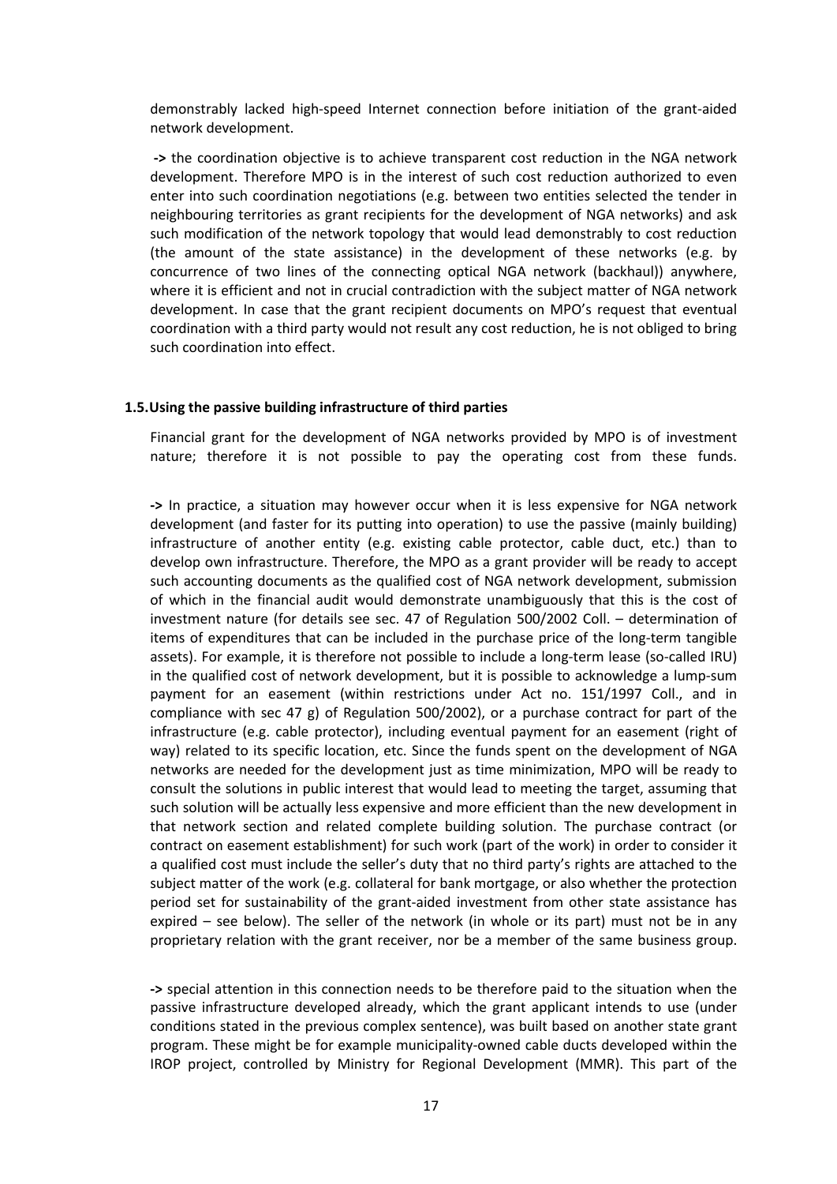demonstrably lacked high-speed Internet connection before initiation of the grant-aided network development.

**->** the coordination objective is to achieve transparent cost reduction in the NGA network development. Therefore MPO is in the interest of such cost reduction authorized to even enter into such coordination negotiations (e.g. between two entities selected the tender in neighbouring territories as grant recipients for the development of NGA networks) and ask such modification of the network topology that would lead demonstrably to cost reduction (the amount of the state assistance) in the development of these networks (e.g. by concurrence of two lines of the connecting optical NGA network (backhaul)) anywhere, where it is efficient and not in crucial contradiction with the subject matter of NGA network development. In case that the grant recipient documents on MPO's request that eventual coordination with a third party would not result any cost reduction, he is not obliged to bring such coordination into effect.

### 1.5. Using the passive building infrastructure of third parties

Financial grant for the development of NGA networks provided by MPO is of investment nature; therefore it is not possible to pay the operating cost from these funds.

**->** In practice, a situation may however occur when it is less expensive for NGA network development (and faster for its putting into operation) to use the passive (mainly building) infrastructure of another entity (e.g. existing cable protector, cable duct, etc.) than to develop own infrastructure. Therefore, the MPO as a grant provider will be ready to accept such accounting documents as the qualified cost of NGA network development, submission of which in the financial audit would demonstrate unambiguously that this is the cost of investment nature (for details see sec. 47 of Regulation 500/2002 Coll. – determination of items of expenditures that can be included in the purchase price of the long-term tangible assets). For example, it is therefore not possible to include a long-term lease (so-called IRU) in the qualified cost of network development, but it is possible to acknowledge a lump-sum payment for an easement (within restrictions under Act no. 151/1997 Coll., and in compliance with sec 47 g) of Regulation 500/2002), or a purchase contract for part of the infrastructure (e.g. cable protector), including eventual payment for an easement (right of way) related to its specific location, etc. Since the funds spent on the development of NGA networks are needed for the development just as time minimization, MPO will be ready to consult the solutions in public interest that would lead to meeting the target, assuming that such solution will be actually less expensive and more efficient than the new development in that network section and related complete building solution. The purchase contract (or contract on easement establishment) for such work (part of the work) in order to consider it a qualified cost must include the seller's duty that no third party's rights are attached to the subject matter of the work (e.g. collateral for bank mortgage, or also whether the protection period set for sustainability of the grant-aided investment from other state assistance has expired – see below). The seller of the network (in whole or its part) must not be in any proprietary relation with the grant receiver, nor be a member of the same business group.

**->** special attention in this connection needs to be therefore paid to the situation when the passive infrastructure developed already, which the grant applicant intends to use (under conditions stated in the previous complex sentence), was built based on another state grant program. These might be for example municipality-owned cable ducts developed within the IROP project, controlled by Ministry for Regional Development (MMR). This part of the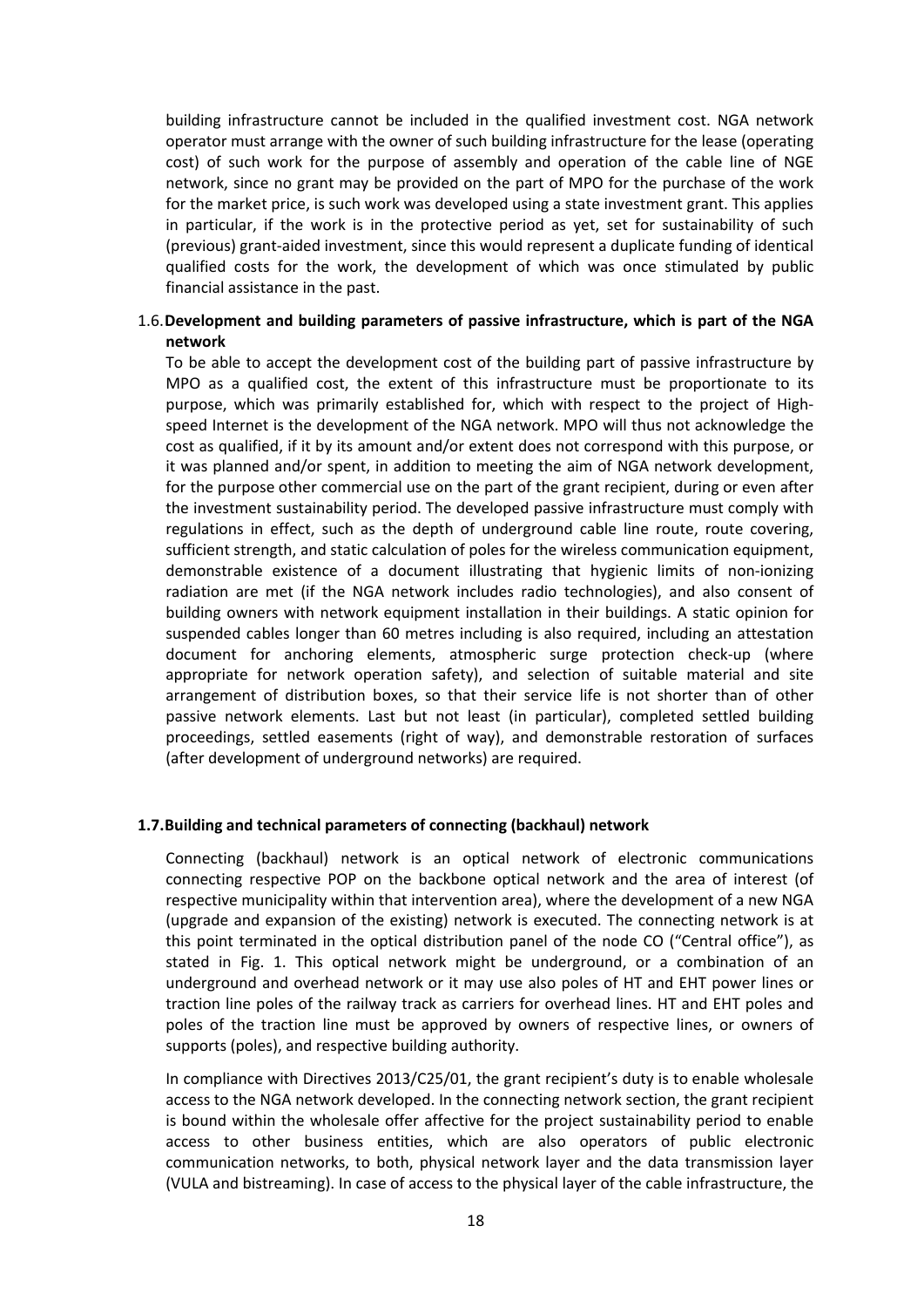building infrastructure cannot be included in the qualified investment cost. NGA network operator must arrange with the owner of such building infrastructure for the lease (operating cost) of such work for the purpose of assembly and operation of the cable line of NGE network, since no grant may be provided on the part of MPO for the purchase of the work for the market price, is such work was developed using a state investment grant. This applies in particular, if the work is in the protective period as yet, set for sustainability of such (previous) grant-aided investment, since this would represent a duplicate funding of identical qualified costs for the work, the development of which was once stimulated by public financial assistance in the past.

## 1.6. Development and building parameters of passive infrastructure, which is part of the NGA network

To be able to accept the development cost of the building part of passive infrastructure by MPO as a qualified cost, the extent of this infrastructure must be proportionate to its purpose, which was primarily established for, which with respect to the project of High-speed Internet is the development of the NGA network. MPO will thus not acknowledge the cost as qualified, if it by its amount and/or extent does not correspond with this purpose, or it was planned and/or spent, in addition to meeting the aim of NGA network development, for the purpose other commercial use on the part of the grant recipient, during or even after the investment sustainability period. The developed passive infrastructure must comply with regulations in effect, such as the depth of underground cable line route, route covering, sufficient strength, and static calculation of poles for the wireless communication equipment, demonstrable existence of a document illustrating that hygienic limits of non-ionizing radiation are met (if the NGA network includes radio technologies), and also consent of building owners with network equipment installation in their buildings. A static opinion for suspended cables longer than 60 metres including is also required, including an attestation document for anchoring elements, atmospheric surge protection check-up (where appropriate for network operation safety), and selection of suitable material and site arrangement of distribution boxes, so that their service life is not shorter than of other passive network elements. Last but not least (in particular), completed settled building proceedings, settled easements (right of way), and demonstrable restoration of surfaces (after development of underground networks) are required.

## 1.7. Building and technical parameters of connecting (backhaul) network

Connecting (backhaul) network is an optical network of electronic communications connecting respective POP on the backbone optical network and the area of interest (of respective municipality within that intervention area), where the development of a new NGA (upgrade and expansion of the existing) network is executed. The connecting network is at this point terminated in the optical distribution panel of the node CO ("Central office"), as stated in Fig. 1. This optical network might be underground, or a combination of an underground and overhead network or it may use also poles of HT and EHT power lines or traction line poles of the railway track as carriers for overhead lines. HT and EHT poles and poles of the traction line must be approved by owners of respective lines, or owners of supports (poles), and respective building authority.

In compliance with Directives 2013/C25/01, the grant recipient's duty is to enable wholesale access to the NGA network developed. In the connecting network section, the grant recipient is bound within the wholesale offer affective for the project sustainability period to enable access to other business entities, which are also operators of public electronic communication networks, to both, physical network layer and the data transmission layer (VULA and bistreaming). In case of access to the physical layer of the cable infrastructure, the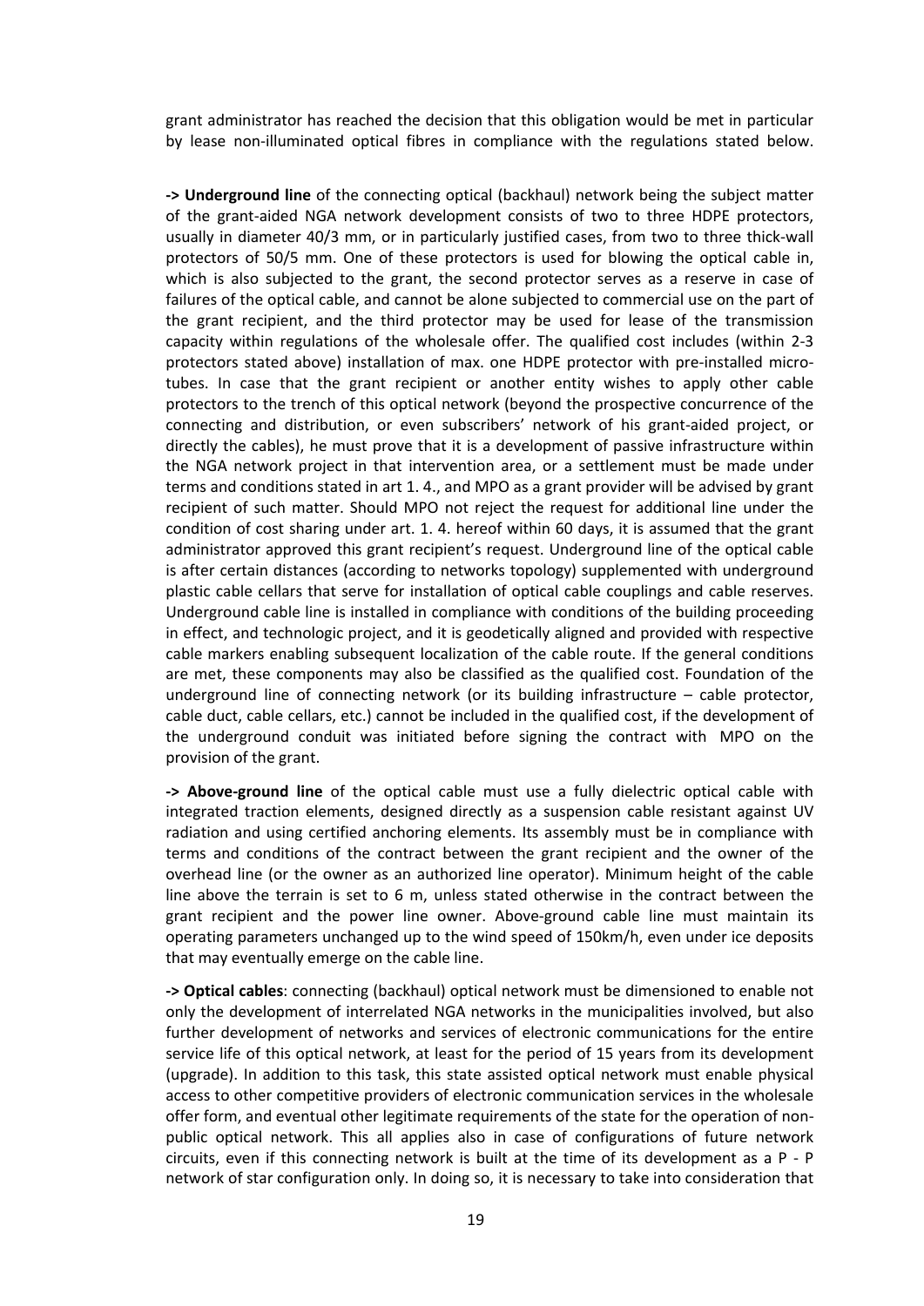grant administrator has reached the decision that this obligation would be met in particular by lease non-illuminated optical fibres in compliance with the regulations stated below.

**-> Underground line** of the connecting optical (backhaul) network being the subject matter of the grant-aided NGA network development consists of two to three HDPE protectors, usually in diameter 40/3 mm, or in particularly justified cases, from two to three thick-wall protectors of 50/5 mm. One of these protectors is used for blowing the optical cable in, which is also subjected to the grant, the second protector serves as a reserve in case of failures of the optical cable, and cannot be alone subjected to commercial use on the part of the grant recipient, and the third protector may be used for lease of the transmission capacity within regulations of the wholesale offer. The qualified cost includes (within 2-3 protectors stated above) installation of max. one HDPE protector with pre-installed micro-tubes. In case that the grant recipient or another entity wishes to apply other cable protectors to the trench of this optical network (beyond the prospective concurrence of the connecting and distribution, or even subscribers' network of his grant-aided project, or directly the cables), he must prove that it is a development of passive infrastructure within the NGA network project in that intervention area, or a settlement must be made under terms and conditions stated in art 1. 4., and MPO as a grant provider will be advised by grant recipient of such matter. Should MPO not reject the request for additional line under the condition of cost sharing under art. 1. 4. hereof within 60 days, it is assumed that the grant administrator approved this grant recipient's request. Underground line of the optical cable is after certain distances (according to networks topology) supplemented with underground plastic cable cellars that serve for installation of optical cable couplings and cable reserves. Underground cable line is installed in compliance with conditions of the building proceeding in effect, and technologic project, and it is geodetically aligned and provided with respective cable markers enabling subsequent localization of the cable route. If the general conditions are met, these components may also be classified as the qualified cost. Foundation of the underground line of connecting network (or its building infrastructure – cable protector, cable duct, cable cellars, etc.) cannot be included in the qualified cost, if the development of the underground conduit was initiated before signing the contract with MPO on the provision of the grant.

**-> Above-ground line** of the optical cable must use a fully dielectric optical cable with integrated traction elements, designed directly as a suspension cable resistant against UV radiation and using certified anchoring elements. Its assembly must be in compliance with terms and conditions of the contract between the grant recipient and the owner of the overhead line (or the owner as an authorized line operator). Minimum height of the cable line above the terrain is set to 6 m, unless stated otherwise in the contract between the grant recipient and the power line owner. Above-ground cable line must maintain its operating parameters unchanged up to the wind speed of 150km/h, even under ice deposits that may eventually emerge on the cable line.

**-> Optical cables**: connecting (backhaul) optical network must be dimensioned to enable not only the development of interrelated NGA networks in the municipalities involved, but also further development of networks and services of electronic communications for the entire service life of this optical network, at least for the period of 15 years from its development (upgrade). In addition to this task, this state assisted optical network must enable physical access to other competitive providers of electronic communication services in the wholesale offer form, and eventual other legitimate requirements of the state for the operation of non-public optical network. This all applies also in case of configurations of future network circuits, even if this connecting network is built at the time of its development as a P - P network of star configuration only. In doing so, it is necessary to take into consideration that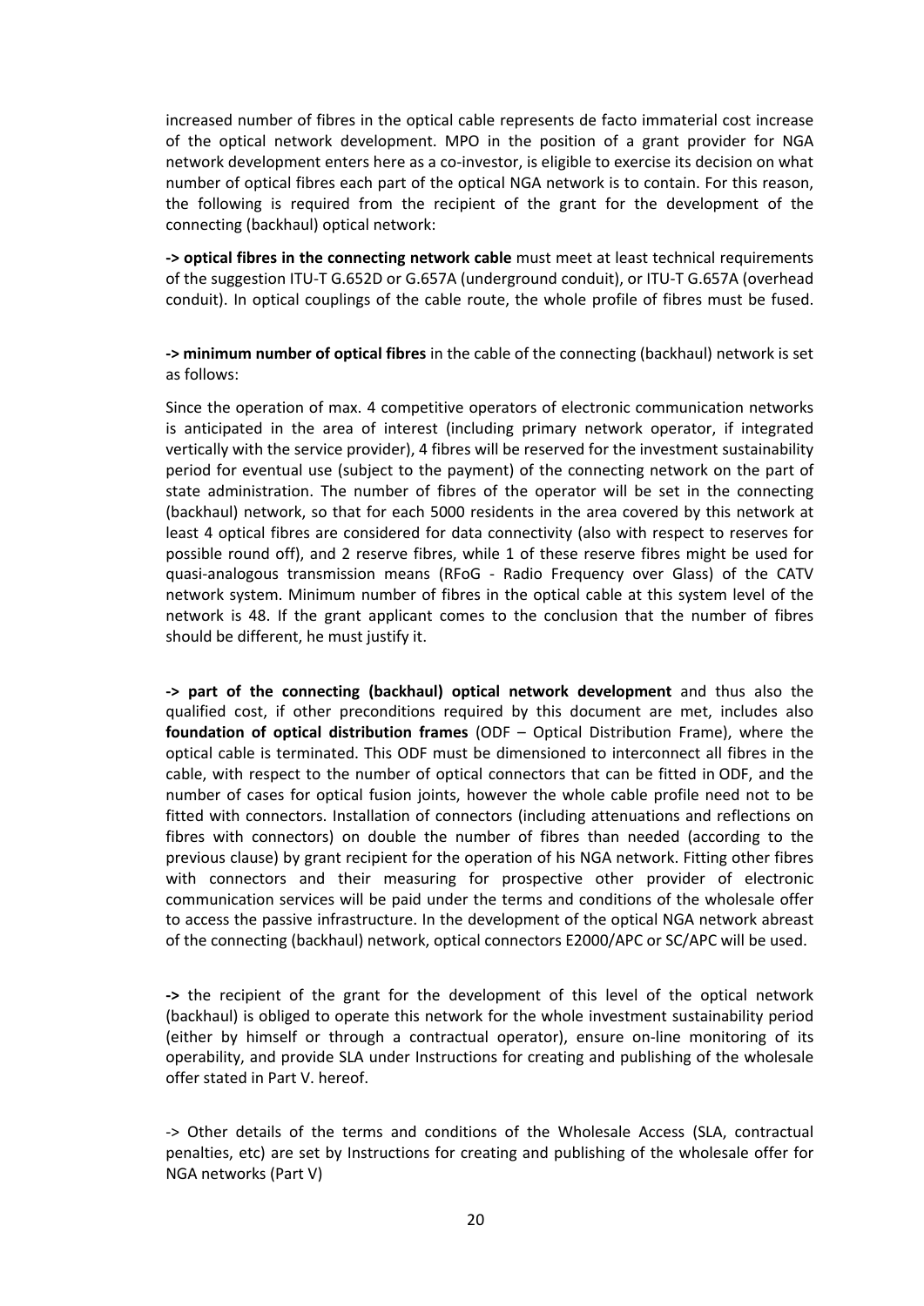increased number of fibres in the optical cable represents de facto immaterial cost increase of the optical network development. MPO in the position of a grant provider for NGA network development enters here as a co-investor, is eligible to exercise its decision on what number of optical fibres each part of the optical NGA network is to contain. For this reason, the following is required from the recipient of the grant for the development of the connecting (backhaul) optical network:

**-> optical fibres in the connecting network cable** must meet at least technical requirements of the suggestion ITU-T G.652D or G.657A (underground conduit), or ITU-T G.657A (overhead conduit). In optical couplings of the cable route, the whole profile of fibres must be fused.

**-> minimum number of optical fibres** in the cable of the connecting (backhaul) network is set as follows:

Since the operation of max. 4 competitive operators of electronic communication networks is anticipated in the area of interest (including primary network operator, if integrated vertically with the service provider), 4 fibres will be reserved for the investment sustainability period for eventual use (subject to the payment) of the connecting network on the part of state administration. The number of fibres of the operator will be set in the connecting (backhaul) network, so that for each 5000 residents in the area covered by this network at least 4 optical fibres are considered for data connectivity (also with respect to reserves for possible round off), and 2 reserve fibres, while 1 of these reserve fibres might be used for quasi-analogous transmission means (RFoG - Radio Frequency over Glass) of the CATV network system. Minimum number of fibres in the optical cable at this system level of the network is 48. If the grant applicant comes to the conclusion that the number of fibres should be different, he must justify it.

**-> part of the connecting (backhaul) optical network development** and thus also the qualified cost, if other preconditions required by this document are met, includes also **foundation of optical distribution frames** (ODF – Optical Distribution Frame), where the optical cable is terminated. This ODF must be dimensioned to interconnect all fibres in the cable, with respect to the number of optical connectors that can be fitted in ODF, and the number of cases for optical fusion joints, however the whole cable profile need not to be fitted with connectors. Installation of connectors (including attenuations and reflections on fibres with connectors) on double the number of fibres than needed (according to the previous clause) by grant recipient for the operation of his NGA network. Fitting other fibres with connectors and their measuring for prospective other provider of electronic communication services will be paid under the terms and conditions of the wholesale offer to access the passive infrastructure. In the development of the optical NGA network abreast of the connecting (backhaul) network, optical connectors E2000/APC or SC/APC will be used.

**->** the recipient of the grant for the development of this level of the optical network (backhaul) is obliged to operate this network for the whole investment sustainability period (either by himself or through a contractual operator), ensure on-line monitoring of its operability, and provide SLA under Instructions for creating and publishing of the wholesale offer stated in Part V. hereof.

-> Other details of the terms and conditions of the Wholesale Access (SLA, contractual penalties, etc) are set by Instructions for creating and publishing of the wholesale offer for NGA networks (Part V)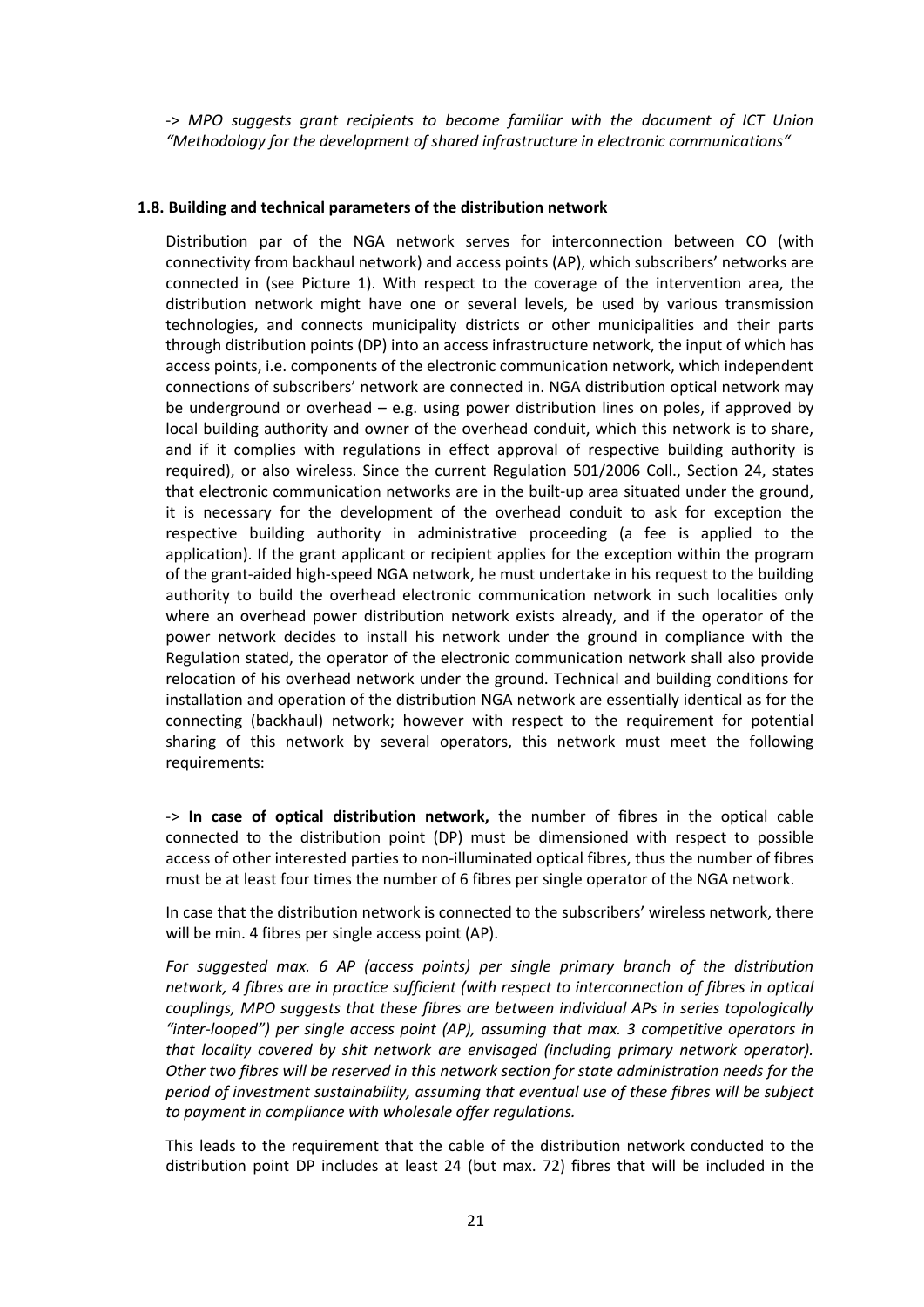-> *MPO suggests grant recipients to become familiar with the document of ICT Union "Methodology for the development of shared infrastructure in electronic communications"*

### 1.8. Building and technical parameters of the distribution network

Distribution par of the NGA network serves for interconnection between CO (with connectivity from backhaul network) and access points (AP), which subscribers' networks are connected in (see Picture 1). With respect to the coverage of the intervention area, the distribution network might have one or several levels, be used by various transmission technologies, and connects municipality districts or other municipalities and their parts through distribution points (DP) into an access infrastructure network, the input of which has access points, i.e. components of the electronic communication network, which independent connections of subscribers' network are connected in. NGA distribution optical network may be underground or overhead – e.g. using power distribution lines on poles, if approved by local building authority and owner of the overhead conduit, which this network is to share, and if it complies with regulations in effect approval of respective building authority is required), or also wireless. Since the current Regulation 501/2006 Coll., Section 24, states that electronic communication networks are in the built-up area situated under the ground, it is necessary for the development of the overhead conduit to ask for exception the respective building authority in administrative proceeding (a fee is applied to the application). If the grant applicant or recipient applies for the exception within the program of the grant-aided high-speed NGA network, he must undertake in his request to the building authority to build the overhead electronic communication network in such localities only where an overhead power distribution network exists already, and if the operator of the power network decides to install his network under the ground in compliance with the Regulation stated, the operator of the electronic communication network shall also provide relocation of his overhead network under the ground. Technical and building conditions for installation and operation of the distribution NGA network are essentially identical as for the connecting (backhaul) network; however with respect to the requirement for potential sharing of this network by several operators, this network must meet the following requirements:

-> **In case of optical distribution network,** the number of fibres in the optical cable connected to the distribution point (DP) must be dimensioned with respect to possible access of other interested parties to non-illuminated optical fibres, thus the number of fibres must be at least four times the number of 6 fibres per single operator of the NGA network.

In case that the distribution network is connected to the subscribers' wireless network, there will be min. 4 fibres per single access point (AP).

*For suggested max. 6 AP (access points) per single primary branch of the distribution network, 4 fibres are in practice sufficient (with respect to interconnection of fibres in optical couplings, MPO suggests that these fibres are between individual APs in series topologically "inter-looped") per single access point (AP), assuming that max. 3 competitive operators in that locality covered by shit network are envisaged (including primary network operator). Other two fibres will be reserved in this network section for state administration needs for the period of investment sustainability, assuming that eventual use of these fibres will be subject to payment in compliance with wholesale offer regulations.*

This leads to the requirement that the cable of the distribution network conducted to the distribution point DP includes at least 24 (but max. 72) fibres that will be included in the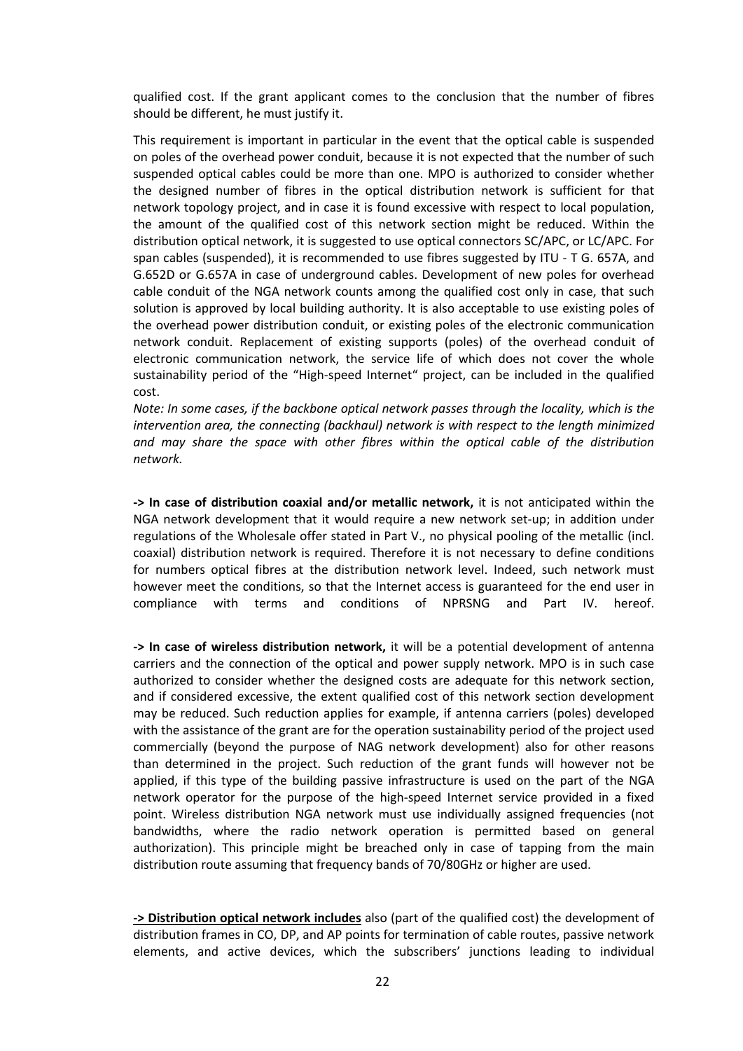qualified cost. If the grant applicant comes to the conclusion that the number of fibres should be different, he must justify it.

This requirement is important in particular in the event that the optical cable is suspended on poles of the overhead power conduit, because it is not expected that the number of such suspended optical cables could be more than one. MPO is authorized to consider whether the designed number of fibres in the optical distribution network is sufficient for that network topology project, and in case it is found excessive with respect to local population, the amount of the qualified cost of this network section might be reduced. Within the distribution optical network, it is suggested to use optical connectors SC/APC, or LC/APC. For span cables (suspended), it is recommended to use fibres suggested by ITU - T G. 657A, and G.652D or G.657A in case of underground cables. Development of new poles for overhead cable conduit of the NGA network counts among the qualified cost only in case, that such solution is approved by local building authority. It is also acceptable to use existing poles of the overhead power distribution conduit, or existing poles of the electronic communication network conduit. Replacement of existing supports (poles) of the overhead conduit of electronic communication network, the service life of which does not cover the whole sustainability period of the "High-speed Internet" project, can be included in the qualified cost.

*Note: In some cases, if the backbone optical network passes through the locality, which is the intervention area, the connecting (backhaul) network is with respect to the length minimized and may share the space with other fibres within the optical cable of the distribution network.*

**-> In case of distribution coaxial and/or metallic network,** it is not anticipated within the NGA network development that it would require a new network set-up; in addition under regulations of the Wholesale offer stated in Part V., no physical pooling of the metallic (incl. coaxial) distribution network is required. Therefore it is not necessary to define conditions for numbers optical fibres at the distribution network level. Indeed, such network must however meet the conditions, so that the Internet access is guaranteed for the end user in compliance with terms and conditions of NPRSNG and Part IV. hereof.

**-> In case of wireless distribution network,** it will be a potential development of antenna carriers and the connection of the optical and power supply network. MPO is in such case authorized to consider whether the designed costs are adequate for this network section, and if considered excessive, the extent qualified cost of this network section development may be reduced. Such reduction applies for example, if antenna carriers (poles) developed with the assistance of the grant are for the operation sustainability period of the project used commercially (beyond the purpose of NAG network development) also for other reasons than determined in the project. Such reduction of the grant funds will however not be applied, if this type of the building passive infrastructure is used on the part of the NGA network operator for the purpose of the high-speed Internet service provided in a fixed point. Wireless distribution NGA network must use individually assigned frequencies (not bandwidths, where the radio network operation is permitted based on general authorization). This principle might be breached only in case of tapping from the main distribution route assuming that frequency bands of 70/80GHz or higher are used.

**-> Distribution optical network includes** also (part of the qualified cost) the development of distribution frames in CO, DP, and AP points for termination of cable routes, passive network elements, and active devices, which the subscribers' junctions leading to individual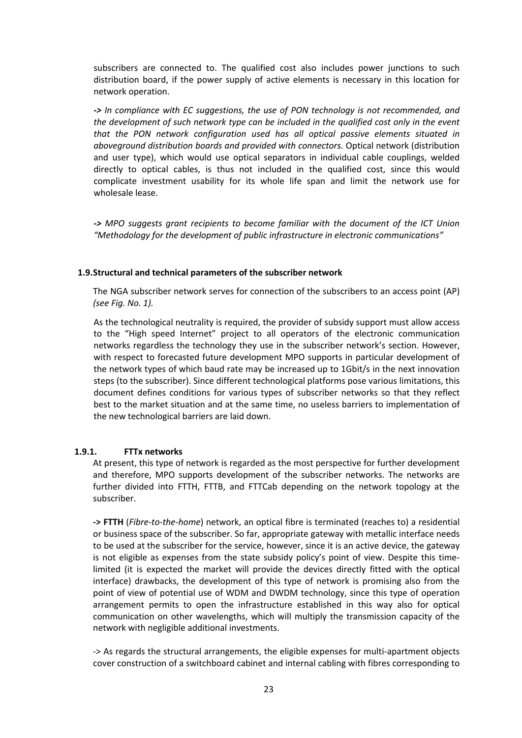subscribers are connected to. The qualified cost also includes power junctions to such distribution board, if the power supply of active elements is necessary in this location for network operation.

**->** *In compliance with EC suggestions, the use of PON technology is not recommended, and the development of such network type can be included in the qualified cost only in the event that the PON network configuration used has all optical passive elements situated in aboveground distribution boards and provided with connectors.* Optical network (distribution and user type), which would use optical separators in individual cable couplings, welded directly to optical cables, is thus not included in the qualified cost, since this would complicate investment usability for its whole life span and limit the network use for wholesale lease.

**->** *MPO suggests grant recipients to become familiar with the document of the ICT Union "Methodology for the development of public infrastructure in electronic communications"*

### 1.9. Structural and technical parameters of the subscriber network

The NGA subscriber network serves for connection of the subscribers to an access point (AP) *(see Fig. No. 1).*

As the technological neutrality is required, the provider of subsidy support must allow access to the "High speed Internet" project to all operators of the electronic communication networks regardless the technology they use in the subscriber network's section. However, with respect to forecasted future development MPO supports in particular development of the network types of which baud rate may be increased up to 1Gbit/s in the next innovation steps (to the subscriber). Since different technological platforms pose various limitations, this document defines conditions for various types of subscriber networks so that they reflect best to the market situation and at the same time, no useless barriers to implementation of the new technological barriers are laid down.

#### 1.9.1. FTTx networks

At present, this type of network is regarded as the most perspective for further development and therefore, MPO supports development of the subscriber networks. The networks are further divided into FTTH, FTTB, and FTTCab depending on the network topology at the subscriber.

**-> FTTH** (*Fibre-to-the-home*) network, an optical fibre is terminated (reaches to) a residential or business space of the subscriber. So far, appropriate gateway with metallic interface needs to be used at the subscriber for the service, however, since it is an active device, the gateway is not eligible as expenses from the state subsidy policy's point of view. Despite this time-limited (it is expected the market will provide the devices directly fitted with the optical interface) drawbacks, the development of this type of network is promising also from the point of view of potential use of WDM and DWDM technology, since this type of operation arrangement permits to open the infrastructure established in this way also for optical communication on other wavelengths, which will multiply the transmission capacity of the network with negligible additional investments.

-> As regards the structural arrangements, the eligible expenses for multi-apartment objects cover construction of a switchboard cabinet and internal cabling with fibres corresponding to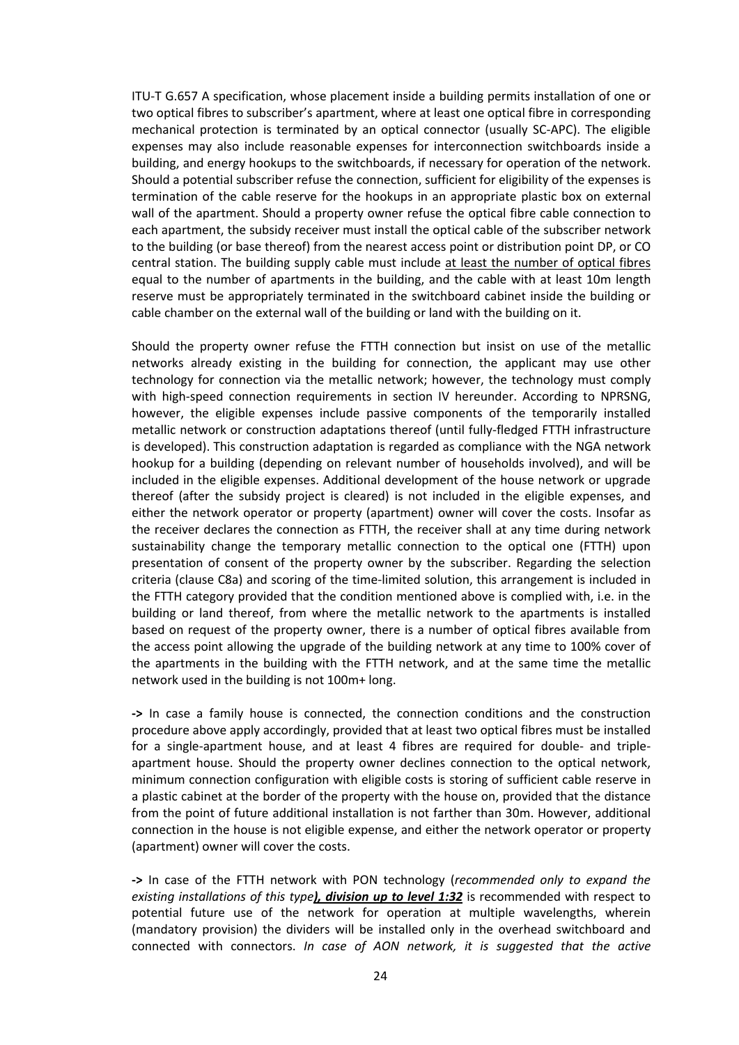ITU-T G.657 A specification, whose placement inside a building permits installation of one or two optical fibres to subscriber's apartment, where at least one optical fibre in corresponding mechanical protection is terminated by an optical connector (usually SC-APC). The eligible expenses may also include reasonable expenses for interconnection switchboards inside a building, and energy hookups to the switchboards, if necessary for operation of the network. Should a potential subscriber refuse the connection, sufficient for eligibility of the expenses is termination of the cable reserve for the hookups in an appropriate plastic box on external wall of the apartment. Should a property owner refuse the optical fibre cable connection to each apartment, the subsidy receiver must install the optical cable of the subscriber network to the building (or base thereof) from the nearest access point or distribution point DP, or CO central station. The building supply cable must include <u>at least the number of optical fibres</u> equal to the number of apartments in the building, and the cable with at least 10m length reserve must be appropriately terminated in the switchboard cabinet inside the building or cable chamber on the external wall of the building or land with the building on it.

Should the property owner refuse the FTTH connection but insist on use of the metallic networks already existing in the building for connection, the applicant may use other technology for connection via the metallic network; however, the technology must comply with high-speed connection requirements in section IV hereunder. According to NPRSNG, however, the eligible expenses include passive components of the temporarily installed metallic network or construction adaptations thereof (until fully-fledged FTTH infrastructure is developed). This construction adaptation is regarded as compliance with the NGA network hookup for a building (depending on relevant number of households involved), and will be included in the eligible expenses. Additional development of the house network or upgrade thereof (after the subsidy project is cleared) is not included in the eligible expenses, and either the network operator or property (apartment) owner will cover the costs. Insofar as the receiver declares the connection as FTTH, the receiver shall at any time during network sustainability change the temporary metallic connection to the optical one (FTTH) upon presentation of consent of the property owner by the subscriber. Regarding the selection criteria (clause C8a) and scoring of the time-limited solution, this arrangement is included in the FTTH category provided that the condition mentioned above is complied with, i.e. in the building or land thereof, from where the metallic network to the apartments is installed based on request of the property owner, there is a number of optical fibres available from the access point allowing the upgrade of the building network at any time to 100% cover of the apartments in the building with the FTTH network, and at the same time the metallic network used in the building is not 100m+ long.

**->** In case a family house is connected, the connection conditions and the construction procedure above apply accordingly, provided that at least two optical fibres must be installed for a single-apartment house, and at least 4 fibres are required for double- and triple-apartment house. Should the property owner declines connection to the optical network, minimum connection configuration with eligible costs is storing of sufficient cable reserve in a plastic cabinet at the border of the property with the house on, provided that the distance from the point of future additional installation is not farther than 30m. However, additional connection in the house is not eligible expense, and either the network operator or property (apartment) owner will cover the costs.

**->** In case of the FTTH network with PON technology (*recommended only to expand the existing installations of this type**<u>), division up to level 1:32</u>*** is recommended with respect to potential future use of the network for operation at multiple wavelengths, wherein (mandatory provision) the dividers will be installed only in the overhead switchboard and connected with connectors. *In case of AON network, it is suggested that the active*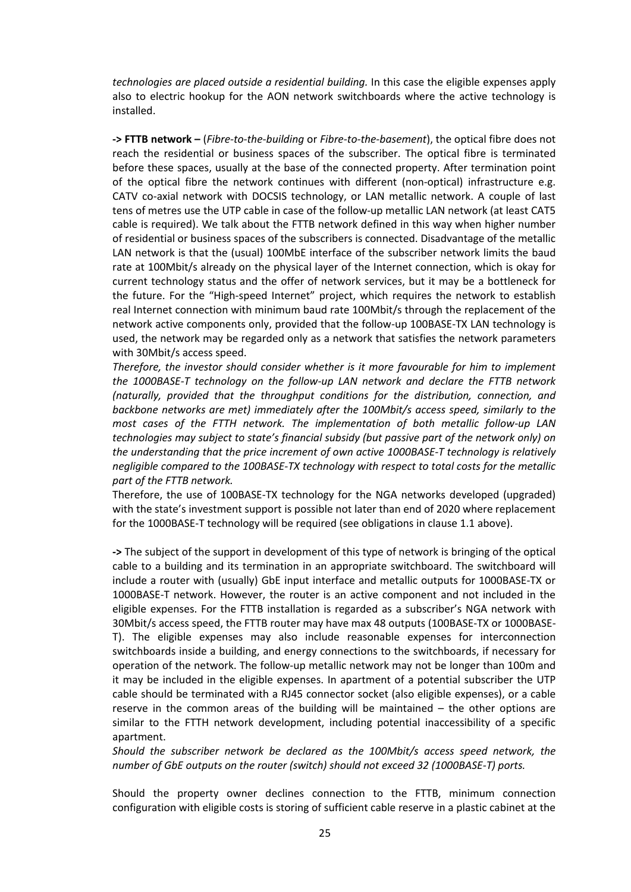*technologies are placed outside a residential building.* In this case the eligible expenses apply also to electric hookup for the AON network switchboards where the active technology is installed.

**-> FTTB network –** (*Fibre-to-the-building* or *Fibre-to-the-basement*), the optical fibre does not reach the residential or business spaces of the subscriber. The optical fibre is terminated before these spaces, usually at the base of the connected property. After termination point of the optical fibre the network continues with different (non-optical) infrastructure e.g. CATV co-axial network with DOCSIS technology, or LAN metallic network. A couple of last tens of metres use the UTP cable in case of the follow-up metallic LAN network (at least CAT5 cable is required). We talk about the FTTB network defined in this way when higher number of residential or business spaces of the subscribers is connected. Disadvantage of the metallic LAN network is that the (usual) 100MbE interface of the subscriber network limits the baud rate at 100Mbit/s already on the physical layer of the Internet connection, which is okay for current technology status and the offer of network services, but it may be a bottleneck for the future. For the "High-speed Internet" project, which requires the network to establish real Internet connection with minimum baud rate 100Mbit/s through the replacement of the network active components only, provided that the follow-up 100BASE-TX LAN technology is used, the network may be regarded only as a network that satisfies the network parameters with 30Mbit/s access speed.

*Therefore, the investor should consider whether is it more favourable for him to implement the 1000BASE-T technology on the follow-up LAN network and declare the FTTB network (naturally, provided that the throughput conditions for the distribution, connection, and backbone networks are met) immediately after the 100Mbit/s access speed, similarly to the most cases of the FTTH network. The implementation of both metallic follow-up LAN technologies may subject to state's financial subsidy (but passive part of the network only) on the understanding that the price increment of own active 1000BASE-T technology is relatively negligible compared to the 100BASE-TX technology with respect to total costs for the metallic part of the FTTB network.*

Therefore, the use of 100BASE-TX technology for the NGA networks developed (upgraded) with the state's investment support is possible not later than end of 2020 where replacement for the 1000BASE-T technology will be required (see obligations in clause 1.1 above).

**->** The subject of the support in development of this type of network is bringing of the optical cable to a building and its termination in an appropriate switchboard. The switchboard will include a router with (usually) GbE input interface and metallic outputs for 1000BASE-TX or 1000BASE-T network. However, the router is an active component and not included in the eligible expenses. For the FTTB installation is regarded as a subscriber's NGA network with 30Mbit/s access speed, the FTTB router may have max 48 outputs (100BASE-TX or 1000BASE-T). The eligible expenses may also include reasonable expenses for interconnection switchboards inside a building, and energy connections to the switchboards, if necessary for operation of the network. The follow-up metallic network may not be longer than 100m and it may be included in the eligible expenses. In apartment of a potential subscriber the UTP cable should be terminated with a RJ45 connector socket (also eligible expenses), or a cable reserve in the common areas of the building will be maintained – the other options are similar to the FTTH network development, including potential inaccessibility of a specific apartment.

*Should the subscriber network be declared as the 100Mbit/s access speed network, the number of GbE outputs on the router (switch) should not exceed 32 (1000BASE-T) ports.*

Should the property owner declines connection to the FTTB, minimum connection configuration with eligible costs is storing of sufficient cable reserve in a plastic cabinet at the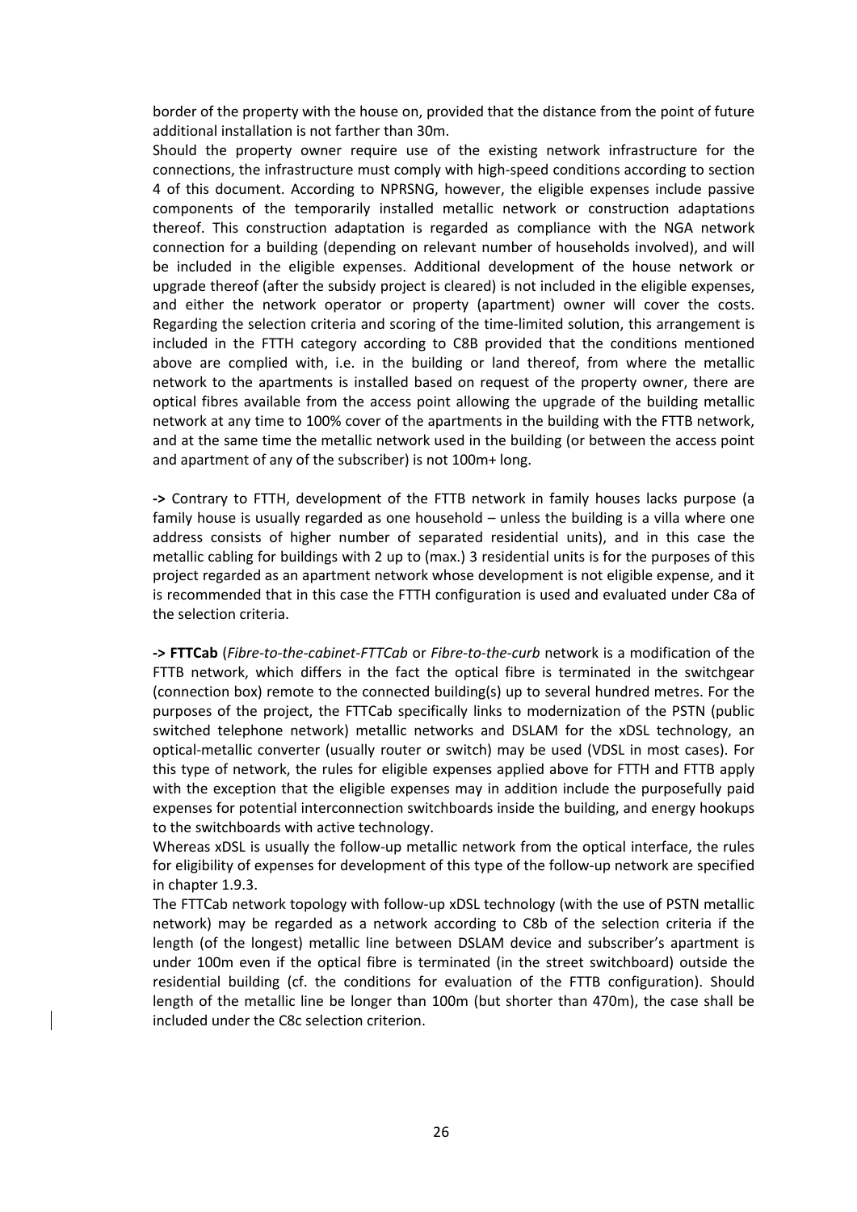border of the property with the house on, provided that the distance from the point of future additional installation is not farther than 30m.

Should the property owner require use of the existing network infrastructure for the connections, the infrastructure must comply with high-speed conditions according to section 4 of this document. According to NPRSNG, however, the eligible expenses include passive components of the temporarily installed metallic network or construction adaptations thereof. This construction adaptation is regarded as compliance with the NGA network connection for a building (depending on relevant number of households involved), and will be included in the eligible expenses. Additional development of the house network or upgrade thereof (after the subsidy project is cleared) is not included in the eligible expenses, and either the network operator or property (apartment) owner will cover the costs. Regarding the selection criteria and scoring of the time-limited solution, this arrangement is included in the FTTH category according to C8B provided that the conditions mentioned above are complied with, i.e. in the building or land thereof, from where the metallic network to the apartments is installed based on request of the property owner, there are optical fibres available from the access point allowing the upgrade of the building metallic network at any time to 100% cover of the apartments in the building with the FTTB network, and at the same time the metallic network used in the building (or between the access point and apartment of any of the subscriber) is not 100m+ long.

**->** Contrary to FTTH, development of the FTTB network in family houses lacks purpose (a family house is usually regarded as one household – unless the building is a villa where one address consists of higher number of separated residential units), and in this case the metallic cabling for buildings with 2 up to (max.) 3 residential units is for the purposes of this project regarded as an apartment network whose development is not eligible expense, and it is recommended that in this case the FTTH configuration is used and evaluated under C8a of the selection criteria.

**-> FTTCab** (*Fibre-to-the-cabinet-FTTCab* or *Fibre-to-the-curb* network is a modification of the FTTB network, which differs in the fact the optical fibre is terminated in the switchgear (connection box) remote to the connected building(s) up to several hundred metres. For the purposes of the project, the FTTCab specifically links to modernization of the PSTN (public switched telephone network) metallic networks and DSLAM for the xDSL technology, an optical-metallic converter (usually router or switch) may be used (VDSL in most cases). For this type of network, the rules for eligible expenses applied above for FTTH and FTTB apply with the exception that the eligible expenses may in addition include the purposefully paid expenses for potential interconnection switchboards inside the building, and energy hookups to the switchboards with active technology.

Whereas xDSL is usually the follow-up metallic network from the optical interface, the rules for eligibility of expenses for development of this type of the follow-up network are specified in chapter 1.9.3.

The FTTCab network topology with follow-up xDSL technology (with the use of PSTN metallic network) may be regarded as a network according to C8b of the selection criteria if the length (of the longest) metallic line between DSLAM device and subscriber's apartment is under 100m even if the optical fibre is terminated (in the street switchboard) outside the residential building (cf. the conditions for evaluation of the FTTB configuration). Should length of the metallic line be longer than 100m (but shorter than 470m), the case shall be included under the C8c selection criterion.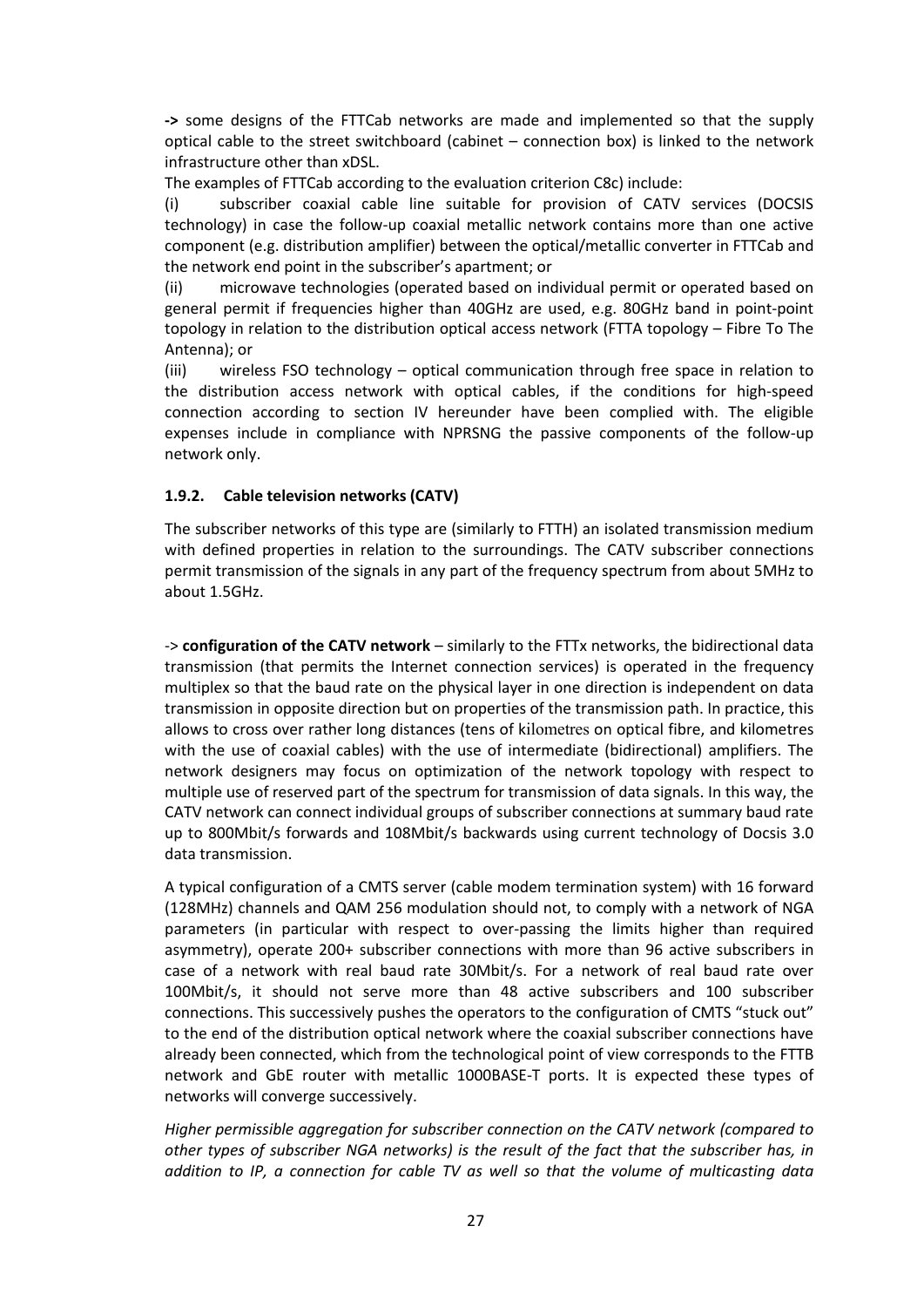**->** some designs of the FTTCab networks are made and implemented so that the supply optical cable to the street switchboard (cabinet – connection box) is linked to the network infrastructure other than xDSL.

The examples of FTTCab according to the evaluation criterion C8c) include:

(i) subscriber coaxial cable line suitable for provision of CATV services (DOCSIS technology) in case the follow-up coaxial metallic network contains more than one active component (e.g. distribution amplifier) between the optical/metallic converter in FTTCab and the network end point in the subscriber's apartment; or

(ii) microwave technologies (operated based on individual permit or operated based on general permit if frequencies higher than 40GHz are used, e.g. 80GHz band in point-point topology in relation to the distribution optical access network (FTTA topology – Fibre To The Antenna); or

(iii) wireless FSO technology – optical communication through free space in relation to the distribution access network with optical cables, if the conditions for high-speed connection according to section IV hereunder have been complied with. The eligible expenses include in compliance with NPRSNG the passive components of the follow-up network only.

### 1.9.2. Cable television networks (CATV)

The subscriber networks of this type are (similarly to FTTH) an isolated transmission medium with defined properties in relation to the surroundings. The CATV subscriber connections permit transmission of the signals in any part of the frequency spectrum from about 5MHz to about 1.5GHz.

-> **configuration of the CATV network** – similarly to the FTTx networks, the bidirectional data transmission (that permits the Internet connection services) is operated in the frequency multiplex so that the baud rate on the physical layer in one direction is independent on data transmission in opposite direction but on properties of the transmission path. In practice, this allows to cross over rather long distances (tens of kilometres on optical fibre, and kilometres with the use of coaxial cables) with the use of intermediate (bidirectional) amplifiers. The network designers may focus on optimization of the network topology with respect to multiple use of reserved part of the spectrum for transmission of data signals. In this way, the CATV network can connect individual groups of subscriber connections at summary baud rate up to 800Mbit/s forwards and 108Mbit/s backwards using current technology of Docsis 3.0 data transmission.

A typical configuration of a CMTS server (cable modem termination system) with 16 forward (128MHz) channels and QAM 256 modulation should not, to comply with a network of NGA parameters (in particular with respect to over-passing the limits higher than required asymmetry), operate 200+ subscriber connections with more than 96 active subscribers in case of a network with real baud rate 30Mbit/s. For a network of real baud rate over 100Mbit/s, it should not serve more than 48 active subscribers and 100 subscriber connections. This successively pushes the operators to the configuration of CMTS "stuck out" to the end of the distribution optical network where the coaxial subscriber connections have already been connected, which from the technological point of view corresponds to the FTTB network and GbE router with metallic 1000BASE-T ports. It is expected these types of networks will converge successively.

*Higher permissible aggregation for subscriber connection on the CATV network (compared to other types of subscriber NGA networks) is the result of the fact that the subscriber has, in addition to IP, a connection for cable TV as well so that the volume of multicasting data*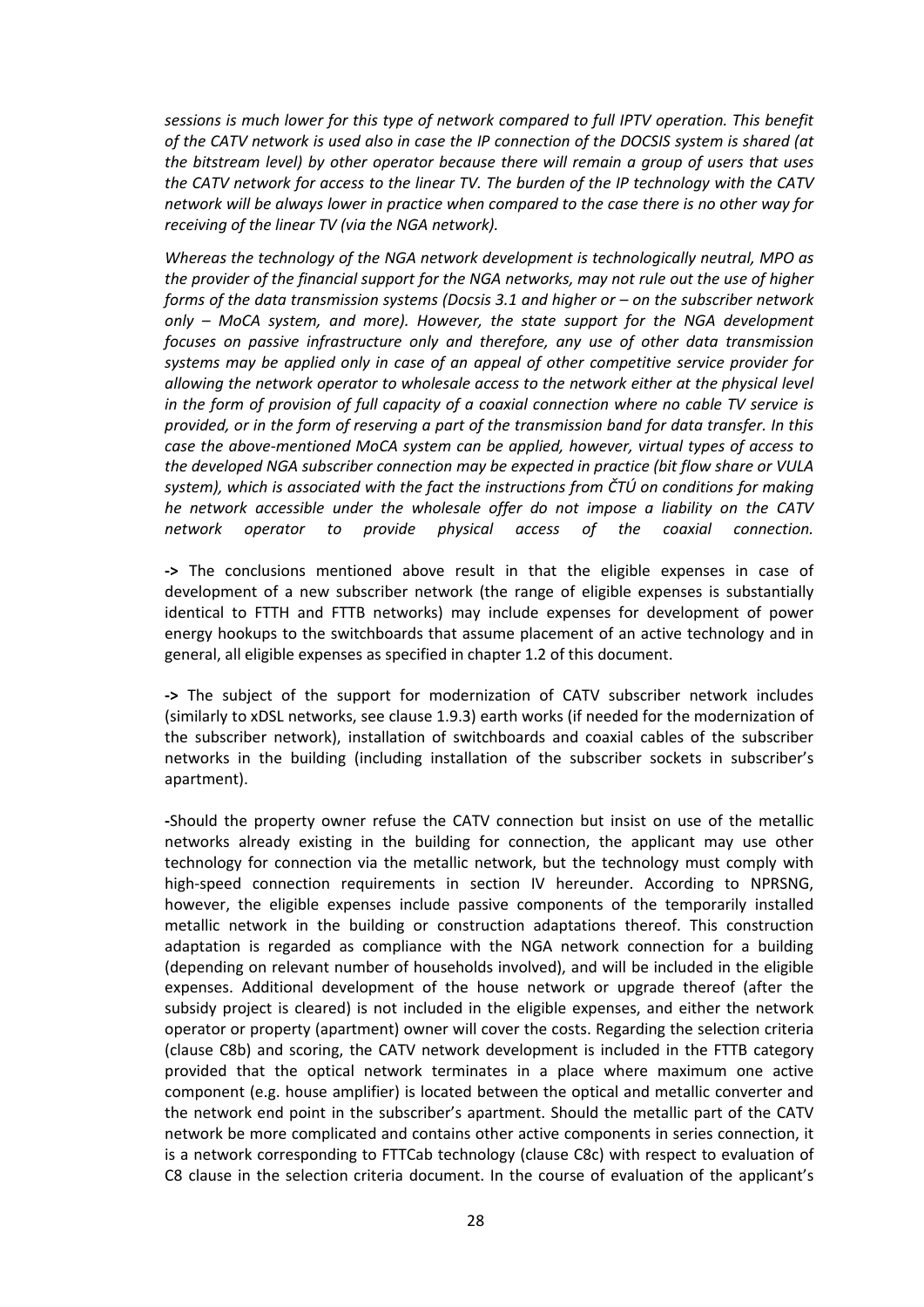*sessions is much lower for this type of network compared to full IPTV operation. This benefit of the CATV network is used also in case the IP connection of the DOCSIS system is shared (at the bitstream level) by other operator because there will remain a group of users that uses the CATV network for access to the linear TV. The burden of the IP technology with the CATV network will be always lower in practice when compared to the case there is no other way for receiving of the linear TV (via the NGA network).*

*Whereas the technology of the NGA network development is technologically neutral, MPO as the provider of the financial support for the NGA networks, may not rule out the use of higher forms of the data transmission systems (Docsis 3.1 and higher or – on the subscriber network only – MoCA system, and more). However, the state support for the NGA development focuses on passive infrastructure only and therefore, any use of other data transmission systems may be applied only in case of an appeal of other competitive service provider for allowing the network operator to wholesale access to the network either at the physical level in the form of provision of full capacity of a coaxial connection where no cable TV service is provided, or in the form of reserving a part of the transmission band for data transfer. In this case the above-mentioned MoCA system can be applied, however, virtual types of access to the developed NGA subscriber connection may be expected in practice (bit flow share or VULA system), which is associated with the fact the instructions from ČTÚ on conditions for making he network accessible under the wholesale offer do not impose a liability on the CATV network operator to provide physical access of the coaxial connection.*

**->** The conclusions mentioned above result in that the eligible expenses in case of development of a new subscriber network (the range of eligible expenses is substantially identical to FTTH and FTTB networks) may include expenses for development of power energy hookups to the switchboards that assume placement of an active technology and in general, all eligible expenses as specified in chapter 1.2 of this document.

**->** The subject of the support for modernization of CATV subscriber network includes (similarly to xDSL networks, see clause 1.9.3) earth works (if needed for the modernization of the subscriber network), installation of switchboards and coaxial cables of the subscriber networks in the building (including installation of the subscriber sockets in subscriber's apartment).

**-**Should the property owner refuse the CATV connection but insist on use of the metallic networks already existing in the building for connection, the applicant may use other technology for connection via the metallic network, but the technology must comply with high-speed connection requirements in section IV hereunder. According to NPRSNG, however, the eligible expenses include passive components of the temporarily installed metallic network in the building or construction adaptations thereof. This construction adaptation is regarded as compliance with the NGA network connection for a building (depending on relevant number of households involved), and will be included in the eligible expenses. Additional development of the house network or upgrade thereof (after the subsidy project is cleared) is not included in the eligible expenses, and either the network operator or property (apartment) owner will cover the costs. Regarding the selection criteria (clause C8b) and scoring, the CATV network development is included in the FTTB category provided that the optical network terminates in a place where maximum one active component (e.g. house amplifier) is located between the optical and metallic converter and the network end point in the subscriber's apartment. Should the metallic part of the CATV network be more complicated and contains other active components in series connection, it is a network corresponding to FTTCab technology (clause C8c) with respect to evaluation of C8 clause in the selection criteria document. In the course of evaluation of the applicant's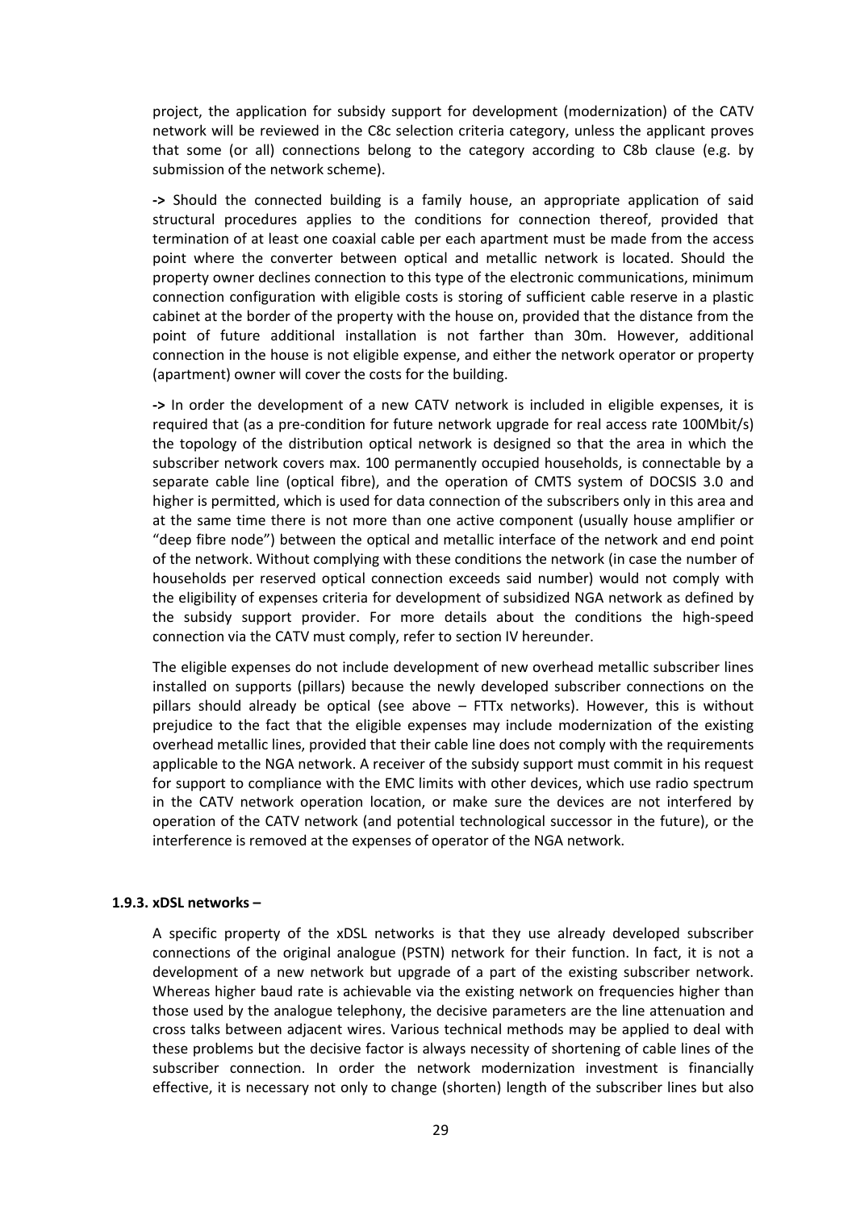project, the application for subsidy support for development (modernization) of the CATV network will be reviewed in the C8c selection criteria category, unless the applicant proves that some (or all) connections belong to the category according to C8b clause (e.g. by submission of the network scheme).

**->** Should the connected building is a family house, an appropriate application of said structural procedures applies to the conditions for connection thereof, provided that termination of at least one coaxial cable per each apartment must be made from the access point where the converter between optical and metallic network is located. Should the property owner declines connection to this type of the electronic communications, minimum connection configuration with eligible costs is storing of sufficient cable reserve in a plastic cabinet at the border of the property with the house on, provided that the distance from the point of future additional installation is not farther than 30m. However, additional connection in the house is not eligible expense, and either the network operator or property (apartment) owner will cover the costs for the building.

**->** In order the development of a new CATV network is included in eligible expenses, it is required that (as a pre-condition for future network upgrade for real access rate 100Mbit/s) the topology of the distribution optical network is designed so that the area in which the subscriber network covers max. 100 permanently occupied households, is connectable by a separate cable line (optical fibre), and the operation of CMTS system of DOCSIS 3.0 and higher is permitted, which is used for data connection of the subscribers only in this area and at the same time there is not more than one active component (usually house amplifier or "deep fibre node") between the optical and metallic interface of the network and end point of the network. Without complying with these conditions the network (in case the number of households per reserved optical connection exceeds said number) would not comply with the eligibility of expenses criteria for development of subsidized NGA network as defined by the subsidy support provider. For more details about the conditions the high-speed connection via the CATV must comply, refer to section IV hereunder.

The eligible expenses do not include development of new overhead metallic subscriber lines installed on supports (pillars) because the newly developed subscriber connections on the pillars should already be optical (see above – FTTx networks). However, this is without prejudice to the fact that the eligible expenses may include modernization of the existing overhead metallic lines, provided that their cable line does not comply with the requirements applicable to the NGA network. A receiver of the subsidy support must commit in his request for support to compliance with the EMC limits with other devices, which use radio spectrum in the CATV network operation location, or make sure the devices are not interfered by operation of the CATV network (and potential technological successor in the future), or the interference is removed at the expenses of operator of the NGA network.

### 1.9.3. xDSL networks –

A specific property of the xDSL networks is that they use already developed subscriber connections of the original analogue (PSTN) network for their function. In fact, it is not a development of a new network but upgrade of a part of the existing subscriber network. Whereas higher baud rate is achievable via the existing network on frequencies higher than those used by the analogue telephony, the decisive parameters are the line attenuation and cross talks between adjacent wires. Various technical methods may be applied to deal with these problems but the decisive factor is always necessity of shortening of cable lines of the subscriber connection. In order the network modernization investment is financially effective, it is necessary not only to change (shorten) length of the subscriber lines but also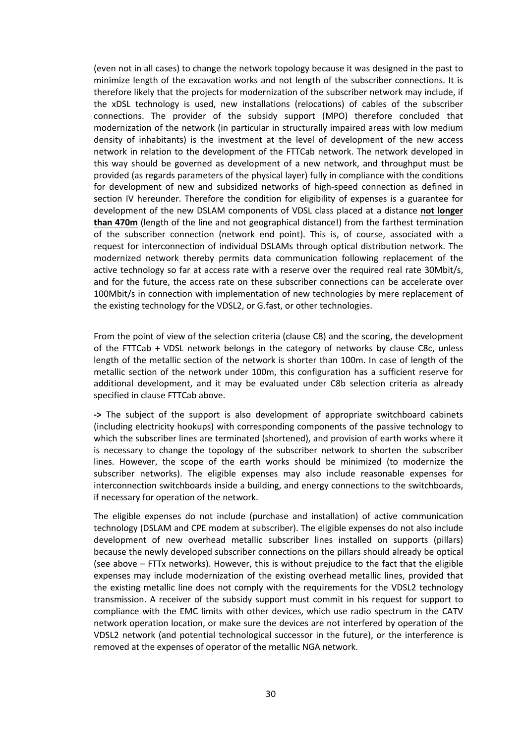(even not in all cases) to change the network topology because it was designed in the past to minimize length of the excavation works and not length of the subscriber connections. It is therefore likely that the projects for modernization of the subscriber network may include, if the xDSL technology is used, new installations (relocations) of cables of the subscriber connections. The provider of the subsidy support (MPO) therefore concluded that modernization of the network (in particular in structurally impaired areas with low medium density of inhabitants) is the investment at the level of development of the new access network in relation to the development of the FTTCab network. The network developed in this way should be governed as development of a new network, and throughput must be provided (as regards parameters of the physical layer) fully in compliance with the conditions for development of new and subsidized networks of high-speed connection as defined in section IV hereunder. Therefore the condition for eligibility of expenses is a guarantee for development of the new DSLAM components of VDSL class placed at a distance **not longer than 470m** (length of the line and not geographical distance!) from the farthest termination of the subscriber connection (network end point). This is, of course, associated with a request for interconnection of individual DSLAMs through optical distribution network. The modernized network thereby permits data communication following replacement of the active technology so far at access rate with a reserve over the required real rate 30Mbit/s, and for the future, the access rate on these subscriber connections can be accelerate over 100Mbit/s in connection with implementation of new technologies by mere replacement of the existing technology for the VDSL2, or G.fast, or other technologies.

From the point of view of the selection criteria (clause C8) and the scoring, the development of the FTTCab + VDSL network belongs in the category of networks by clause C8c, unless length of the metallic section of the network is shorter than 100m. In case of length of the metallic section of the network under 100m, this configuration has a sufficient reserve for additional development, and it may be evaluated under C8b selection criteria as already specified in clause FTTCab above.

**->** The subject of the support is also development of appropriate switchboard cabinets (including electricity hookups) with corresponding components of the passive technology to which the subscriber lines are terminated (shortened), and provision of earth works where it is necessary to change the topology of the subscriber network to shorten the subscriber lines. However, the scope of the earth works should be minimized (to modernize the subscriber networks). The eligible expenses may also include reasonable expenses for interconnection switchboards inside a building, and energy connections to the switchboards, if necessary for operation of the network.

The eligible expenses do not include (purchase and installation) of active communication technology (DSLAM and CPE modem at subscriber). The eligible expenses do not also include development of new overhead metallic subscriber lines installed on supports (pillars) because the newly developed subscriber connections on the pillars should already be optical (see above – FTTx networks). However, this is without prejudice to the fact that the eligible expenses may include modernization of the existing overhead metallic lines, provided that the existing metallic line does not comply with the requirements for the VDSL2 technology transmission. A receiver of the subsidy support must commit in his request for support to compliance with the EMC limits with other devices, which use radio spectrum in the CATV network operation location, or make sure the devices are not interfered by operation of the VDSL2 network (and potential technological successor in the future), or the interference is removed at the expenses of operator of the metallic NGA network.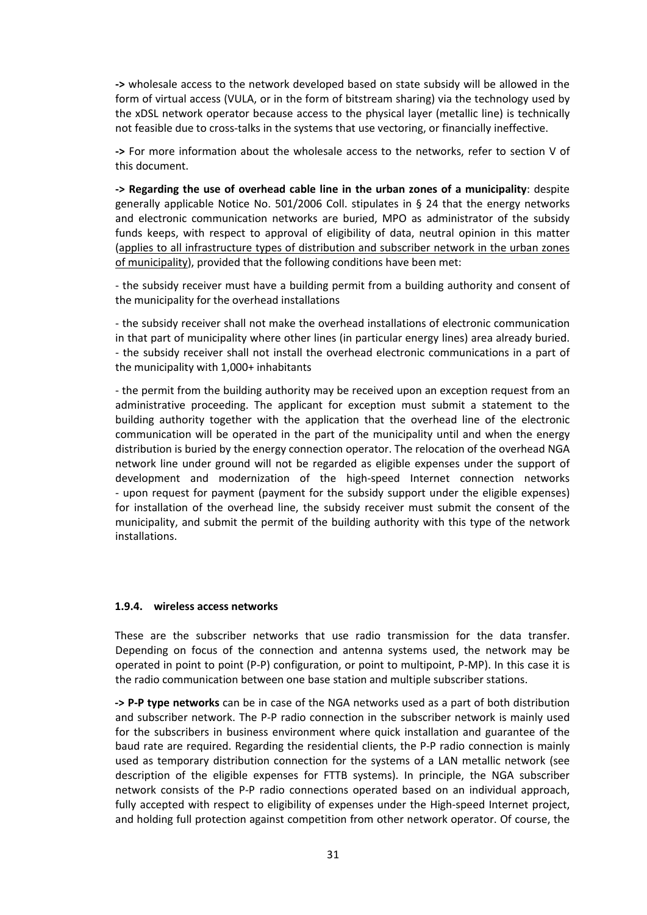**->** wholesale access to the network developed based on state subsidy will be allowed in the form of virtual access (VULA, or in the form of bitstream sharing) via the technology used by the xDSL network operator because access to the physical layer (metallic line) is technically not feasible due to cross-talks in the systems that use vectoring, or financially ineffective.

**->** For more information about the wholesale access to the networks, refer to section V of this document.

**-> Regarding the use of overhead cable line in the urban zones of a municipality**: despite generally applicable Notice No. 501/2006 Coll. stipulates in § 24 that the energy networks and electronic communication networks are buried, MPO as administrator of the subsidy funds keeps, with respect to approval of eligibility of data, neutral opinion in this matter (applies to all infrastructure types of distribution and subscriber network in the urban zones of municipality), provided that the following conditions have been met:

- the subsidy receiver must have a building permit from a building authority and consent of the municipality for the overhead installations

- the subsidy receiver shall not make the overhead installations of electronic communication in that part of municipality where other lines (in particular energy lines) area already buried.
- the subsidy receiver shall not install the overhead electronic communications in a part of the municipality with 1,000+ inhabitants

- the permit from the building authority may be received upon an exception request from an administrative proceeding. The applicant for exception must submit a statement to the building authority together with the application that the overhead line of the electronic communication will be operated in the part of the municipality until and when the energy distribution is buried by the energy connection operator. The relocation of the overhead NGA network line under ground will not be regarded as eligible expenses under the support of development and modernization of the high-speed Internet connection networks
- upon request for payment (payment for the subsidy support under the eligible expenses) for installation of the overhead line, the subsidy receiver must submit the consent of the municipality, and submit the permit of the building authority with this type of the network installations.

#### 1.9.4. wireless access networks

These are the subscriber networks that use radio transmission for the data transfer. Depending on focus of the connection and antenna systems used, the network may be operated in point to point (P-P) configuration, or point to multipoint, P-MP). In this case it is the radio communication between one base station and multiple subscriber stations.

**-> P-P type networks** can be in case of the NGA networks used as a part of both distribution and subscriber network. The P-P radio connection in the subscriber network is mainly used for the subscribers in business environment where quick installation and guarantee of the baud rate are required. Regarding the residential clients, the P-P radio connection is mainly used as temporary distribution connection for the systems of a LAN metallic network (see description of the eligible expenses for FTTB systems). In principle, the NGA subscriber network consists of the P-P radio connections operated based on an individual approach, fully accepted with respect to eligibility of expenses under the High-speed Internet project, and holding full protection against competition from other network operator. Of course, the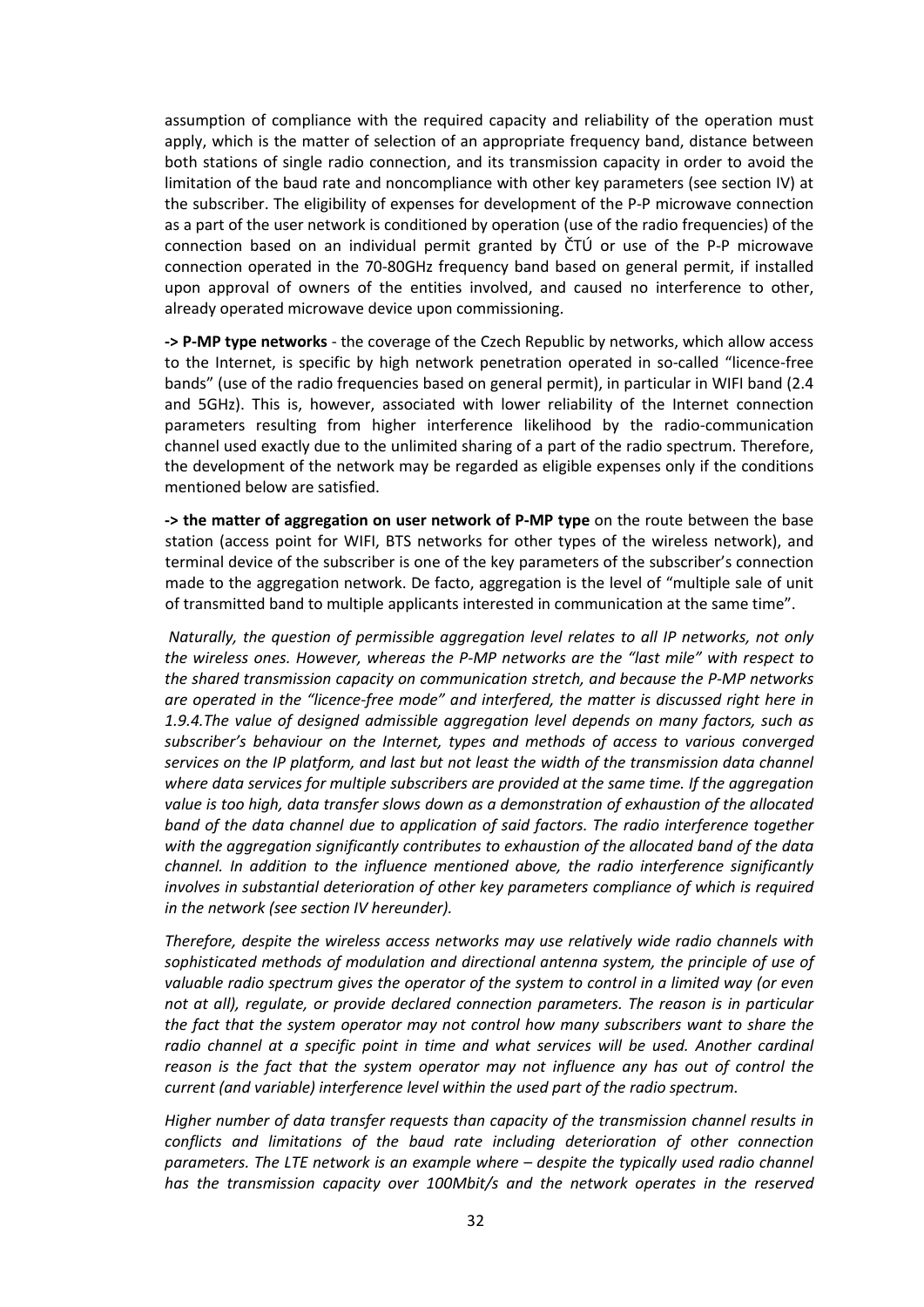assumption of compliance with the required capacity and reliability of the operation must apply, which is the matter of selection of an appropriate frequency band, distance between both stations of single radio connection, and its transmission capacity in order to avoid the limitation of the baud rate and noncompliance with other key parameters (see section IV) at the subscriber. The eligibility of expenses for development of the P-P microwave connection as a part of the user network is conditioned by operation (use of the radio frequencies) of the connection based on an individual permit granted by ČTÚ or use of the P-P microwave connection operated in the 70-80GHz frequency band based on general permit, if installed upon approval of owners of the entities involved, and caused no interference to other, already operated microwave device upon commissioning.

**-> P-MP type networks** - the coverage of the Czech Republic by networks, which allow access to the Internet, is specific by high network penetration operated in so-called "licence-free bands" (use of the radio frequencies based on general permit), in particular in WIFI band (2.4 and 5GHz). This is, however, associated with lower reliability of the Internet connection parameters resulting from higher interference likelihood by the radio-communication channel used exactly due to the unlimited sharing of a part of the radio spectrum. Therefore, the development of the network may be regarded as eligible expenses only if the conditions mentioned below are satisfied.

**-> the matter of aggregation on user network of P-MP type** on the route between the base station (access point for WIFI, BTS networks for other types of the wireless network), and terminal device of the subscriber is one of the key parameters of the subscriber's connection made to the aggregation network. De facto, aggregation is the level of "multiple sale of unit of transmitted band to multiple applicants interested in communication at the same time".

*Naturally, the question of permissible aggregation level relates to all IP networks, not only the wireless ones. However, whereas the P-MP networks are the "last mile" with respect to the shared transmission capacity on communication stretch, and because the P-MP networks are operated in the "licence-free mode" and interfered, the matter is discussed right here in 1.9.4.The value of designed admissible aggregation level depends on many factors, such as subscriber's behaviour on the Internet, types and methods of access to various converged services on the IP platform, and last but not least the width of the transmission data channel where data services for multiple subscribers are provided at the same time. If the aggregation value is too high, data transfer slows down as a demonstration of exhaustion of the allocated band of the data channel due to application of said factors. The radio interference together with the aggregation significantly contributes to exhaustion of the allocated band of the data channel. In addition to the influence mentioned above, the radio interference significantly involves in substantial deterioration of other key parameters compliance of which is required in the network (see section IV hereunder).*

*Therefore, despite the wireless access networks may use relatively wide radio channels with sophisticated methods of modulation and directional antenna system, the principle of use of valuable radio spectrum gives the operator of the system to control in a limited way (or even not at all), regulate, or provide declared connection parameters. The reason is in particular the fact that the system operator may not control how many subscribers want to share the radio channel at a specific point in time and what services will be used. Another cardinal reason is the fact that the system operator may not influence any has out of control the current (and variable) interference level within the used part of the radio spectrum.*

*Higher number of data transfer requests than capacity of the transmission channel results in conflicts and limitations of the baud rate including deterioration of other connection parameters. The LTE network is an example where – despite the typically used radio channel has the transmission capacity over 100Mbit/s and the network operates in the reserved*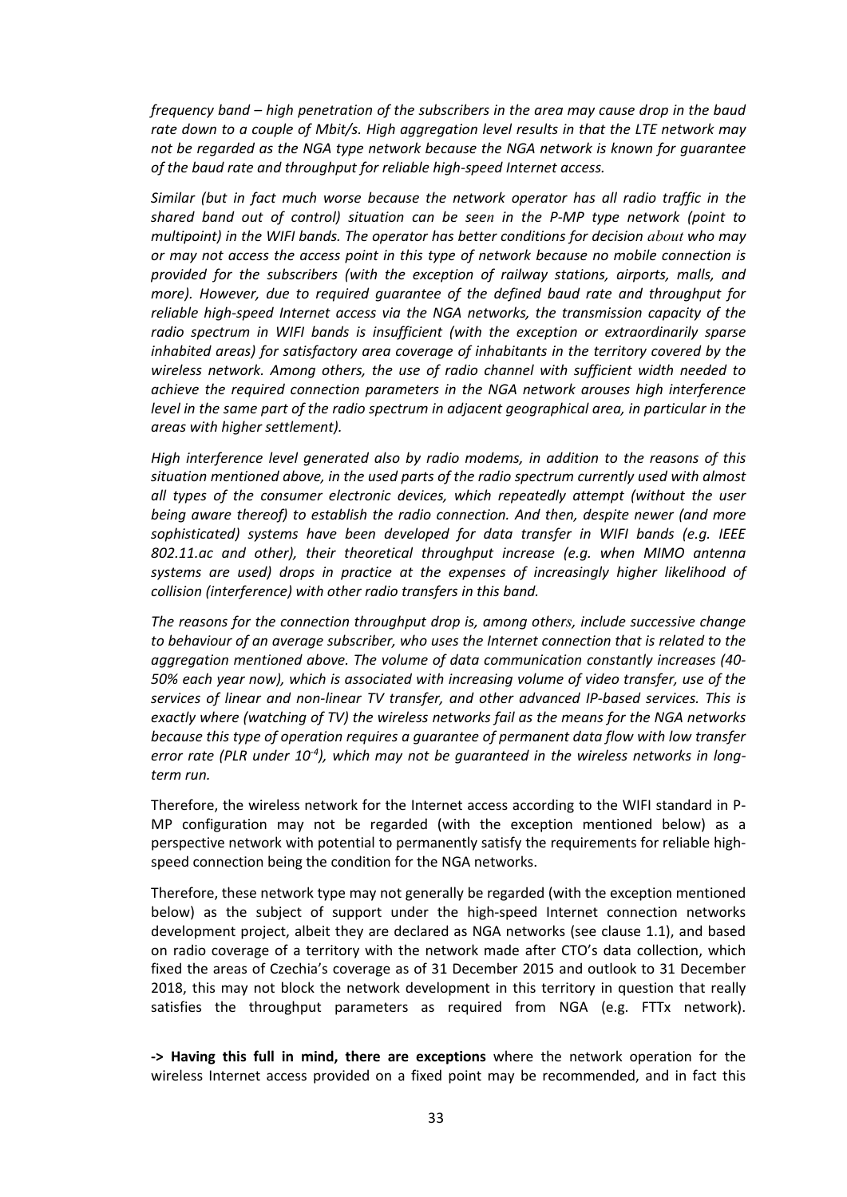*frequency band – high penetration of the subscribers in the area may cause drop in the baud rate down to a couple of Mbit/s. High aggregation level results in that the LTE network may not be regarded as the NGA type network because the NGA network is known for guarantee of the baud rate and throughput for reliable high-speed Internet access.*

*Similar (but in fact much worse because the network operator has all radio traffic in the shared band out of control) situation can be seen in the P-MP type network (point to multipoint) in the WIFI bands. The operator has better conditions for decision about who may or may not access the access point in this type of network because no mobile connection is provided for the subscribers (with the exception of railway stations, airports, malls, and more). However, due to required guarantee of the defined baud rate and throughput for reliable high-speed Internet access via the NGA networks, the transmission capacity of the radio spectrum in WIFI bands is insufficient (with the exception or extraordinarily sparse inhabited areas) for satisfactory area coverage of inhabitants in the territory covered by the wireless network. Among others, the use of radio channel with sufficient width needed to achieve the required connection parameters in the NGA network arouses high interference level in the same part of the radio spectrum in adjacent geographical area, in particular in the areas with higher settlement).*

*High interference level generated also by radio modems, in addition to the reasons of this situation mentioned above, in the used parts of the radio spectrum currently used with almost all types of the consumer electronic devices, which repeatedly attempt (without the user being aware thereof) to establish the radio connection. And then, despite newer (and more sophisticated) systems have been developed for data transfer in WIFI bands (e.g. IEEE 802.11.ac and other), their theoretical throughput increase (e.g. when MIMO antenna systems are used) drops in practice at the expenses of increasingly higher likelihood of collision (interference) with other radio transfers in this band.*

*The reasons for the connection throughput drop is, among others, include successive change to behaviour of an average subscriber, who uses the Internet connection that is related to the aggregation mentioned above. The volume of data communication constantly increases (40-50% each year now), which is associated with increasing volume of video transfer, use of the services of linear and non-linear TV transfer, and other advanced IP-based services. This is exactly where (watching of TV) the wireless networks fail as the means for the NGA networks because this type of operation requires a guarantee of permanent data flow with low transfer error rate (PLR under $10^{-4}$), which may not be guaranteed in the wireless networks in long-term run.*

Therefore, the wireless network for the Internet access according to the WIFI standard in P-MP configuration may not be regarded (with the exception mentioned below) as a perspective network with potential to permanently satisfy the requirements for reliable high-speed connection being the condition for the NGA networks.

Therefore, these network type may not generally be regarded (with the exception mentioned below) as the subject of support under the high-speed Internet connection networks development project, albeit they are declared as NGA networks (see clause 1.1), and based on radio coverage of a territory with the network made after CTO's data collection, which fixed the areas of Czechia's coverage as of 31 December 2015 and outlook to 31 December 2018, this may not block the network development in this territory in question that really satisfies the throughput parameters as required from NGA (e.g. FTTx network).

**-> Having this full in mind, there are exceptions** where the network operation for the wireless Internet access provided on a fixed point may be recommended, and in fact this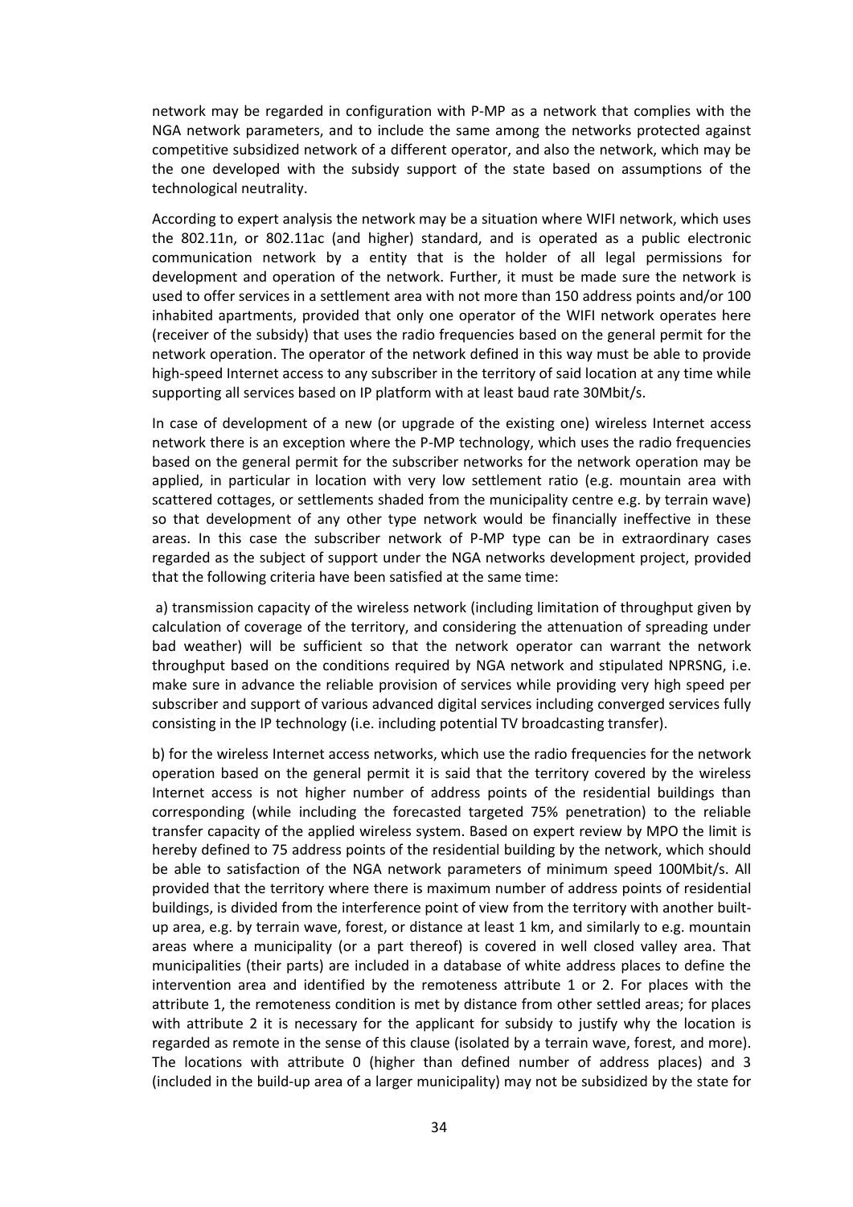network may be regarded in configuration with P-MP as a network that complies with the NGA network parameters, and to include the same among the networks protected against competitive subsidized network of a different operator, and also the network, which may be the one developed with the subsidy support of the state based on assumptions of the technological neutrality.

According to expert analysis the network may be a situation where WIFI network, which uses the 802.11n, or 802.11ac (and higher) standard, and is operated as a public electronic communication network by a entity that is the holder of all legal permissions for development and operation of the network. Further, it must be made sure the network is used to offer services in a settlement area with not more than 150 address points and/or 100 inhabited apartments, provided that only one operator of the WIFI network operates here (receiver of the subsidy) that uses the radio frequencies based on the general permit for the network operation. The operator of the network defined in this way must be able to provide high-speed Internet access to any subscriber in the territory of said location at any time while supporting all services based on IP platform with at least baud rate 30Mbit/s.

In case of development of a new (or upgrade of the existing one) wireless Internet access network there is an exception where the P-MP technology, which uses the radio frequencies based on the general permit for the subscriber networks for the network operation may be applied, in particular in location with very low settlement ratio (e.g. mountain area with scattered cottages, or settlements shaded from the municipality centre e.g. by terrain wave) so that development of any other type network would be financially ineffective in these areas. In this case the subscriber network of P-MP type can be in extraordinary cases regarded as the subject of support under the NGA networks development project, provided that the following criteria have been satisfied at the same time:

a) transmission capacity of the wireless network (including limitation of throughput given by calculation of coverage of the territory, and considering the attenuation of spreading under bad weather) will be sufficient so that the network operator can warrant the network throughput based on the conditions required by NGA network and stipulated NPRSNG, i.e. make sure in advance the reliable provision of services while providing very high speed per subscriber and support of various advanced digital services including converged services fully consisting in the IP technology (i.e. including potential TV broadcasting transfer).

b) for the wireless Internet access networks, which use the radio frequencies for the network operation based on the general permit it is said that the territory covered by the wireless Internet access is not higher number of address points of the residential buildings than corresponding (while including the forecasted targeted 75% penetration) to the reliable transfer capacity of the applied wireless system. Based on expert review by MPO the limit is hereby defined to 75 address points of the residential building by the network, which should be able to satisfaction of the NGA network parameters of minimum speed 100Mbit/s. All provided that the territory where there is maximum number of address points of residential buildings, is divided from the interference point of view from the territory with another built-up area, e.g. by terrain wave, forest, or distance at least 1 km, and similarly to e.g. mountain areas where a municipality (or a part thereof) is covered in well closed valley area. That municipalities (their parts) are included in a database of white address places to define the intervention area and identified by the remoteness attribute 1 or 2. For places with the attribute 1, the remoteness condition is met by distance from other settled areas; for places with attribute 2 it is necessary for the applicant for subsidy to justify why the location is regarded as remote in the sense of this clause (isolated by a terrain wave, forest, and more). The locations with attribute 0 (higher than defined number of address places) and 3 (included in the build-up area of a larger municipality) may not be subsidized by the state for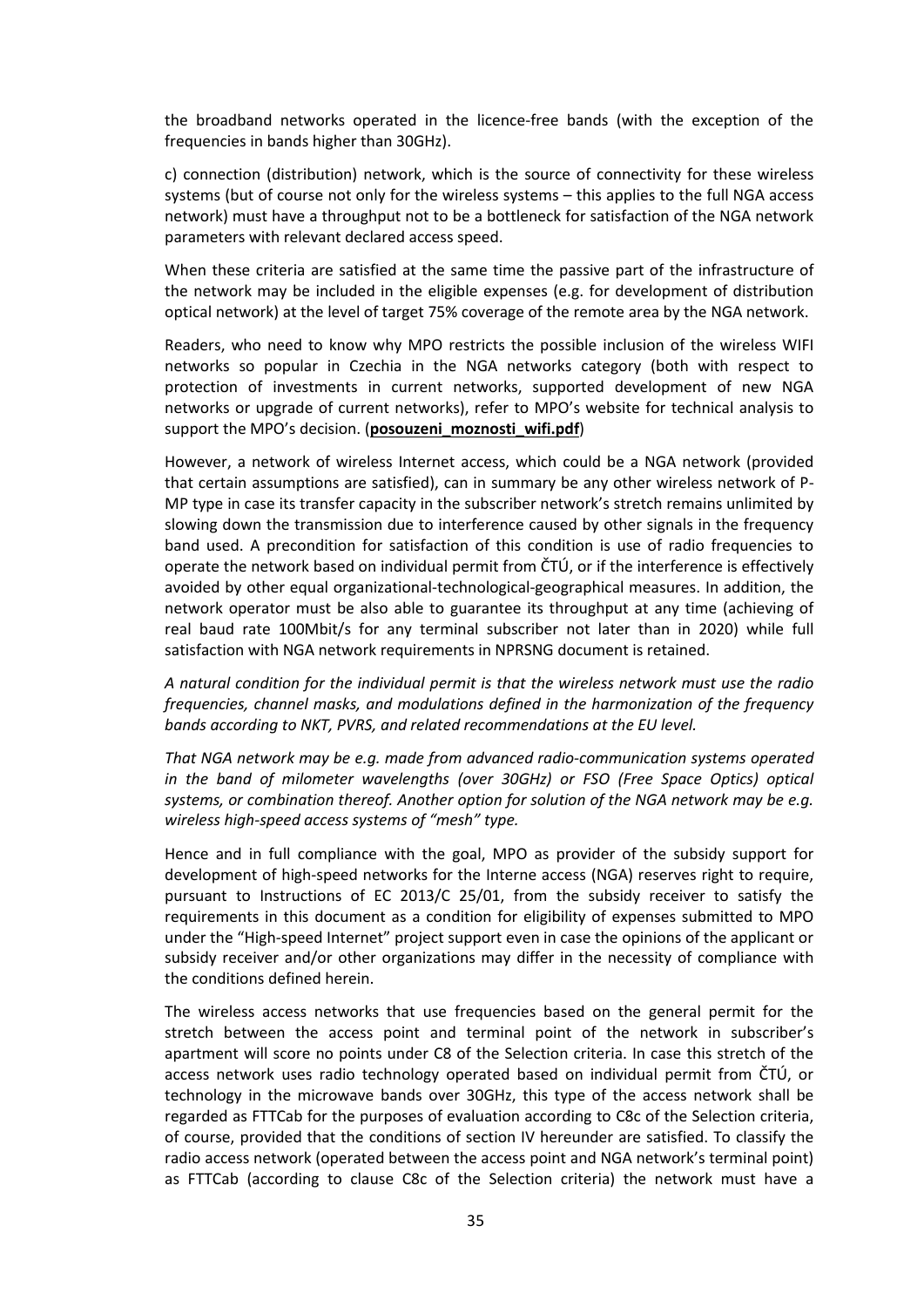the broadband networks operated in the licence-free bands (with the exception of the frequencies in bands higher than 30GHz).

c) connection (distribution) network, which is the source of connectivity for these wireless systems (but of course not only for the wireless systems – this applies to the full NGA access network) must have a throughput not to be a bottleneck for satisfaction of the NGA network parameters with relevant declared access speed.

When these criteria are satisfied at the same time the passive part of the infrastructure of the network may be included in the eligible expenses (e.g. for development of distribution optical network) at the level of target 75% coverage of the remote area by the NGA network.

Readers, who need to know why MPO restricts the possible inclusion of the wireless WIFI networks so popular in Czechia in the NGA networks category (both with respect to protection of investments in current networks, supported development of new NGA networks or upgrade of current networks), refer to MPO's website for technical analysis to support the MPO's decision. (**posouzeni_moznosti_wifi.pdf**)

However, a network of wireless Internet access, which could be a NGA network (provided that certain assumptions are satisfied), can in summary be any other wireless network of P-MP type in case its transfer capacity in the subscriber network's stretch remains unlimited by slowing down the transmission due to interference caused by other signals in the frequency band used. A precondition for satisfaction of this condition is use of radio frequencies to operate the network based on individual permit from ČTÚ, or if the interference is effectively avoided by other equal organizational-technological-geographical measures. In addition, the network operator must be also able to guarantee its throughput at any time (achieving of real baud rate 100Mbit/s for any terminal subscriber not later than in 2020) while full satisfaction with NGA network requirements in NPRSNG document is retained.

*A natural condition for the individual permit is that the wireless network must use the radio frequencies, channel masks, and modulations defined in the harmonization of the frequency bands according to NKT, PVRS, and related recommendations at the EU level.*

*That NGA network may be e.g. made from advanced radio-communication systems operated in the band of milometer wavelengths (over 30GHz) or FSO (Free Space Optics) optical systems, or combination thereof. Another option for solution of the NGA network may be e.g. wireless high-speed access systems of "mesh" type.*

Hence and in full compliance with the goal, MPO as provider of the subsidy support for development of high-speed networks for the Interne access (NGA) reserves right to require, pursuant to Instructions of EC 2013/C 25/01, from the subsidy receiver to satisfy the requirements in this document as a condition for eligibility of expenses submitted to MPO under the "High-speed Internet" project support even in case the opinions of the applicant or subsidy receiver and/or other organizations may differ in the necessity of compliance with the conditions defined herein.

The wireless access networks that use frequencies based on the general permit for the stretch between the access point and terminal point of the network in subscriber's apartment will score no points under C8 of the Selection criteria. In case this stretch of the access network uses radio technology operated based on individual permit from ČTÚ, or technology in the microwave bands over 30GHz, this type of the access network shall be regarded as FTTCab for the purposes of evaluation according to C8c of the Selection criteria, of course, provided that the conditions of section IV hereunder are satisfied. To classify the radio access network (operated between the access point and NGA network's terminal point) as FTTCab (according to clause C8c of the Selection criteria) the network must have a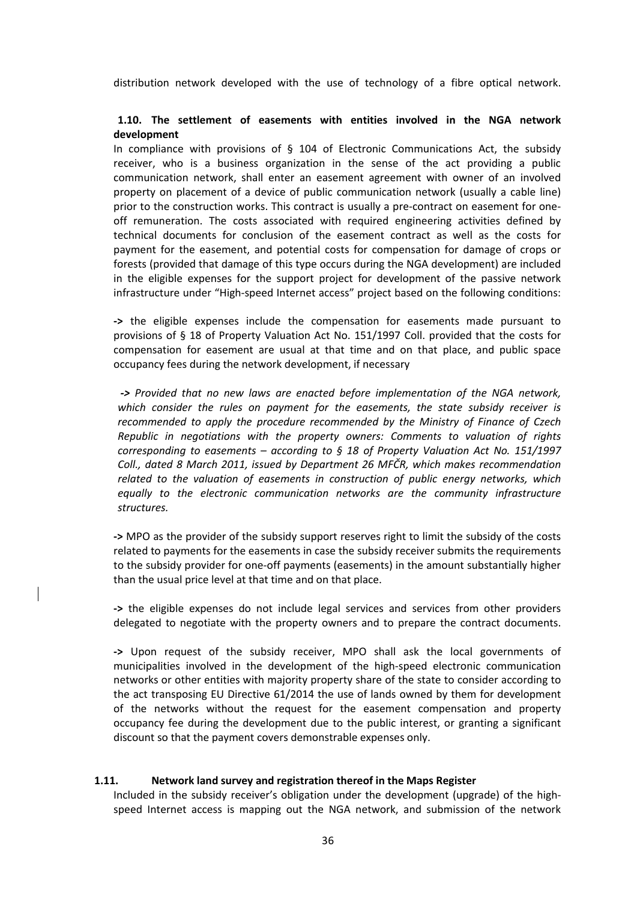distribution network developed with the use of technology of a fibre optical network.

### 1.10. The settlement of easements with entities involved in the NGA network development

In compliance with provisions of § 104 of Electronic Communications Act, the subsidy receiver, who is a business organization in the sense of the act providing a public communication network, shall enter an easement agreement with owner of an involved property on placement of a device of public communication network (usually a cable line) prior to the construction works. This contract is usually a pre-contract on easement for one-off remuneration. The costs associated with required engineering activities defined by technical documents for conclusion of the easement contract as well as the costs for payment for the easement, and potential costs for compensation for damage of crops or forests (provided that damage of this type occurs during the NGA development) are included in the eligible expenses for the support project for development of the passive network infrastructure under "High-speed Internet access" project based on the following conditions:

**->** the eligible expenses include the compensation for easements made pursuant to provisions of § 18 of Property Valuation Act No. 151/1997 Coll. provided that the costs for compensation for easement are usual at that time and on that place, and public space occupancy fees during the network development, if necessary

***->*** *Provided that no new laws are enacted before implementation of the NGA network, which consider the rules on payment for the easements, the state subsidy receiver is recommended to apply the procedure recommended by the Ministry of Finance of Czech Republic in negotiations with the property owners: Comments to valuation of rights corresponding to easements – according to § 18 of Property Valuation Act No. 151/1997 Coll., dated 8 March 2011, issued by Department 26 MFČR, which makes recommendation related to the valuation of easements in construction of public energy networks, which equally to the electronic communication networks are the community infrastructure structures.*

**->** MPO as the provider of the subsidy support reserves right to limit the subsidy of the costs related to payments for the easements in case the subsidy receiver submits the requirements to the subsidy provider for one-off payments (easements) in the amount substantially higher than the usual price level at that time and on that place.

**->** the eligible expenses do not include legal services and services from other providers delegated to negotiate with the property owners and to prepare the contract documents.

**->** Upon request of the subsidy receiver, MPO shall ask the local governments of municipalities involved in the development of the high-speed electronic communication networks or other entities with majority property share of the state to consider according to the act transposing EU Directive 61/2014 the use of lands owned by them for development of the networks without the request for the easement compensation and property occupancy fee during the development due to the public interest, or granting a significant discount so that the payment covers demonstrable expenses only.

### 1.11. Network land survey and registration thereof in the Maps Register

Included in the subsidy receiver's obligation under the development (upgrade) of the high-speed Internet access is mapping out the NGA network, and submission of the network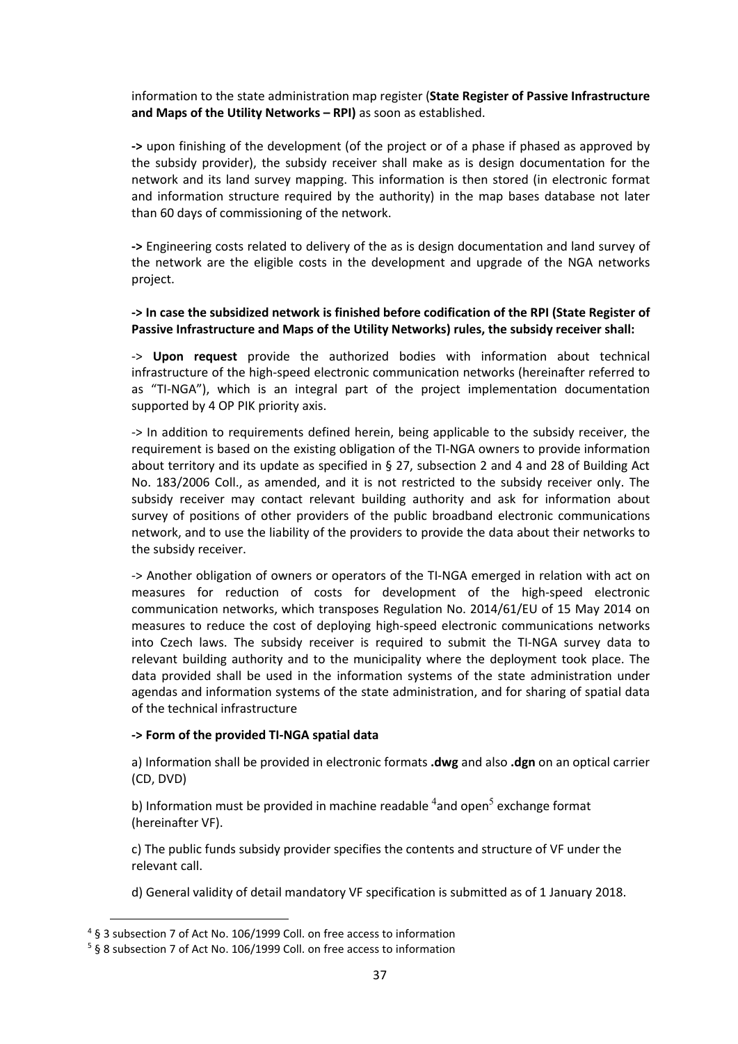information to the state administration map register (**State Register of Passive Infrastructure and Maps of the Utility Networks – RPI)** as soon as established.

**->** upon finishing of the development (of the project or of a phase if phased as approved by the subsidy provider), the subsidy receiver shall make as is design documentation for the network and its land survey mapping. This information is then stored (in electronic format and information structure required by the authority) in the map bases database not later than 60 days of commissioning of the network.

**->** Engineering costs related to delivery of the as is design documentation and land survey of the network are the eligible costs in the development and upgrade of the NGA networks project.

**-> In case the subsidized network is finished before codification of the RPI (State Register of Passive Infrastructure and Maps of the Utility Networks) rules, the subsidy receiver shall:**

-> **Upon request** provide the authorized bodies with information about technical infrastructure of the high-speed electronic communication networks (hereinafter referred to as "TI-NGA"), which is an integral part of the project implementation documentation supported by 4 OP PIK priority axis.

-> In addition to requirements defined herein, being applicable to the subsidy receiver, the requirement is based on the existing obligation of the TI-NGA owners to provide information about territory and its update as specified in § 27, subsection 2 and 4 and 28 of Building Act No. 183/2006 Coll., as amended, and it is not restricted to the subsidy receiver only. The subsidy receiver may contact relevant building authority and ask for information about survey of positions of other providers of the public broadband electronic communications network, and to use the liability of the providers to provide the data about their networks to the subsidy receiver.

-> Another obligation of owners or operators of the TI-NGA emerged in relation with act on measures for reduction of costs for development of the high-speed electronic communication networks, which transposes Regulation No. 2014/61/EU of 15 May 2014 on measures to reduce the cost of deploying high-speed electronic communications networks into Czech laws. The subsidy receiver is required to submit the TI-NGA survey data to relevant building authority and to the municipality where the deployment took place. The data provided shall be used in the information systems of the state administration under agendas and information systems of the state administration, and for sharing of spatial data of the technical infrastructure

**-> Form of the provided TI-NGA spatial data**

a) Information shall be provided in electronic formats **.dwg** and also **.dgn** on an optical carrier (CD, DVD)

b) Information must be provided in machine readable [4] and open[5] exchange format (hereinafter VF).

c) The public funds subsidy provider specifies the contents and structure of VF under the relevant call.

d) General validity of detail mandatory VF specification is submitted as of 1 January 2018.

---

[4] § 3 subsection 7 of Act No. 106/1999 Coll. on free access to information

[5] § 8 subsection 7 of Act No. 106/1999 Coll. on free access to information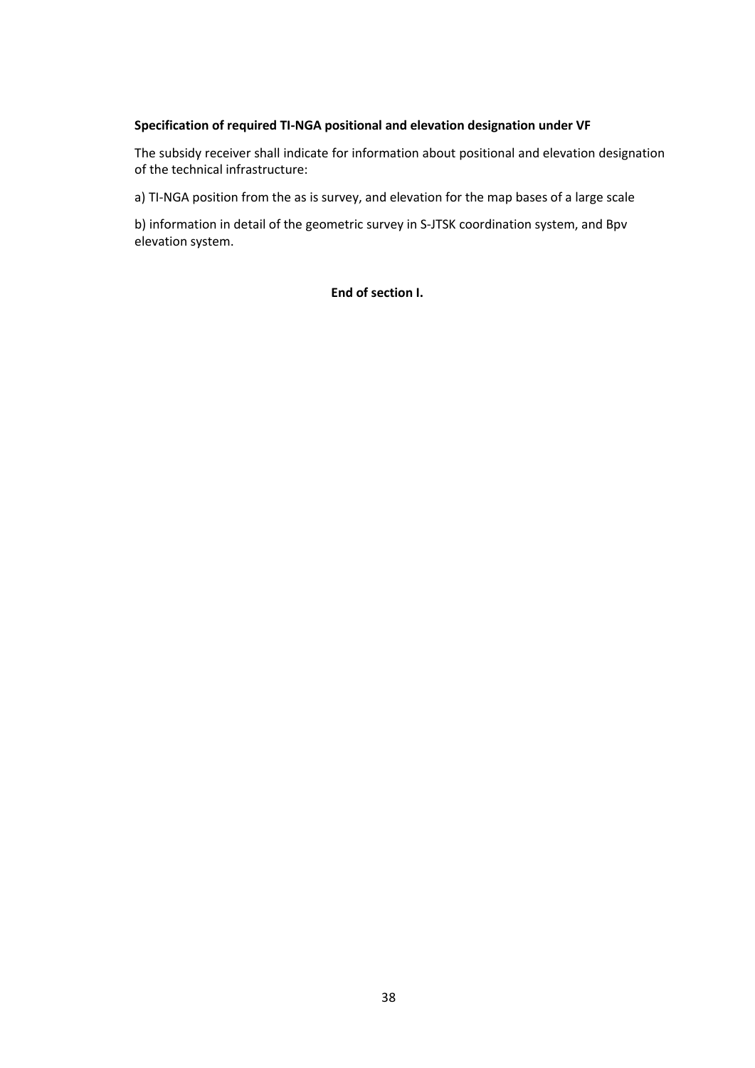**Specification of required TI-NGA positional and elevation designation under VF**

The subsidy receiver shall indicate for information about positional and elevation designation of the technical infrastructure:

a) TI-NGA position from the as is survey, and elevation for the map bases of a large scale

b) information in detail of the geometric survey in S-JTSK coordination system, and Bpv elevation system.

**End of section I.**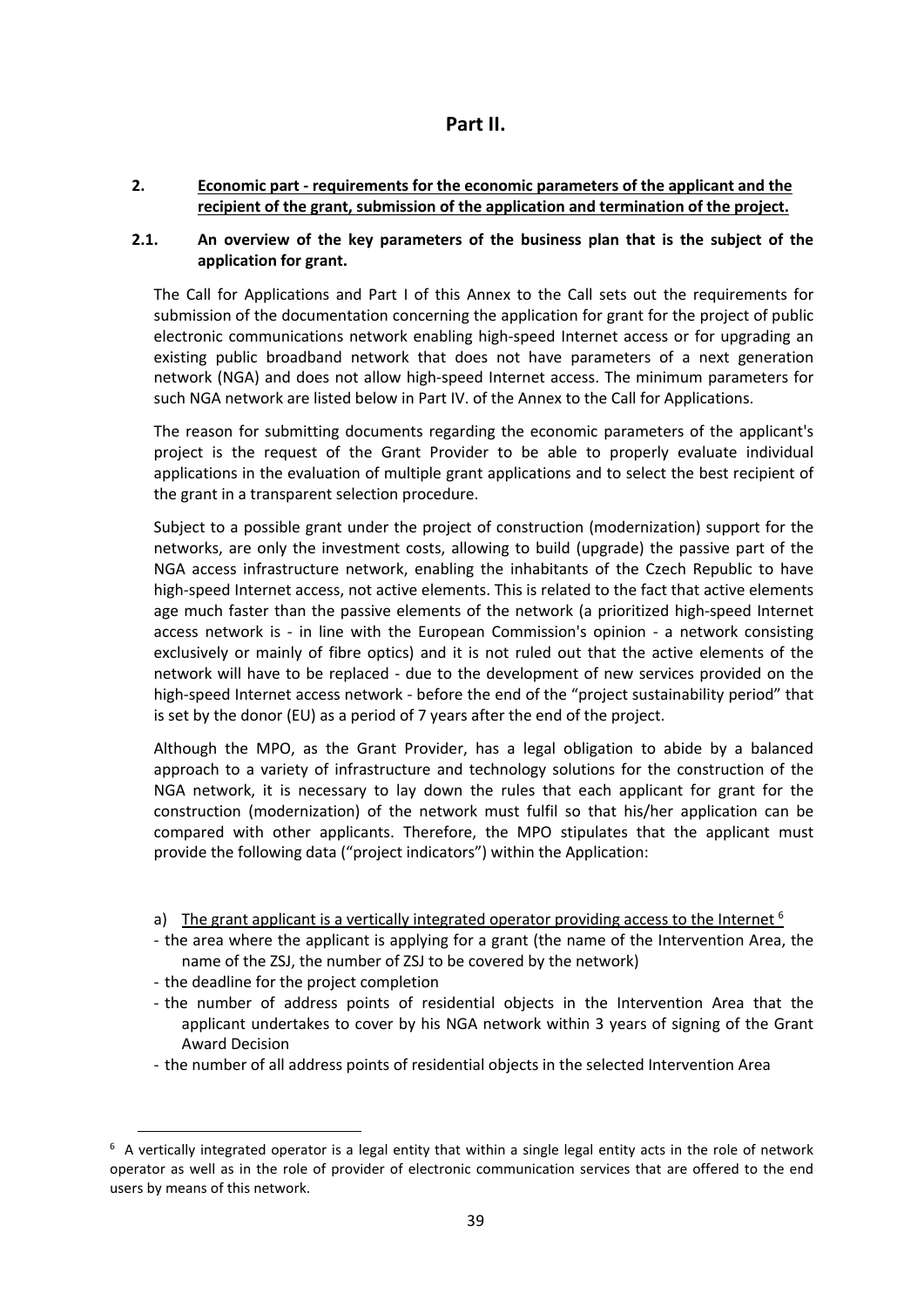# Part II.

## 2. Economic part - requirements for the economic parameters of the applicant and the recipient of the grant, submission of the application and termination of the project.

### 2.1. An overview of the key parameters of the business plan that is the subject of the application for grant.

The Call for Applications and Part I of this Annex to the Call sets out the requirements for submission of the documentation concerning the application for grant for the project of public electronic communications network enabling high-speed Internet access or for upgrading an existing public broadband network that does not have parameters of a next generation network (NGA) and does not allow high-speed Internet access. The minimum parameters for such NGA network are listed below in Part IV. of the Annex to the Call for Applications.

The reason for submitting documents regarding the economic parameters of the applicant's project is the request of the Grant Provider to be able to properly evaluate individual applications in the evaluation of multiple grant applications and to select the best recipient of the grant in a transparent selection procedure.

Subject to a possible grant under the project of construction (modernization) support for the networks, are only the investment costs, allowing to build (upgrade) the passive part of the NGA access infrastructure network, enabling the inhabitants of the Czech Republic to have high-speed Internet access, not active elements. This is related to the fact that active elements age much faster than the passive elements of the network (a prioritized high-speed Internet access network is - in line with the European Commission's opinion - a network consisting exclusively or mainly of fibre optics) and it is not ruled out that the active elements of the network will have to be replaced - due to the development of new services provided on the high-speed Internet access network - before the end of the "project sustainability period" that is set by the donor (EU) as a period of 7 years after the end of the project.

Although the MPO, as the Grant Provider, has a legal obligation to abide by a balanced approach to a variety of infrastructure and technology solutions for the construction of the NGA network, it is necessary to lay down the rules that each applicant for grant for the construction (modernization) of the network must fulfil so that his/her application can be compared with other applicants. Therefore, the MPO stipulates that the applicant must provide the following data ("project indicators") within the Application:

a) The grant applicant is a vertically integrated operator providing access to the Internet [6]

- the area where the applicant is applying for a grant (the name of the Intervention Area, the name of the ZSJ, the number of ZSJ to be covered by the network)
- the deadline for the project completion
- the number of address points of residential objects in the Intervention Area that the applicant undertakes to cover by his NGA network within 3 years of signing of the Grant Award Decision
- the number of all address points of residential objects in the selected Intervention Area

[6] A vertically integrated operator is a legal entity that within a single legal entity acts in the role of network operator as well as in the role of provider of electronic communication services that are offered to the end users by means of this network.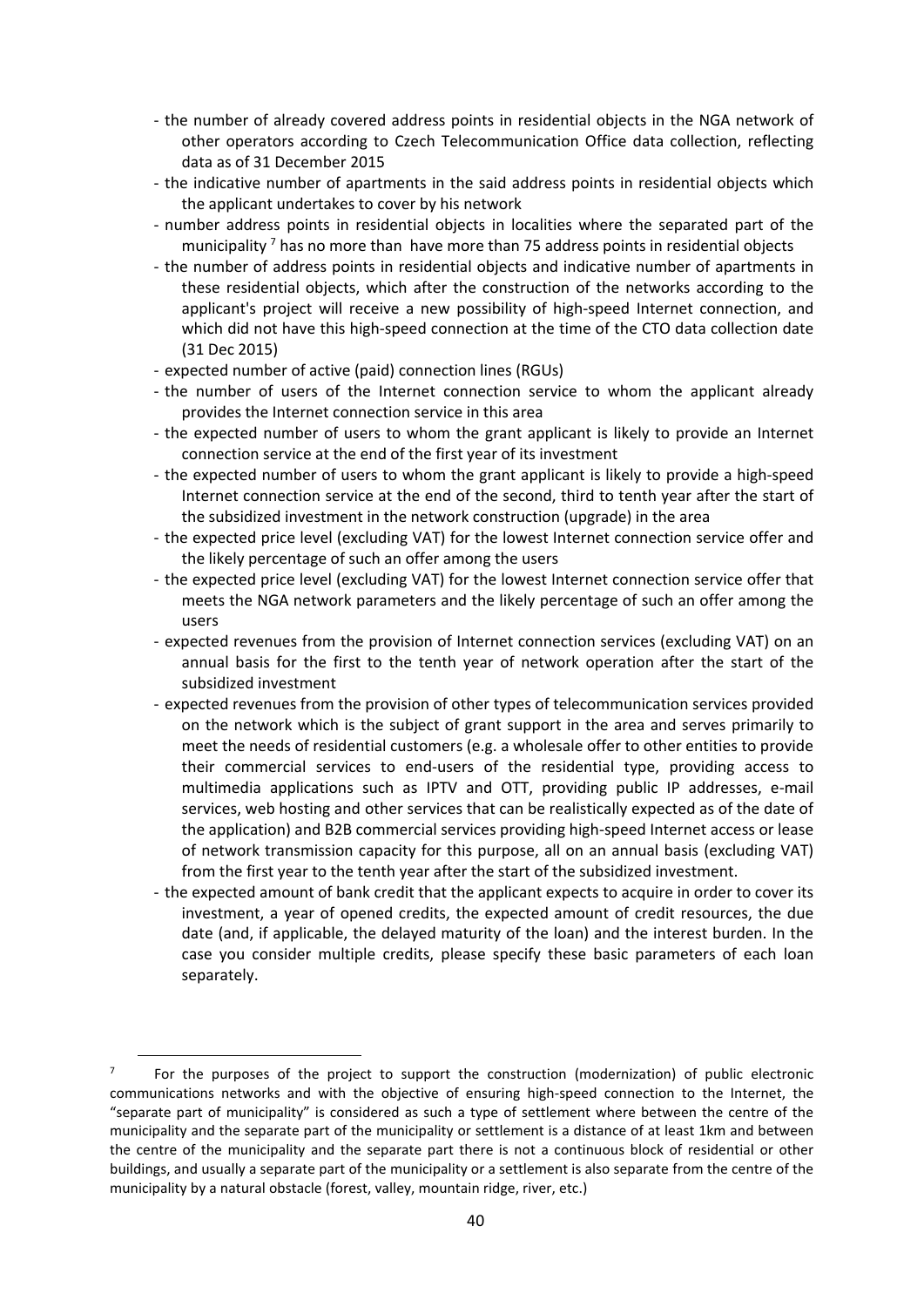- the number of already covered address points in residential objects in the NGA network of other operators according to Czech Telecommunication Office data collection, reflecting data as of 31 December 2015
- the indicative number of apartments in the said address points in residential objects which the applicant undertakes to cover by his network
- number address points in residential objects in localities where the separated part of the municipality [7] has no more than have more than 75 address points in residential objects
- the number of address points in residential objects and indicative number of apartments in these residential objects, which after the construction of the networks according to the applicant's project will receive a new possibility of high-speed Internet connection, and which did not have this high-speed connection at the time of the CTO data collection date (31 Dec 2015)
- expected number of active (paid) connection lines (RGUs)
- the number of users of the Internet connection service to whom the applicant already provides the Internet connection service in this area
- the expected number of users to whom the grant applicant is likely to provide an Internet connection service at the end of the first year of its investment
- the expected number of users to whom the grant applicant is likely to provide a high-speed Internet connection service at the end of the second, third to tenth year after the start of the subsidized investment in the network construction (upgrade) in the area
- the expected price level (excluding VAT) for the lowest Internet connection service offer and the likely percentage of such an offer among the users
- the expected price level (excluding VAT) for the lowest Internet connection service offer that meets the NGA network parameters and the likely percentage of such an offer among the users
- expected revenues from the provision of Internet connection services (excluding VAT) on an annual basis for the first to the tenth year of network operation after the start of the subsidized investment
- expected revenues from the provision of other types of telecommunication services provided on the network which is the subject of grant support in the area and serves primarily to meet the needs of residential customers (e.g. a wholesale offer to other entities to provide their commercial services to end-users of the residential type, providing access to multimedia applications such as IPTV and OTT, providing public IP addresses, e-mail services, web hosting and other services that can be realistically expected as of the date of the application) and B2B commercial services providing high-speed Internet access or lease of network transmission capacity for this purpose, all on an annual basis (excluding VAT) from the first year to the tenth year after the start of the subsidized investment.
- the expected amount of bank credit that the applicant expects to acquire in order to cover its investment, a year of opened credits, the expected amount of credit resources, the due date (and, if applicable, the delayed maturity of the loan) and the interest burden. In the case you consider multiple credits, please specify these basic parameters of each loan separately.

---

[7] For the purposes of the project to support the construction (modernization) of public electronic communications networks and with the objective of ensuring high-speed connection to the Internet, the "separate part of municipality" is considered as such a type of settlement where between the centre of the municipality and the separate part of the municipality or settlement is a distance of at least 1km and between the centre of the municipality and the separate part there is not a continuous block of residential or other buildings, and usually a separate part of the municipality or a settlement is also separate from the centre of the municipality by a natural obstacle (forest, valley, mountain ridge, river, etc.)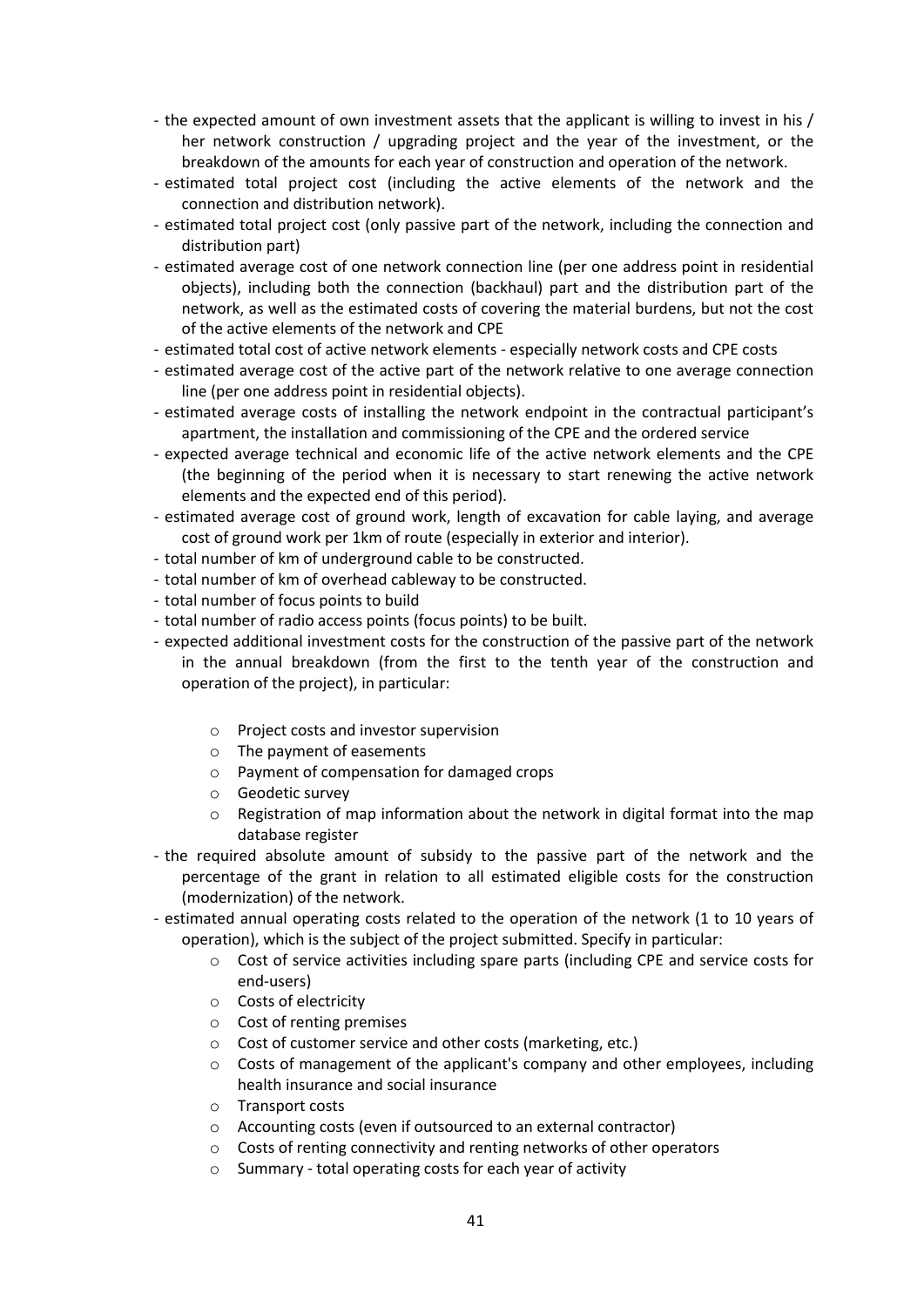- the expected amount of own investment assets that the applicant is willing to invest in his / her network construction / upgrading project and the year of the investment, or the breakdown of the amounts for each year of construction and operation of the network.
- estimated total project cost (including the active elements of the network and the connection and distribution network).
- estimated total project cost (only passive part of the network, including the connection and distribution part)
- estimated average cost of one network connection line (per one address point in residential objects), including both the connection (backhaul) part and the distribution part of the network, as well as the estimated costs of covering the material burdens, but not the cost of the active elements of the network and CPE
- estimated total cost of active network elements - especially network costs and CPE costs
- estimated average cost of the active part of the network relative to one average connection line (per one address point in residential objects).
- estimated average costs of installing the network endpoint in the contractual participant's apartment, the installation and commissioning of the CPE and the ordered service
- expected average technical and economic life of the active network elements and the CPE (the beginning of the period when it is necessary to start renewing the active network elements and the expected end of this period).
- estimated average cost of ground work, length of excavation for cable laying, and average cost of ground work per 1km of route (especially in exterior and interior).
- total number of km of underground cable to be constructed.
- total number of km of overhead cableway to be constructed.
- total number of focus points to build
- total number of radio access points (focus points) to be built.
- expected additional investment costs for the construction of the passive part of the network in the annual breakdown (from the first to the tenth year of the construction and operation of the project), in particular:
    - Project costs and investor supervision
    - The payment of easements
    - Payment of compensation for damaged crops
    - Geodetic survey
    - Registration of map information about the network in digital format into the map database register
- the required absolute amount of subsidy to the passive part of the network and the percentage of the grant in relation to all estimated eligible costs for the construction (modernization) of the network.
- estimated annual operating costs related to the operation of the network (1 to 10 years of operation), which is the subject of the project submitted. Specify in particular:
    - Cost of service activities including spare parts (including CPE and service costs for end-users)
    - Costs of electricity
    - Cost of renting premises
    - Cost of customer service and other costs (marketing, etc.)
    - Costs of management of the applicant's company and other employees, including health insurance and social insurance
    - Transport costs
    - Accounting costs (even if outsourced to an external contractor)
    - Costs of renting connectivity and renting networks of other operators
    - Summary - total operating costs for each year of activity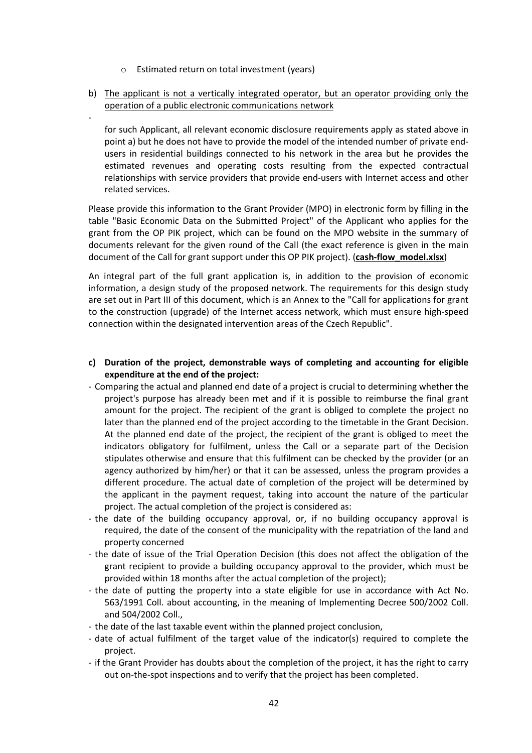- Estimated return on total investment (years)

b) The applicant is not a vertically integrated operator, but an operator providing only the operation of a public electronic communications network

- for such Applicant, all relevant economic disclosure requirements apply as stated above in point a) but he does not have to provide the model of the intended number of private end-users in residential buildings connected to his network in the area but he provides the estimated revenues and operating costs resulting from the expected contractual relationships with service providers that provide end-users with Internet access and other related services.

Please provide this information to the Grant Provider (MPO) in electronic form by filling in the table "Basic Economic Data on the Submitted Project" of the Applicant who applies for the grant from the OP PIK project, which can be found on the MPO website in the summary of documents relevant for the given round of the Call (the exact reference is given in the main document of the Call for grant support under this OP PIK project). (**cash-flow_model.xlsx**)

An integral part of the full grant application is, in addition to the provision of economic information, a design study of the proposed network. The requirements for this design study are set out in Part III of this document, which is an Annex to the "Call for applications for grant to the construction (upgrade) of the Internet access network, which must ensure high-speed connection within the designated intervention areas of the Czech Republic".

**c) Duration of the project, demonstrable ways of completing and accounting for eligible expenditure at the end of the project:**

- Comparing the actual and planned end date of a project is crucial to determining whether the project's purpose has already been met and if it is possible to reimburse the final grant amount for the project. The recipient of the grant is obliged to complete the project no later than the planned end of the project according to the timetable in the Grant Decision. At the planned end date of the project, the recipient of the grant is obliged to meet the indicators obligatory for fulfilment, unless the Call or a separate part of the Decision stipulates otherwise and ensure that this fulfilment can be checked by the provider (or an agency authorized by him/her) or that it can be assessed, unless the program provides a different procedure. The actual date of completion of the project will be determined by the applicant in the payment request, taking into account the nature of the particular project. The actual completion of the project is considered as:
- the date of the building occupancy approval, or, if no building occupancy approval is required, the date of the consent of the municipality with the repatriation of the land and property concerned
- the date of issue of the Trial Operation Decision (this does not affect the obligation of the grant recipient to provide a building occupancy approval to the provider, which must be provided within 18 months after the actual completion of the project);
- the date of putting the property into a state eligible for use in accordance with Act No. 563/1991 Coll. about accounting, in the meaning of Implementing Decree 500/2002 Coll. and 504/2002 Coll.,
- the date of the last taxable event within the planned project conclusion,
- date of actual fulfilment of the target value of the indicator(s) required to complete the project.
- if the Grant Provider has doubts about the completion of the project, it has the right to carry out on-the-spot inspections and to verify that the project has been completed.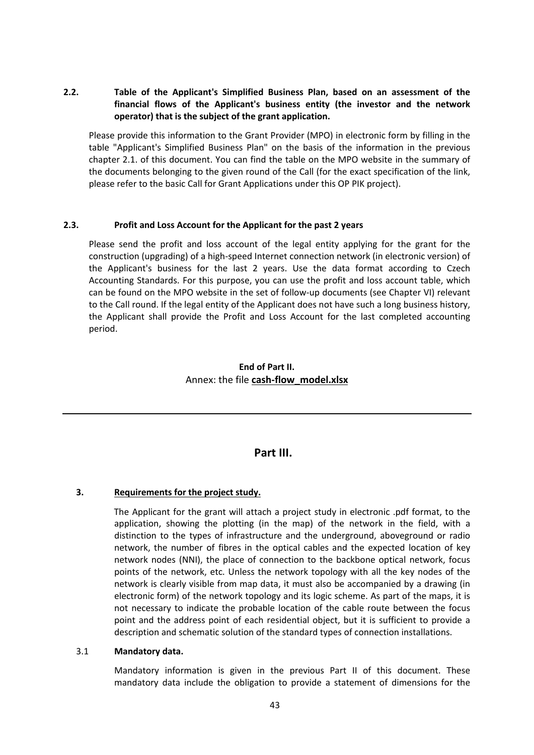### 2.2. Table of the Applicant's Simplified Business Plan, based on an assessment of the financial flows of the Applicant's business entity (the investor and the network operator) that is the subject of the grant application.

Please provide this information to the Grant Provider (MPO) in electronic form by filling in the table "Applicant's Simplified Business Plan" on the basis of the information in the previous chapter 2.1. of this document. You can find the table on the MPO website in the summary of the documents belonging to the given round of the Call (for the exact specification of the link, please refer to the basic Call for Grant Applications under this OP PIK project).

### 2.3. Profit and Loss Account for the Applicant for the past 2 years

Please send the profit and loss account of the legal entity applying for the grant for the construction (upgrading) of a high-speed Internet connection network (in electronic version) of the Applicant's business for the last 2 years. Use the data format according to Czech Accounting Standards. For this purpose, you can use the profit and loss account table, which can be found on the MPO website in the set of follow-up documents (see Chapter VI) relevant to the Call round. If the legal entity of the Applicant does not have such a long business history, the Applicant shall provide the Profit and Loss Account for the last completed accounting period.

**End of Part II.**

Annex: the file **cash-flow_model.xlsx**

---

## Part III.

### 3. Requirements for the project study.

The Applicant for the grant will attach a project study in electronic .pdf format, to the application, showing the plotting (in the map) of the network in the field, with a distinction to the types of infrastructure and the underground, aboveground or radio network, the number of fibres in the optical cables and the expected location of key network nodes (NNI), the place of connection to the backbone optical network, focus points of the network, etc. Unless the network topology with all the key nodes of the network is clearly visible from map data, it must also be accompanied by a drawing (in electronic form) of the network topology and its logic scheme. As part of the maps, it is not necessary to indicate the probable location of the cable route between the focus point and the address point of each residential object, but it is sufficient to provide a description and schematic solution of the standard types of connection installations.

#### 3.1 Mandatory data.

Mandatory information is given in the previous Part II of this document. These mandatory data include the obligation to provide a statement of dimensions for the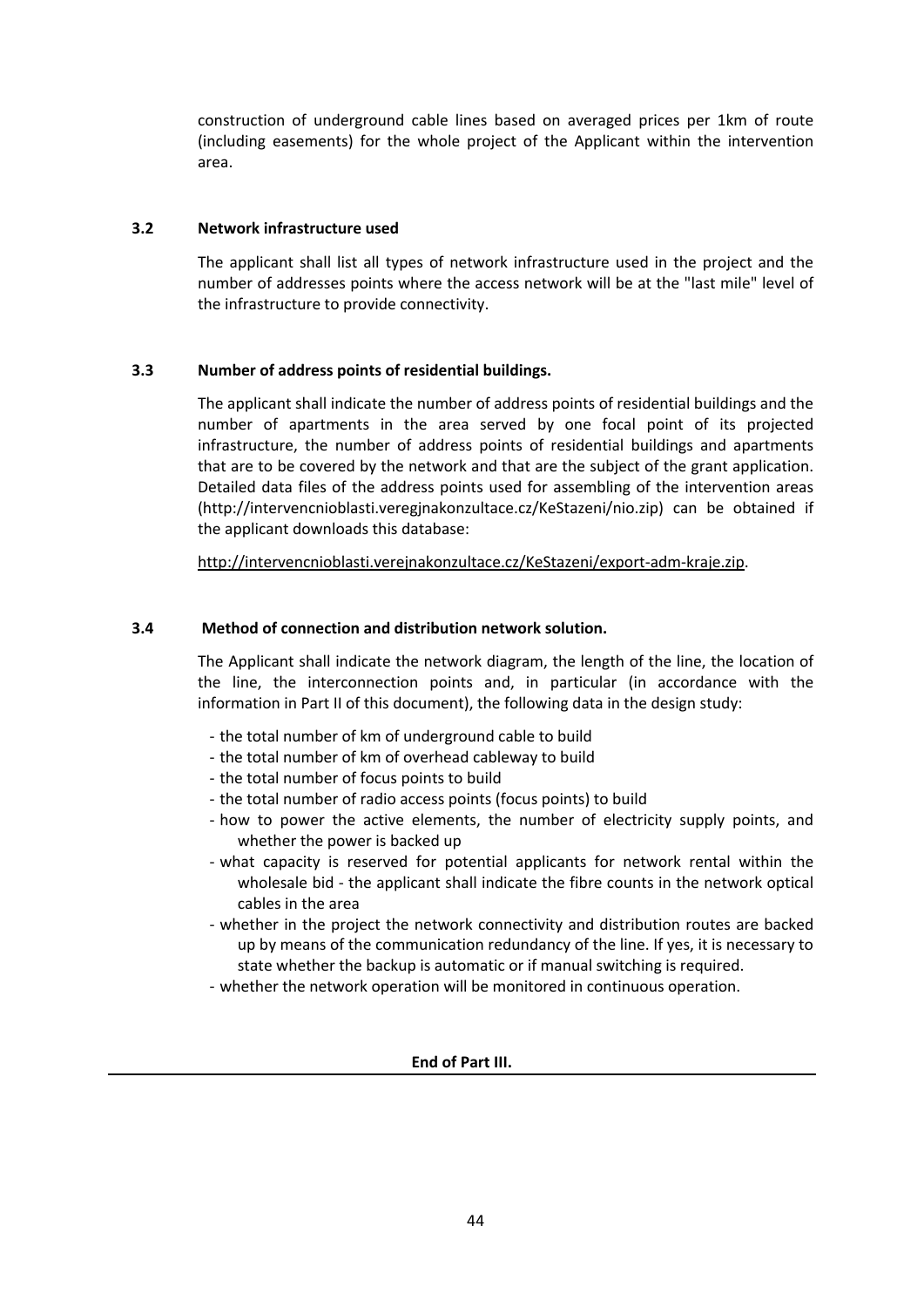construction of underground cable lines based on averaged prices per 1km of route (including easements) for the whole project of the Applicant within the intervention area.

### 3.2 Network infrastructure used

The applicant shall list all types of network infrastructure used in the project and the number of addresses points where the access network will be at the "last mile" level of the infrastructure to provide connectivity.

### 3.3 Number of address points of residential buildings.

The applicant shall indicate the number of address points of residential buildings and the number of apartments in the area served by one focal point of its projected infrastructure, the number of address points of residential buildings and apartments that are to be covered by the network and that are the subject of the grant application. Detailed data files of the address points used for assembling of the intervention areas (http://intervencnioblasti.veregjnakonzultace.cz/KeStazeni/nio.zip) can be obtained if the applicant downloads this database:

http://intervencnioblasti.verejnakonzultace.cz/KeStazeni/export-adm-kraje.zip.

### 3.4 Method of connection and distribution network solution.

The Applicant shall indicate the network diagram, the length of the line, the location of the line, the interconnection points and, in particular (in accordance with the information in Part II of this document), the following data in the design study:

- the total number of km of underground cable to build
- the total number of km of overhead cableway to build
- the total number of focus points to build
- the total number of radio access points (focus points) to build
- how to power the active elements, the number of electricity supply points, and whether the power is backed up
- what capacity is reserved for potential applicants for network rental within the wholesale bid - the applicant shall indicate the fibre counts in the network optical cables in the area
- whether in the project the network connectivity and distribution routes are backed up by means of the communication redundancy of the line. If yes, it is necessary to state whether the backup is automatic or if manual switching is required.
- whether the network operation will be monitored in continuous operation.

**End of Part III.**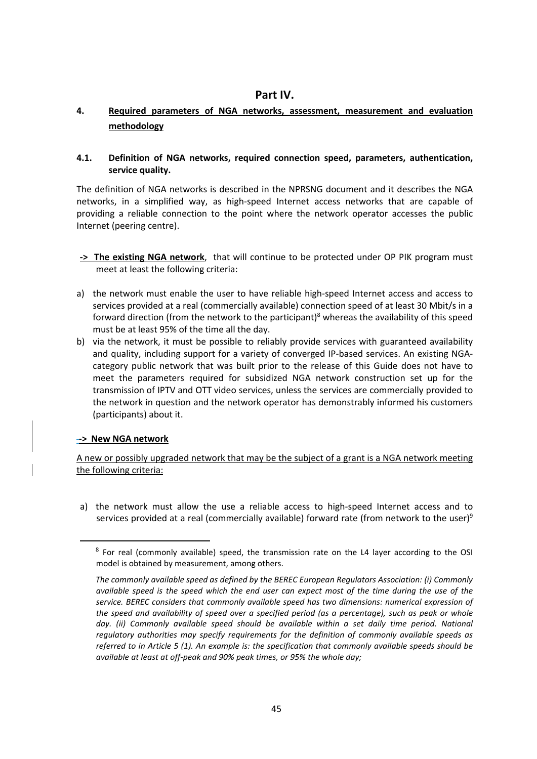# Part IV.

## 4. Required parameters of NGA networks, assessment, measurement and evaluation methodology

### 4.1. Definition of NGA networks, required connection speed, parameters, authentication, service quality.

The definition of NGA networks is described in the NPRSNG document and it describes the NGA networks, in a simplified way, as high-speed Internet access networks that are capable of providing a reliable connection to the point where the network operator accesses the public Internet (peering centre).

**-> The existing NGA network**, that will continue to be protected under OP PIK program must meet at least the following criteria:

a) the network must enable the user to have reliable high-speed Internet access and access to services provided at a real (commercially available) connection speed of at least 30 Mbit/s in a forward direction (from the network to the participant)[8] whereas the availability of this speed must be at least 95% of the time all the day.

b) via the network, it must be possible to reliably provide services with guaranteed availability and quality, including support for a variety of converged IP-based services. An existing NGA-category public network that was built prior to the release of this Guide does not have to meet the parameters required for subsidized NGA network construction set up for the transmission of IPTV and OTT video services, unless the services are commercially provided to the network in question and the network operator has demonstrably informed his customers (participants) about it.

**-> New NGA network**

A new or possibly upgraded network that may be the subject of a grant is a NGA network meeting the following criteria:

a) the network must allow the use a reliable access to high-speed Internet access and to services provided at a real (commercially available) forward rate (from network to the user)[9]

---

[8] For real (commonly available) speed, the transmission rate on the L4 layer according to the OSI model is obtained by measurement, among others.

*The commonly available speed as defined by the BEREC European Regulators Association: (i) Commonly available speed is the speed which the end user can expect most of the time during the use of the service. BEREC considers that commonly available speed has two dimensions: numerical expression of the speed and availability of speed over a specified period (as a percentage), such as peak or whole day. (ii) Commonly available speed should be available within a set daily time period. National regulatory authorities may specify requirements for the definition of commonly available speeds as referred to in Article 5 (1). An example is: the specification that commonly available speeds should be available at least at off-peak and 90% peak times, or 95% the whole day;*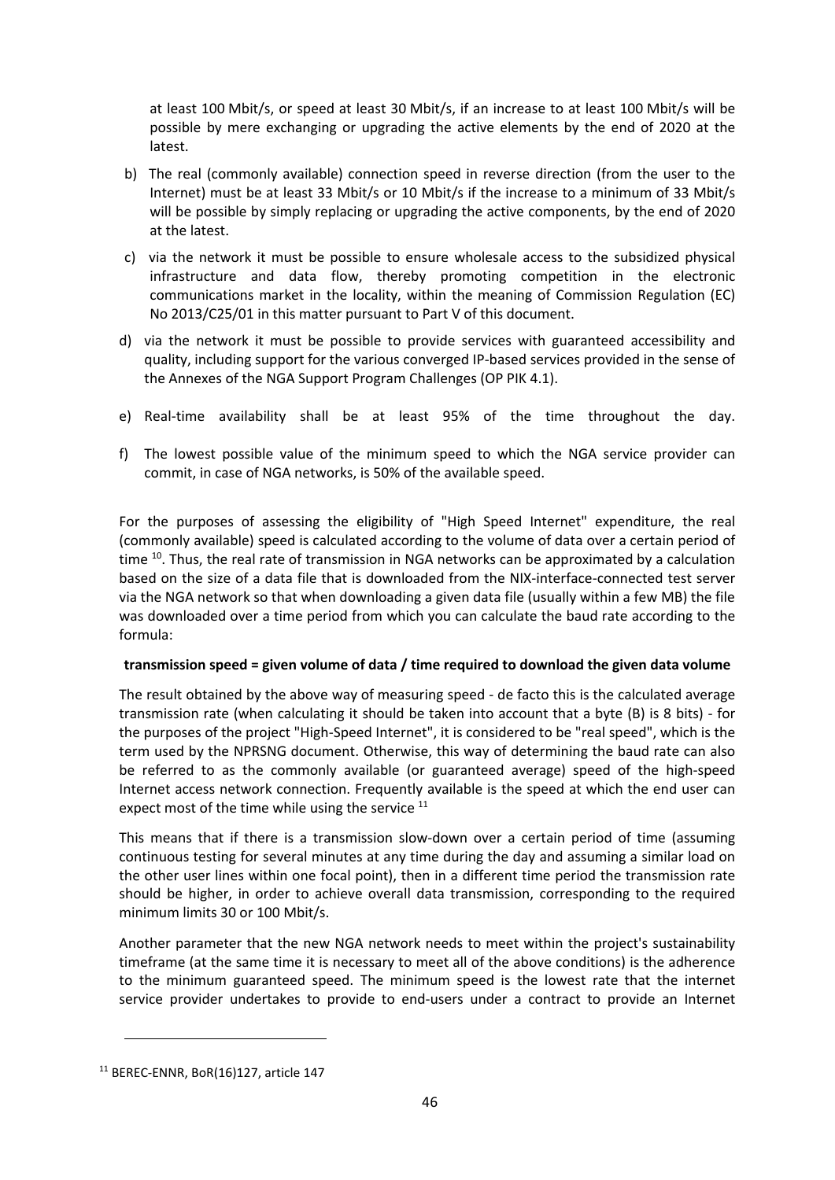at least 100 Mbit/s, or speed at least 30 Mbit/s, if an increase to at least 100 Mbit/s will be possible by mere exchanging or upgrading the active elements by the end of 2020 at the latest.

b) The real (commonly available) connection speed in reverse direction (from the user to the Internet) must be at least 33 Mbit/s or 10 Mbit/s if the increase to a minimum of 33 Mbit/s will be possible by simply replacing or upgrading the active components, by the end of 2020 at the latest.

c) via the network it must be possible to ensure wholesale access to the subsidized physical infrastructure and data flow, thereby promoting competition in the electronic communications market in the locality, within the meaning of Commission Regulation (EC) No 2013/C25/01 in this matter pursuant to Part V of this document.

d) via the network it must be possible to provide services with guaranteed accessibility and quality, including support for the various converged IP-based services provided in the sense of the Annexes of the NGA Support Program Challenges (OP PIK 4.1).

e) Real-time availability shall be at least 95% of the time throughout the day.

f) The lowest possible value of the minimum speed to which the NGA service provider can commit, in case of NGA networks, is 50% of the available speed.

For the purposes of assessing the eligibility of "High Speed Internet" expenditure, the real (commonly available) speed is calculated according to the volume of data over a certain period of time [10]. Thus, the real rate of transmission in NGA networks can be approximated by a calculation based on the size of a data file that is downloaded from the NIX-interface-connected test server via the NGA network so that when downloading a given data file (usually within a few MB) the file was downloaded over a time period from which you can calculate the baud rate according to the formula:

**transmission speed = given volume of data / time required to download the given data volume**

The result obtained by the above way of measuring speed - de facto this is the calculated average transmission rate (when calculating it should be taken into account that a byte (B) is 8 bits) - for the purposes of the project "High-Speed Internet", it is considered to be "real speed", which is the term used by the NPRSNG document. Otherwise, this way of determining the baud rate can also be referred to as the commonly available (or guaranteed average) speed of the high-speed Internet access network connection. Frequently available is the speed at which the end user can expect most of the time while using the service [11]

This means that if there is a transmission slow-down over a certain period of time (assuming continuous testing for several minutes at any time during the day and assuming a similar load on the other user lines within one focal point), then in a different time period the transmission rate should be higher, in order to achieve overall data transmission, corresponding to the required minimum limits 30 or 100 Mbit/s.

Another parameter that the new NGA network needs to meet within the project's sustainability timeframe (at the same time it is necessary to meet all of the above conditions) is the adherence to the minimum guaranteed speed. The minimum speed is the lowest rate that the internet service provider undertakes to provide to end-users under a contract to provide an Internet

[11] BEREC-ENNR, BoR(16)127, article 147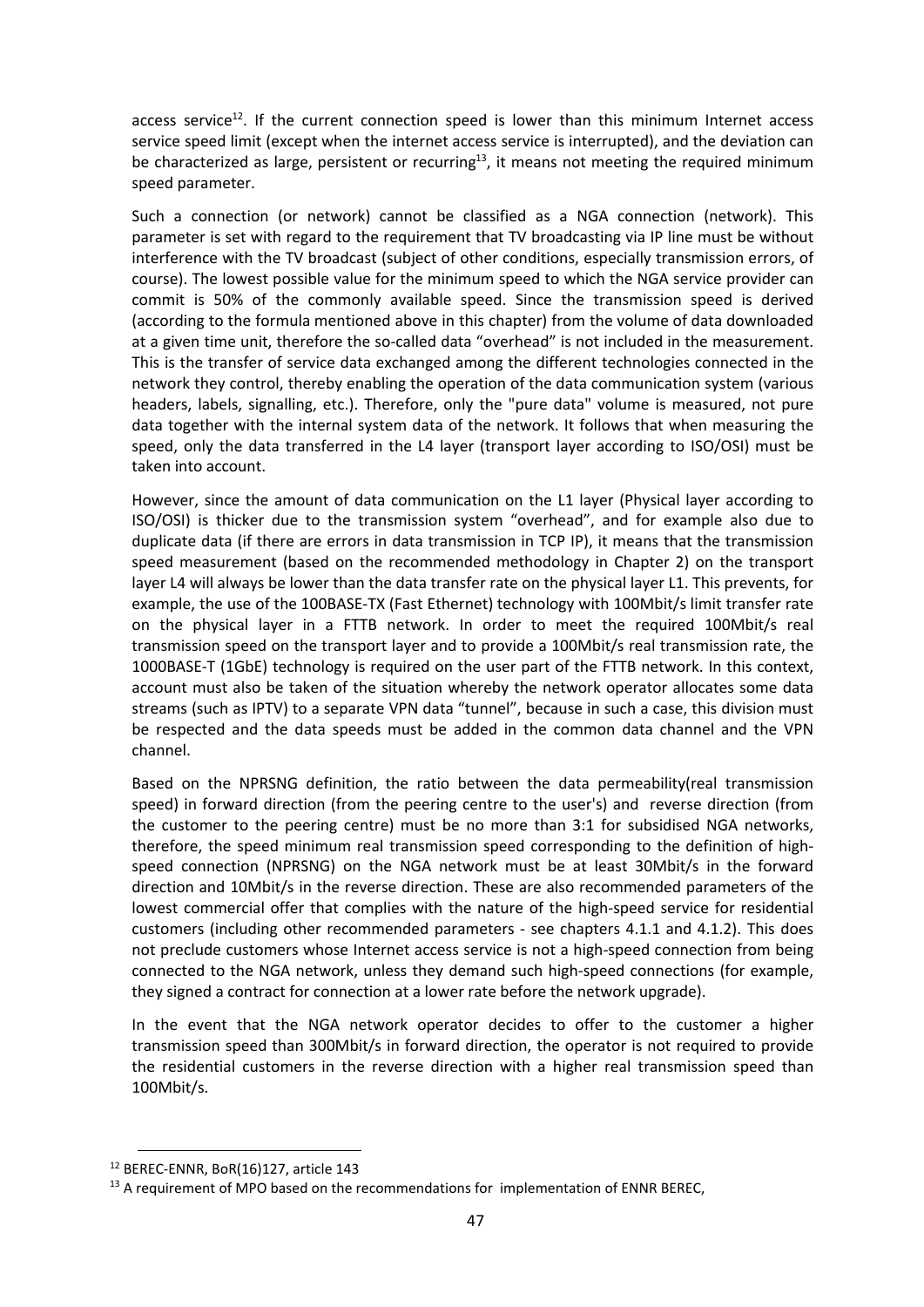access service[12]. If the current connection speed is lower than this minimum Internet access service speed limit (except when the internet access service is interrupted), and the deviation can be characterized as large, persistent or recurring[13], it means not meeting the required minimum speed parameter.

Such a connection (or network) cannot be classified as a NGA connection (network). This parameter is set with regard to the requirement that TV broadcasting via IP line must be without interference with the TV broadcast (subject of other conditions, especially transmission errors, of course). The lowest possible value for the minimum speed to which the NGA service provider can commit is 50% of the commonly available speed. Since the transmission speed is derived (according to the formula mentioned above in this chapter) from the volume of data downloaded at a given time unit, therefore the so-called data "overhead" is not included in the measurement. This is the transfer of service data exchanged among the different technologies connected in the network they control, thereby enabling the operation of the data communication system (various headers, labels, signalling, etc.). Therefore, only the "pure data" volume is measured, not pure data together with the internal system data of the network. It follows that when measuring the speed, only the data transferred in the L4 layer (transport layer according to ISO/OSI) must be taken into account.

However, since the amount of data communication on the L1 layer (Physical layer according to ISO/OSI) is thicker due to the transmission system "overhead", and for example also due to duplicate data (if there are errors in data transmission in TCP IP), it means that the transmission speed measurement (based on the recommended methodology in Chapter 2) on the transport layer L4 will always be lower than the data transfer rate on the physical layer L1. This prevents, for example, the use of the 100BASE-TX (Fast Ethernet) technology with 100Mbit/s limit transfer rate on the physical layer in a FTTB network. In order to meet the required 100Mbit/s real transmission speed on the transport layer and to provide a 100Mbit/s real transmission rate, the 1000BASE-T (1GbE) technology is required on the user part of the FTTB network. In this context, account must also be taken of the situation whereby the network operator allocates some data streams (such as IPTV) to a separate VPN data "tunnel", because in such a case, this division must be respected and the data speeds must be added in the common data channel and the VPN channel.

Based on the NPRSNG definition, the ratio between the data permeability(real transmission speed) in forward direction (from the peering centre to the user's) and reverse direction (from the customer to the peering centre) must be no more than 3:1 for subsidised NGA networks, therefore, the speed minimum real transmission speed corresponding to the definition of high-speed connection (NPRSNG) on the NGA network must be at least 30Mbit/s in the forward direction and 10Mbit/s in the reverse direction. These are also recommended parameters of the lowest commercial offer that complies with the nature of the high-speed service for residential customers (including other recommended parameters - see chapters 4.1.1 and 4.1.2). This does not preclude customers whose Internet access service is not a high-speed connection from being connected to the NGA network, unless they demand such high-speed connections (for example, they signed a contract for connection at a lower rate before the network upgrade).

In the event that the NGA network operator decides to offer to the customer a higher transmission speed than 300Mbit/s in forward direction, the operator is not required to provide the residential customers in the reverse direction with a higher real transmission speed than 100Mbit/s.

---

[12] BEREC-ENNR, BoR(16)127, article 143

[13] A requirement of MPO based on the recommendations for implementation of ENNR BEREC,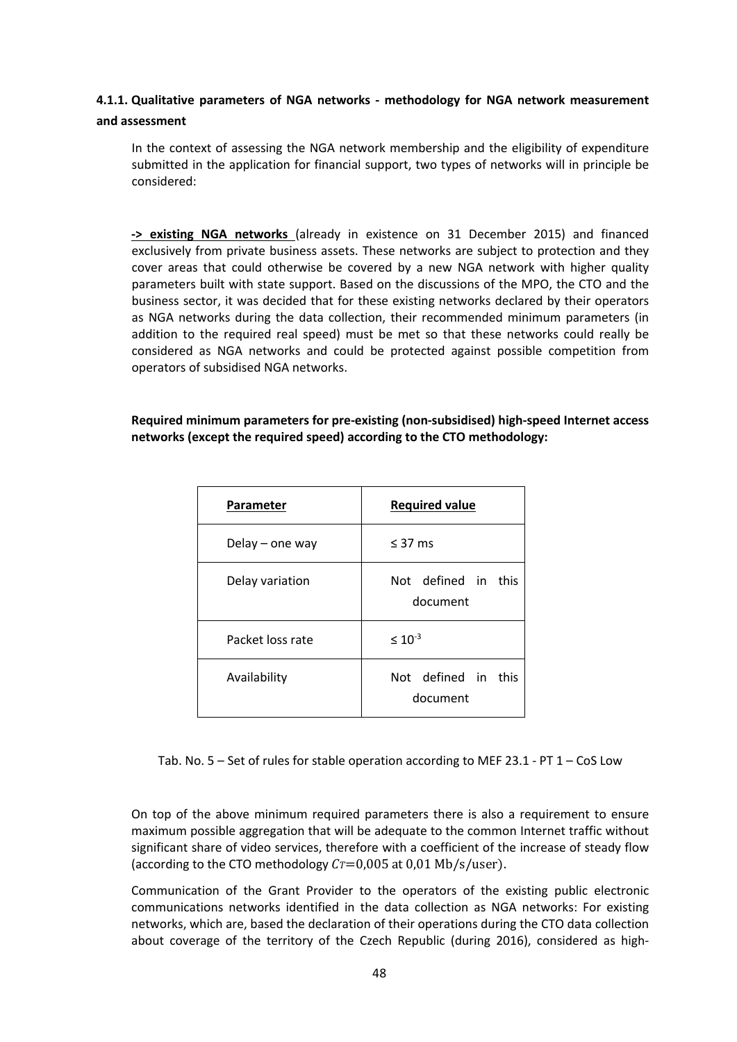#### 4.1.1. Qualitative parameters of NGA networks - methodology for NGA network measurement and assessment

In the context of assessing the NGA network membership and the eligibility of expenditure submitted in the application for financial support, two types of networks will in principle be considered:

**-> existing NGA networks** (already in existence on 31 December 2015) and financed exclusively from private business assets. These networks are subject to protection and they cover areas that could otherwise be covered by a new NGA network with higher quality parameters built with state support. Based on the discussions of the MPO, the CTO and the business sector, it was decided that for these existing networks declared by their operators as NGA networks during the data collection, their recommended minimum parameters (in addition to the required real speed) must be met so that these networks could really be considered as NGA networks and could be protected against possible competition from operators of subsidised NGA networks.

**Required minimum parameters for pre-existing (non-subsidised) high-speed Internet access networks (except the required speed) according to the CTO methodology:**

| Parameter | Required value |
|---|---|
| Delay – one way | ≤ 37 ms |
| Delay variation | Not defined in this document |
| Packet loss rate | $\leq 10^{-3}$ |
| Availability | Not defined in this document |

Tab. No. 5 – Set of rules for stable operation according to MEF 23.1 - PT 1 – CoS Low

On top of the above minimum required parameters there is also a requirement to ensure maximum possible aggregation that will be adequate to the common Internet traffic without significant share of video services, therefore with a coefficient of the increase of steady flow (according to the CTO methodology $C_T = 0{,}005$ at $0{,}01\ \text{Mb/s/user}$).

Communication of the Grant Provider to the operators of the existing public electronic communications networks identified in the data collection as NGA networks: For existing networks, which are, based the declaration of their operations during the CTO data collection about coverage of the territory of the Czech Republic (during 2016), considered as high-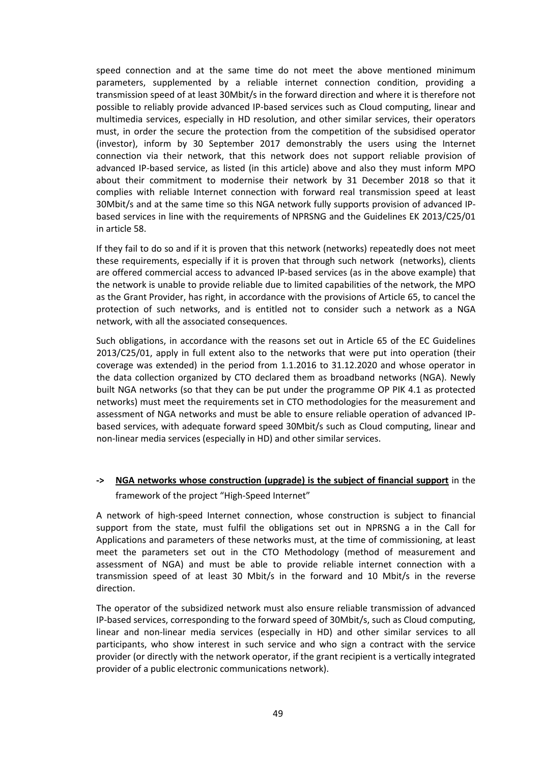speed connection and at the same time do not meet the above mentioned minimum parameters, supplemented by a reliable internet connection condition, providing a transmission speed of at least 30Mbit/s in the forward direction and where it is therefore not possible to reliably provide advanced IP-based services such as Cloud computing, linear and multimedia services, especially in HD resolution, and other similar services, their operators must, in order the secure the protection from the competition of the subsidised operator (investor), inform by 30 September 2017 demonstrably the users using the Internet connection via their network, that this network does not support reliable provision of advanced IP-based service, as listed (in this article) above and also they must inform MPO about their commitment to modernise their network by 31 December 2018 so that it complies with reliable Internet connection with forward real transmission speed at least 30Mbit/s and at the same time so this NGA network fully supports provision of advanced IP-based services in line with the requirements of NPRSNG and the Guidelines EK 2013/C25/01 in article 58.

If they fail to do so and if it is proven that this network (networks) repeatedly does not meet these requirements, especially if it is proven that through such network (networks), clients are offered commercial access to advanced IP-based services (as in the above example) that the network is unable to provide reliable due to limited capabilities of the network, the MPO as the Grant Provider, has right, in accordance with the provisions of Article 65, to cancel the protection of such networks, and is entitled not to consider such a network as a NGA network, with all the associated consequences.

Such obligations, in accordance with the reasons set out in Article 65 of the EC Guidelines 2013/C25/01, apply in full extent also to the networks that were put into operation (their coverage was extended) in the period from 1.1.2016 to 31.12.2020 and whose operator in the data collection organized by CTO declared them as broadband networks (NGA). Newly built NGA networks (so that they can be put under the programme OP PIK 4.1 as protected networks) must meet the requirements set in CTO methodologies for the measurement and assessment of NGA networks and must be able to ensure reliable operation of advanced IP-based services, with adequate forward speed 30Mbit/s such as Cloud computing, linear and non-linear media services (especially in HD) and other similar services.

**-> <u>NGA networks whose construction (upgrade) is the subject of financial support</u>** in the framework of the project "High-Speed Internet"

A network of high-speed Internet connection, whose construction is subject to financial support from the state, must fulfil the obligations set out in NPRSNG a in the Call for Applications and parameters of these networks must, at the time of commissioning, at least meet the parameters set out in the CTO Methodology (method of measurement and assessment of NGA) and must be able to provide reliable internet connection with a transmission speed of at least 30 Mbit/s in the forward and 10 Mbit/s in the reverse direction.

The operator of the subsidized network must also ensure reliable transmission of advanced IP-based services, corresponding to the forward speed of 30Mbit/s, such as Cloud computing, linear and non-linear media services (especially in HD) and other similar services to all participants, who show interest in such service and who sign a contract with the service provider (or directly with the network operator, if the grant recipient is a vertically integrated provider of a public electronic communications network).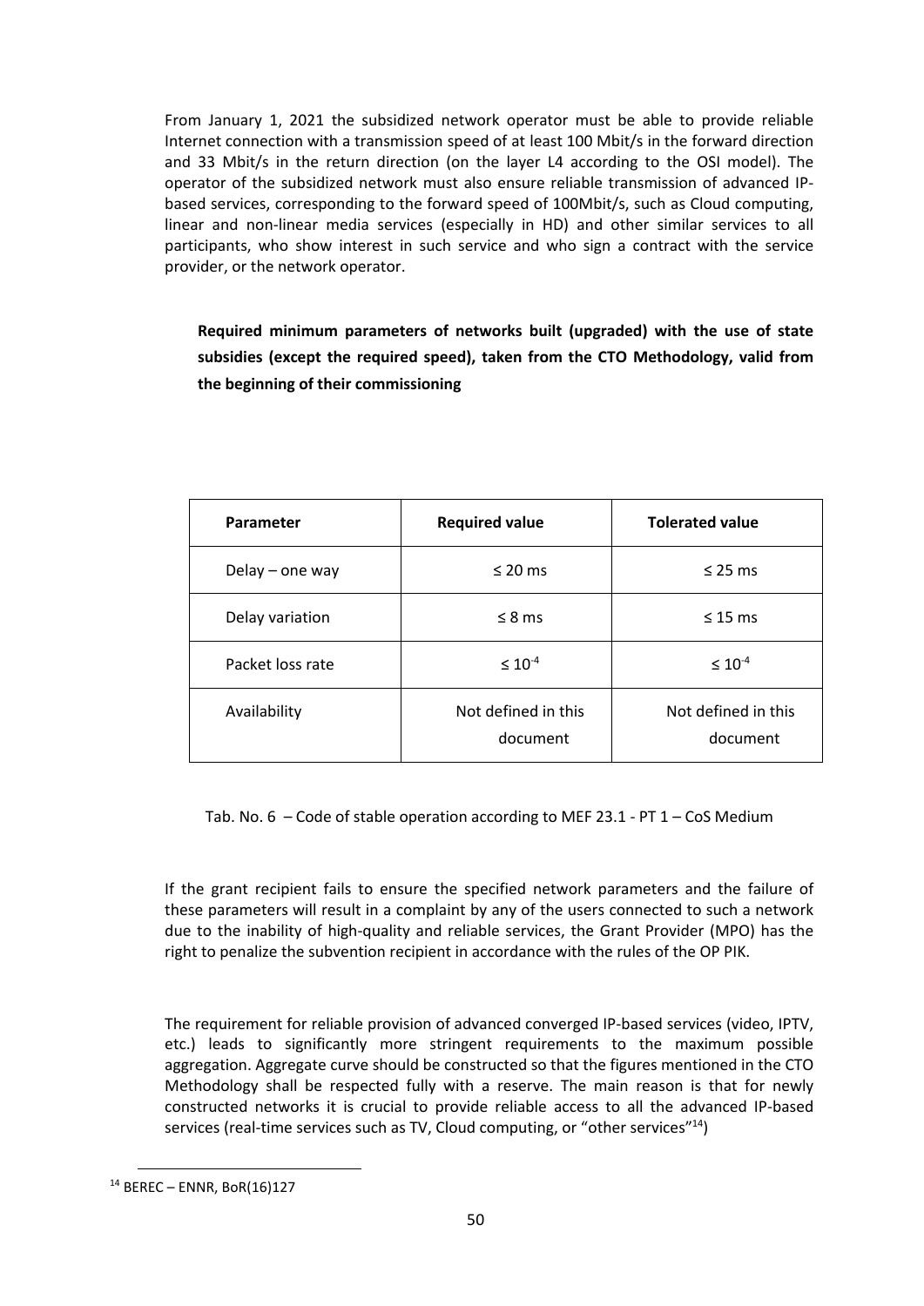From January 1, 2021 the subsidized network operator must be able to provide reliable Internet connection with a transmission speed of at least 100 Mbit/s in the forward direction and 33 Mbit/s in the return direction (on the layer L4 according to the OSI model). The operator of the subsidized network must also ensure reliable transmission of advanced IP-based services, corresponding to the forward speed of 100Mbit/s, such as Cloud computing, linear and non-linear media services (especially in HD) and other similar services to all participants, who show interest in such service and who sign a contract with the service provider, or the network operator.

**Required minimum parameters of networks built (upgraded) with the use of state subsidies (except the required speed), taken from the CTO Methodology, valid from the beginning of their commissioning**

| Parameter | Required value | Tolerated value |
|---|---|---|
| Delay – one way | ≤ 20 ms | ≤ 25 ms |
| Delay variation | ≤ 8 ms | ≤ 15 ms |
| Packet loss rate | $\leq 10^{-4}$ | $\leq 10^{-4}$ |
| Availability | Not defined in this document | Not defined in this document |

Tab. No. 6 – Code of stable operation according to MEF 23.1 - PT 1 – CoS Medium

If the grant recipient fails to ensure the specified network parameters and the failure of these parameters will result in a complaint by any of the users connected to such a network due to the inability of high-quality and reliable services, the Grant Provider (MPO) has the right to penalize the subvention recipient in accordance with the rules of the OP PIK.

The requirement for reliable provision of advanced converged IP-based services (video, IPTV, etc.) leads to significantly more stringent requirements to the maximum possible aggregation. Aggregate curve should be constructed so that the figures mentioned in the CTO Methodology shall be respected fully with a reserve. The main reason is that for newly constructed networks it is crucial to provide reliable access to all the advanced IP-based services (real-time services such as TV, Cloud computing, or "other services"[14])

[14] BEREC – ENNR, BoR(16)127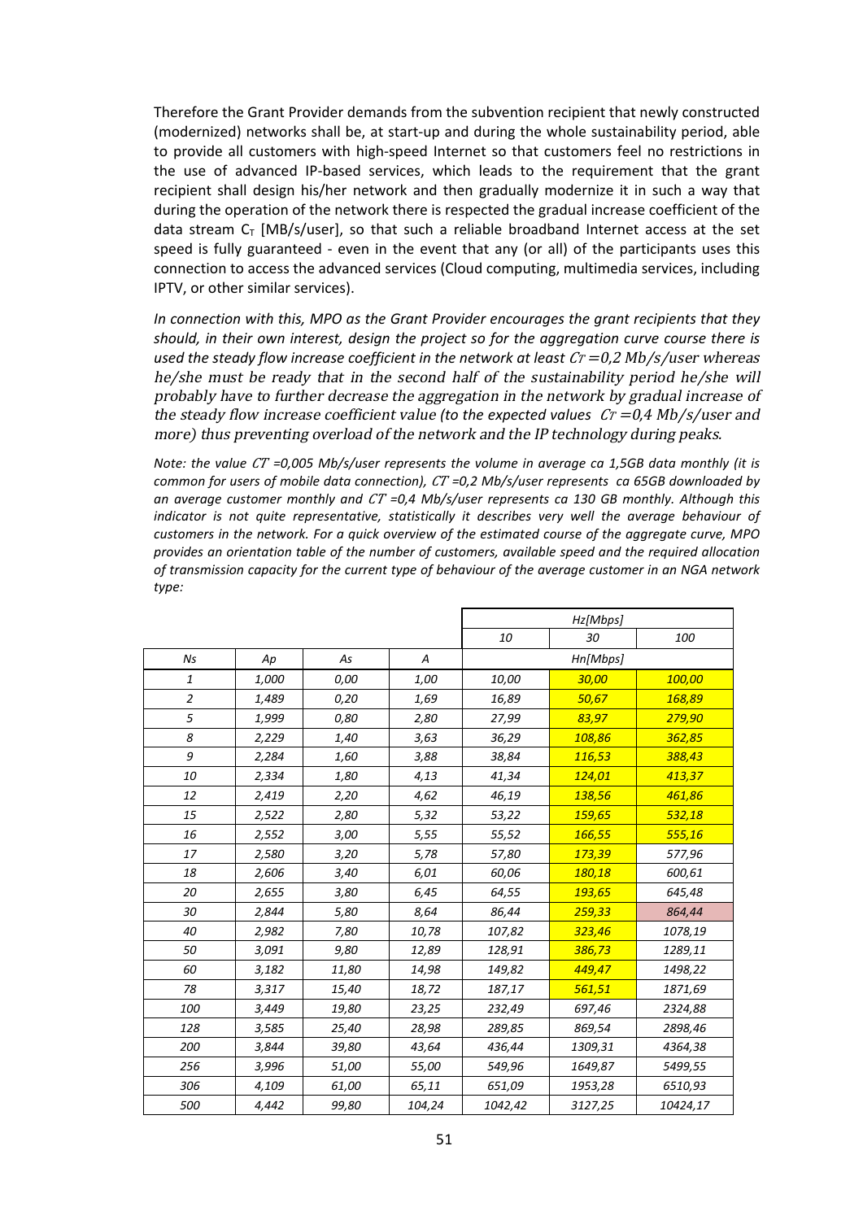Therefore the Grant Provider demands from the subvention recipient that newly constructed (modernized) networks shall be, at start-up and during the whole sustainability period, able to provide all customers with high-speed Internet so that customers feel no restrictions in the use of advanced IP-based services, which leads to the requirement that the grant recipient shall design his/her network and then gradually modernize it in such a way that during the operation of the network there is respected the gradual increase coefficient of the data stream $C_T$ [MB/s/user], so that such a reliable broadband Internet access at the set speed is fully guaranteed - even in the event that any (or all) of the participants uses this connection to access the advanced services (Cloud computing, multimedia services, including IPTV, or other similar services).

*In connection with this, MPO as the Grant Provider encourages the grant recipients that they should, in their own interest, design the project so for the aggregation curve course there is used the steady flow increase coefficient in the network at least $C_T = 0,2$ Mb/s/user whereas he/she must be ready that in the second half of the sustainability period he/she will probably have to further decrease the aggregation in the network by gradual increase of the steady flow increase coefficient value (to the expected values $C_T = 0,4$ Mb/s/user and more) thus preventing overload of the network and the IP technology during peaks.*

*Note: the value $C_T$ =0,005 Mb/s/user represents the volume in average ca 1,5GB data monthly (it is common for users of mobile data connection), $C_T$ =0,2 Mb/s/user represents ca 65GB downloaded by an average customer monthly and $C_T$ =0,4 Mb/s/user represents ca 130 GB monthly. Although this indicator is not quite representative, statistically it describes very well the average behaviour of customers in the network. For a quick overview of the estimated course of the aggregate curve, MPO provides an orientation table of the number of customers, available speed and the required allocation of transmission capacity for the current type of behaviour of the average customer in an NGA network type:*

| | | | | Hz[Mbps] | | |
|---|---|---|---|---|---|---|
| | | | | 10 | 30 | 100 |
| Ns | Ap | As | A | Hn[Mbps] | | |
| 1 | 1,000 | 0,00 | 1,00 | 10,00 | 30,00 | 100,00 |
| 2 | 1,489 | 0,20 | 1,69 | 16,89 | 50,67 | 168,89 |
| 5 | 1,999 | 0,80 | 2,80 | 27,99 | 83,97 | 279,90 |
| 8 | 2,229 | 1,40 | 3,63 | 36,29 | 108,86 | 362,85 |
| 9 | 2,284 | 1,60 | 3,88 | 38,84 | 116,53 | 388,43 |
| 10 | 2,334 | 1,80 | 4,13 | 41,34 | 124,01 | 413,37 |
| 12 | 2,419 | 2,20 | 4,62 | 46,19 | 138,56 | 461,86 |
| 15 | 2,522 | 2,80 | 5,32 | 53,22 | 159,65 | 532,18 |
| 16 | 2,552 | 3,00 | 5,55 | 55,52 | 166,55 | 555,16 |
| 17 | 2,580 | 3,20 | 5,78 | 57,80 | 173,39 | 577,96 |
| 18 | 2,606 | 3,40 | 6,01 | 60,06 | 180,18 | 600,61 |
| 20 | 2,655 | 3,80 | 6,45 | 64,55 | 193,65 | 645,48 |
| 30 | 2,844 | 5,80 | 8,64 | 86,44 | 259,33 | 864,44 |
| 40 | 2,982 | 7,80 | 10,78 | 107,82 | 323,46 | 1078,19 |
| 50 | 3,091 | 9,80 | 12,89 | 128,91 | 386,73 | 1289,11 |
| 60 | 3,182 | 11,80 | 14,98 | 149,82 | 449,47 | 1498,22 |
| 78 | 3,317 | 15,40 | 18,72 | 187,17 | 561,51 | 1871,69 |
| 100 | 3,449 | 19,80 | 23,25 | 232,49 | 697,46 | 2324,88 |
| 128 | 3,585 | 25,40 | 28,98 | 289,85 | 869,54 | 2898,46 |
| 200 | 3,844 | 39,80 | 43,64 | 436,44 | 1309,31 | 4364,38 |
| 256 | 3,996 | 51,00 | 55,00 | 549,96 | 1649,87 | 5499,55 |
| 306 | 4,109 | 61,00 | 65,11 | 651,09 | 1953,28 | 6510,93 |
| 500 | 4,442 | 99,80 | 104,24 | 1042,42 | 3127,25 | 10424,17 |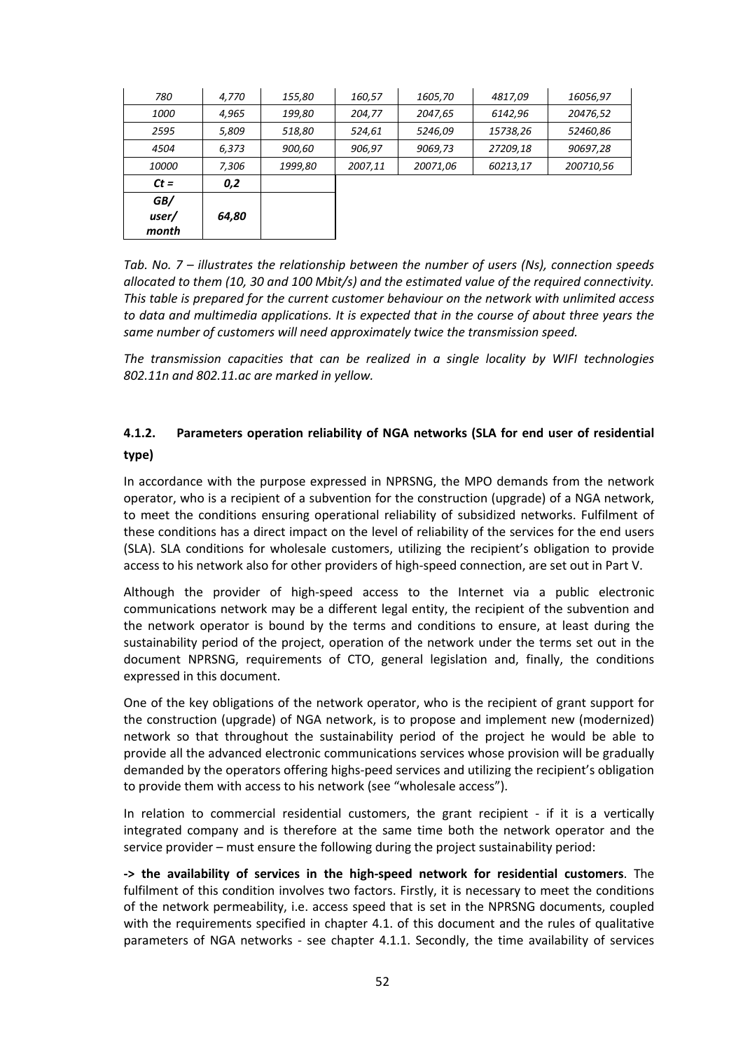| *780* | *4,770* | *155,80* | *160,57* | *1605,70* | *4817,09* | *16056,97* |
|---|---|---|---|---|---|---|
| *1000* | *4,965* | *199,80* | *204,77* | *2047,65* | *6142,96* | *20476,52* |
| *2595* | *5,809* | *518,80* | *524,61* | *5246,09* | *15738,26* | *52460,86* |
| *4504* | *6,373* | *900,60* | *906,97* | *9069,73* | *27209,18* | *90697,28* |
| *10000* | *7,306* | *1999,80* | *2007,11* | *20071,06* | *60213,17* | *200710,56* |
| ***Ct =*** | ***0,2*** | | | | | |
| ***GB/ user/ month*** | ***64,80*** | | | | | |

*Tab. No. 7 – illustrates the relationship between the number of users (Ns), connection speeds allocated to them (10, 30 and 100 Mbit/s) and the estimated value of the required connectivity. This table is prepared for the current customer behaviour on the network with unlimited access to data and multimedia applications. It is expected that in the course of about three years the same number of customers will need approximately twice the transmission speed.*

*The transmission capacities that can be realized in a single locality by WIFI technologies 802.11n and 802.11.ac are marked in yellow.*

### 4.1.2. Parameters operation reliability of NGA networks (SLA for end user of residential type)

In accordance with the purpose expressed in NPRSNG, the MPO demands from the network operator, who is a recipient of a subvention for the construction (upgrade) of a NGA network, to meet the conditions ensuring operational reliability of subsidized networks. Fulfilment of these conditions has a direct impact on the level of reliability of the services for the end users (SLA). SLA conditions for wholesale customers, utilizing the recipient's obligation to provide access to his network also for other providers of high-speed connection, are set out in Part V.

Although the provider of high-speed access to the Internet via a public electronic communications network may be a different legal entity, the recipient of the subvention and the network operator is bound by the terms and conditions to ensure, at least during the sustainability period of the project, operation of the network under the terms set out in the document NPRSNG, requirements of CTO, general legislation and, finally, the conditions expressed in this document.

One of the key obligations of the network operator, who is the recipient of grant support for the construction (upgrade) of NGA network, is to propose and implement new (modernized) network so that throughout the sustainability period of the project he would be able to provide all the advanced electronic communications services whose provision will be gradually demanded by the operators offering highs-peed services and utilizing the recipient's obligation to provide them with access to his network (see "wholesale access").

In relation to commercial residential customers, the grant recipient - if it is a vertically integrated company and is therefore at the same time both the network operator and the service provider – must ensure the following during the project sustainability period:

**-> the availability of services in the high-speed network for residential customers**. The fulfilment of this condition involves two factors. Firstly, it is necessary to meet the conditions of the network permeability, i.e. access speed that is set in the NPRSNG documents, coupled with the requirements specified in chapter 4.1. of this document and the rules of qualitative parameters of NGA networks - see chapter 4.1.1. Secondly, the time availability of services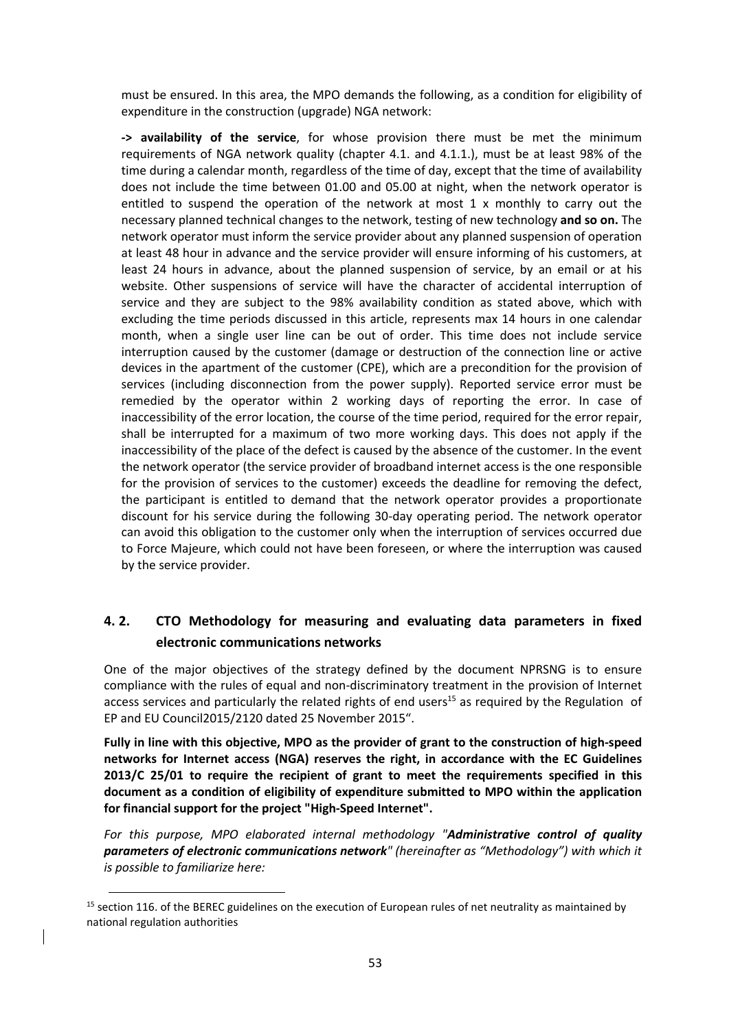must be ensured. In this area, the MPO demands the following, as a condition for eligibility of expenditure in the construction (upgrade) NGA network:

**-> availability of the service**, for whose provision there must be met the minimum requirements of NGA network quality (chapter 4.1. and 4.1.1.), must be at least 98% of the time during a calendar month, regardless of the time of day, except that the time of availability does not include the time between 01.00 and 05.00 at night, when the network operator is entitled to suspend the operation of the network at most 1 x monthly to carry out the necessary planned technical changes to the network, testing of new technology **and so on.** The network operator must inform the service provider about any planned suspension of operation at least 48 hour in advance and the service provider will ensure informing of his customers, at least 24 hours in advance, about the planned suspension of service, by an email or at his website. Other suspensions of service will have the character of accidental interruption of service and they are subject to the 98% availability condition as stated above, which with excluding the time periods discussed in this article, represents max 14 hours in one calendar month, when a single user line can be out of order. This time does not include service interruption caused by the customer (damage or destruction of the connection line or active devices in the apartment of the customer (CPE), which are a precondition for the provision of services (including disconnection from the power supply). Reported service error must be remedied by the operator within 2 working days of reporting the error. In case of inaccessibility of the error location, the course of the time period, required for the error repair, shall be interrupted for a maximum of two more working days. This does not apply if the inaccessibility of the place of the defect is caused by the absence of the customer. In the event the network operator (the service provider of broadband internet access is the one responsible for the provision of services to the customer) exceeds the deadline for removing the defect, the participant is entitled to demand that the network operator provides a proportionate discount for his service during the following 30-day operating period. The network operator can avoid this obligation to the customer only when the interruption of services occurred due to Force Majeure, which could not have been foreseen, or where the interruption was caused by the service provider.

## 4. 2. CTO Methodology for measuring and evaluating data parameters in fixed electronic communications networks

One of the major objectives of the strategy defined by the document NPRSNG is to ensure compliance with the rules of equal and non-discriminatory treatment in the provision of Internet access services and particularly the related rights of end users[15] as required by the Regulation of EP and EU Council2015/2120 dated 25 November 2015".

**Fully in line with this objective, MPO as the provider of grant to the construction of high-speed networks for Internet access (NGA) reserves the right, in accordance with the EC Guidelines 2013/C 25/01 to require the recipient of grant to meet the requirements specified in this document as a condition of eligibility of expenditure submitted to MPO within the application for financial support for the project "High-Speed Internet".**

*For this purpose, MPO elaborated internal methodology "**Administrative control of quality parameters of electronic communications network**" (hereinafter as "Methodology") with which it is possible to familiarize here:*

[15] section 116. of the BEREC guidelines on the execution of European rules of net neutrality as maintained by national regulation authorities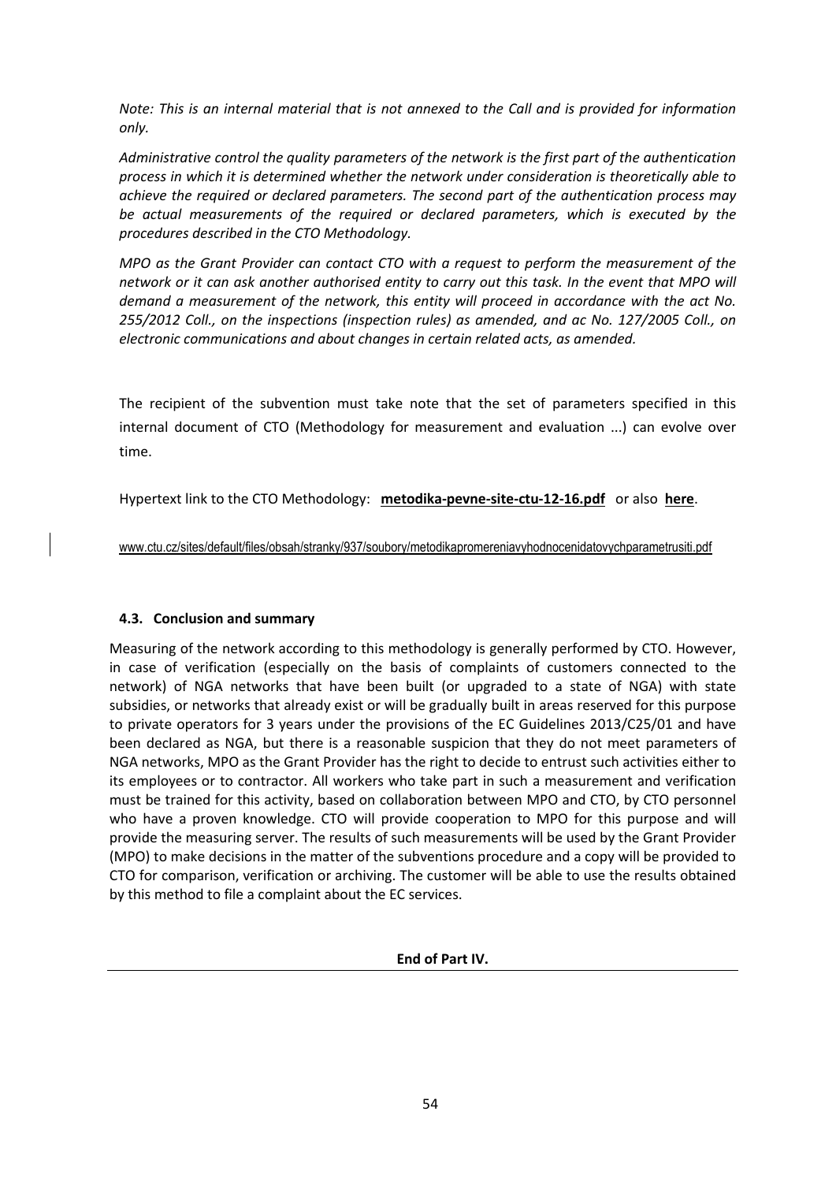*Note: This is an internal material that is not annexed to the Call and is provided for information only.*

*Administrative control the quality parameters of the network is the first part of the authentication process in which it is determined whether the network under consideration is theoretically able to achieve the required or declared parameters. The second part of the authentication process may be actual measurements of the required or declared parameters, which is executed by the procedures described in the CTO Methodology.*

*MPO as the Grant Provider can contact CTO with a request to perform the measurement of the network or it can ask another authorised entity to carry out this task. In the event that MPO will demand a measurement of the network, this entity will proceed in accordance with the act No. 255/2012 Coll., on the inspections (inspection rules) as amended, and ac No. 127/2005 Coll., on electronic communications and about changes in certain related acts, as amended.*

The recipient of the subvention must take note that the set of parameters specified in this internal document of CTO (Methodology for measurement and evaluation ...) can evolve over time.

Hypertext link to the CTO Methodology: **metodika-pevne-site-ctu-12-16.pdf** or also **here**.

www.ctu.cz/sites/default/files/obsah/stranky/937/soubory/metodikapromereniavyhodnocenidatovychparametrusiti.pdf

### 4.3. Conclusion and summary

Measuring of the network according to this methodology is generally performed by CTO. However, in case of verification (especially on the basis of complaints of customers connected to the network) of NGA networks that have been built (or upgraded to a state of NGA) with state subsidies, or networks that already exist or will be gradually built in areas reserved for this purpose to private operators for 3 years under the provisions of the EC Guidelines 2013/C25/01 and have been declared as NGA, but there is a reasonable suspicion that they do not meet parameters of NGA networks, MPO as the Grant Provider has the right to decide to entrust such activities either to its employees or to contractor. All workers who take part in such a measurement and verification must be trained for this activity, based on collaboration between MPO and CTO, by CTO personnel who have a proven knowledge. CTO will provide cooperation to MPO for this purpose and will provide the measuring server. The results of such measurements will be used by the Grant Provider (MPO) to make decisions in the matter of the subventions procedure and a copy will be provided to CTO for comparison, verification or archiving. The customer will be able to use the results obtained by this method to file a complaint about the EC services.

**End of Part IV.**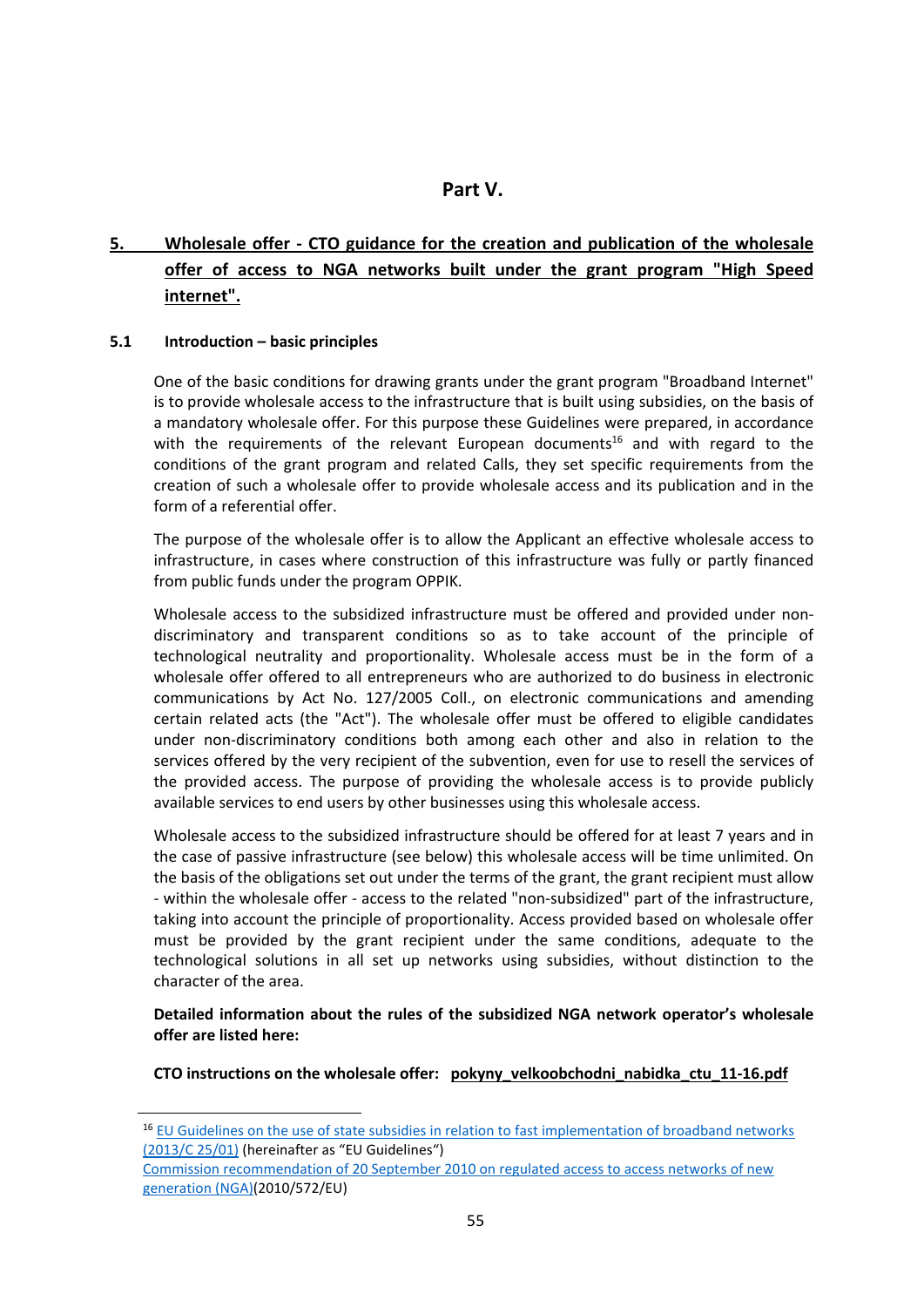# Part V.

## 5. Wholesale offer - CTO guidance for the creation and publication of the wholesale offer of access to NGA networks built under the grant program "High Speed internet".

### 5.1 Introduction – basic principles

One of the basic conditions for drawing grants under the grant program "Broadband Internet" is to provide wholesale access to the infrastructure that is built using subsidies, on the basis of a mandatory wholesale offer. For this purpose these Guidelines were prepared, in accordance with the requirements of the relevant European documents[16] and with regard to the conditions of the grant program and related Calls, they set specific requirements from the creation of such a wholesale offer to provide wholesale access and its publication and in the form of a referential offer.

The purpose of the wholesale offer is to allow the Applicant an effective wholesale access to infrastructure, in cases where construction of this infrastructure was fully or partly financed from public funds under the program OPPIK.

Wholesale access to the subsidized infrastructure must be offered and provided under non-discriminatory and transparent conditions so as to take account of the principle of technological neutrality and proportionality. Wholesale access must be in the form of a wholesale offer offered to all entrepreneurs who are authorized to do business in electronic communications by Act No. 127/2005 Coll., on electronic communications and amending certain related acts (the "Act"). The wholesale offer must be offered to eligible candidates under non-discriminatory conditions both among each other and also in relation to the services offered by the very recipient of the subvention, even for use to resell the services of the provided access. The purpose of providing the wholesale access is to provide publicly available services to end users by other businesses using this wholesale access.

Wholesale access to the subsidized infrastructure should be offered for at least 7 years and in the case of passive infrastructure (see below) this wholesale access will be time unlimited. On the basis of the obligations set out under the terms of the grant, the grant recipient must allow - within the wholesale offer - access to the related "non-subsidized" part of the infrastructure, taking into account the principle of proportionality. Access provided based on wholesale offer must be provided by the grant recipient under the same conditions, adequate to the technological solutions in all set up networks using subsidies, without distinction to the character of the area.

**Detailed information about the rules of the subsidized NGA network operator's wholesale offer are listed here:**

**CTO instructions on the wholesale offer: pokyny_velkoobchodni_nabidka_ctu_11-16.pdf**

---

[16] EU Guidelines on the use of state subsidies in relation to fast implementation of broadband networks (2013/C 25/01) (hereinafter as "EU Guidelines")
Commission recommendation of 20 September 2010 on regulated access to access networks of new generation (NGA)(2010/572/EU)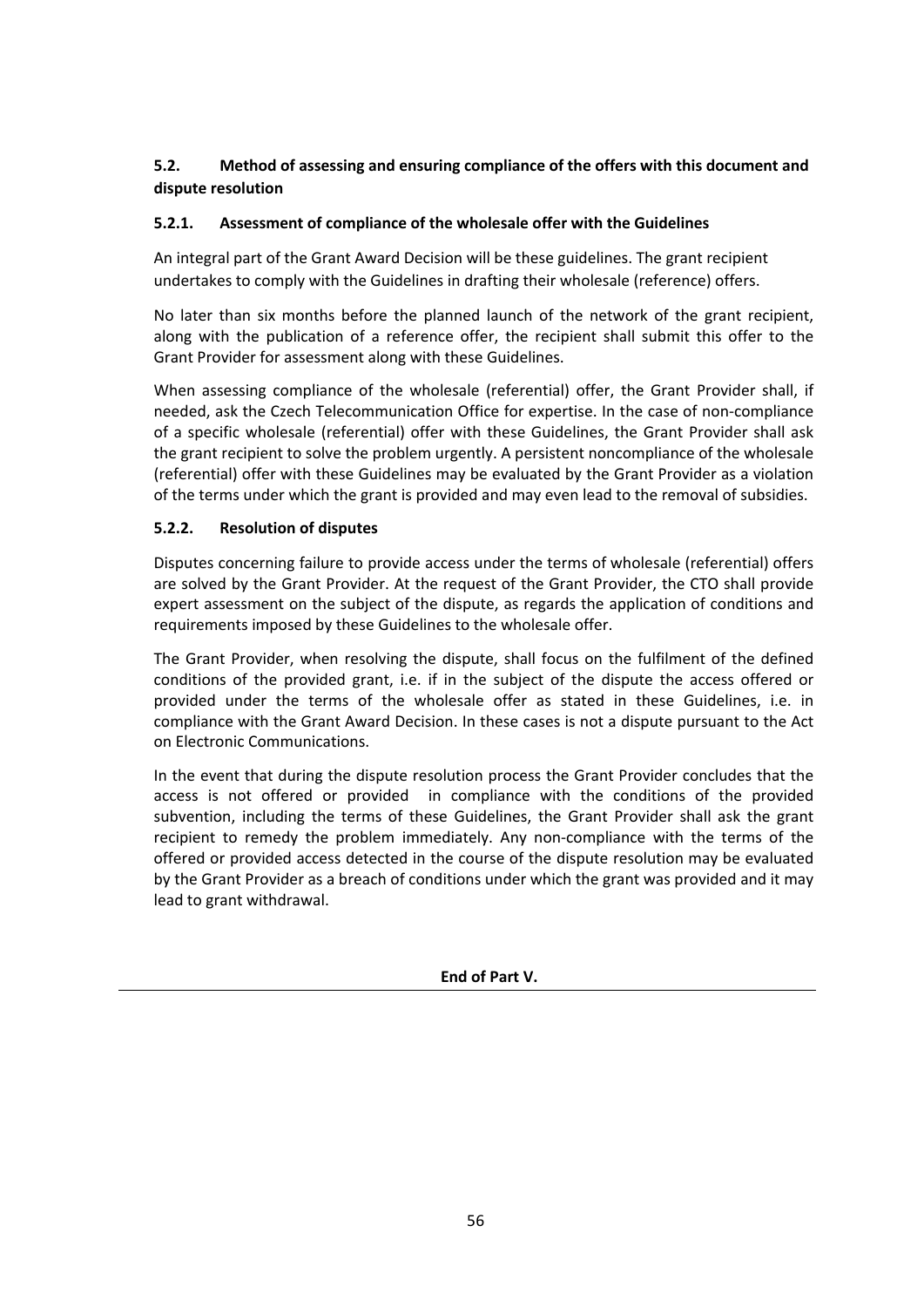## 5.2. Method of assessing and ensuring compliance of the offers with this document and dispute resolution

### 5.2.1. Assessment of compliance of the wholesale offer with the Guidelines

An integral part of the Grant Award Decision will be these guidelines. The grant recipient undertakes to comply with the Guidelines in drafting their wholesale (reference) offers.

No later than six months before the planned launch of the network of the grant recipient, along with the publication of a reference offer, the recipient shall submit this offer to the Grant Provider for assessment along with these Guidelines.

When assessing compliance of the wholesale (referential) offer, the Grant Provider shall, if needed, ask the Czech Telecommunication Office for expertise. In the case of non-compliance of a specific wholesale (referential) offer with these Guidelines, the Grant Provider shall ask the grant recipient to solve the problem urgently. A persistent noncompliance of the wholesale (referential) offer with these Guidelines may be evaluated by the Grant Provider as a violation of the terms under which the grant is provided and may even lead to the removal of subsidies.

### 5.2.2. Resolution of disputes

Disputes concerning failure to provide access under the terms of wholesale (referential) offers are solved by the Grant Provider. At the request of the Grant Provider, the CTO shall provide expert assessment on the subject of the dispute, as regards the application of conditions and requirements imposed by these Guidelines to the wholesale offer.

The Grant Provider, when resolving the dispute, shall focus on the fulfilment of the defined conditions of the provided grant, i.e. if in the subject of the dispute the access offered or provided under the terms of the wholesale offer as stated in these Guidelines, i.e. in compliance with the Grant Award Decision. In these cases is not a dispute pursuant to the Act on Electronic Communications.

In the event that during the dispute resolution process the Grant Provider concludes that the access is not offered or provided in compliance with the conditions of the provided subvention, including the terms of these Guidelines, the Grant Provider shall ask the grant recipient to remedy the problem immediately. Any non-compliance with the terms of the offered or provided access detected in the course of the dispute resolution may be evaluated by the Grant Provider as a breach of conditions under which the grant was provided and it may lead to grant withdrawal.

**End of Part V.**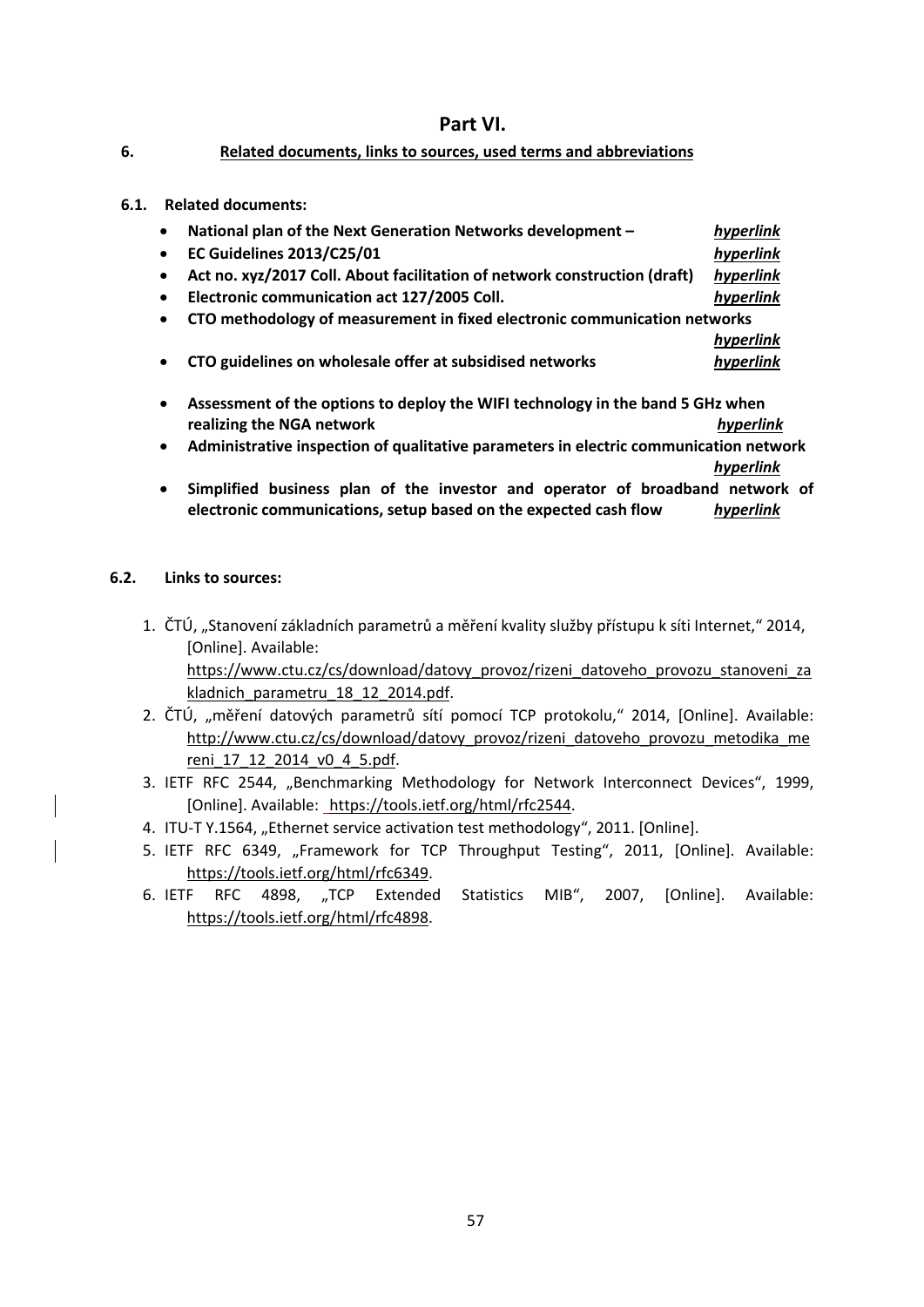# Part VI.

## 6. Related documents, links to sources, used terms and abbreviations

### 6.1. Related documents:

- **National plan of the Next Generation Networks development –** ***hyperlink***
- **EC Guidelines 2013/C25/01** ***hyperlink***
- **Act no. xyz/2017 Coll. About facilitation of network construction (draft)** ***hyperlink***
- **Electronic communication act 127/2005 Coll.** ***hyperlink***
- **CTO methodology of measurement in fixed electronic communication networks** ***hyperlink***
- **CTO guidelines on wholesale offer at subsidised networks** ***hyperlink***
- **Assessment of the options to deploy the WIFI technology in the band 5 GHz when realizing the NGA network** ***hyperlink***
- **Administrative inspection of qualitative parameters in electric communication network** ***hyperlink***
- **Simplified business plan of the investor and operator of broadband network of electronic communications, setup based on the expected cash flow** ***hyperlink***

### 6.2. Links to sources:

1. ČTÚ, „Stanovení základních parametrů a měření kvality služby přístupu k síti Internet," 2014, [Online]. Available: https://www.ctu.cz/cs/download/datovy_provoz/rizeni_datoveho_provozu_stanoveni_zakladnich_parametru_18_12_2014.pdf.
2. ČTÚ, „měření datových parametrů sítí pomocí TCP protokolu," 2014, [Online]. Available: http://www.ctu.cz/cs/download/datovy_provoz/rizeni_datoveho_provozu_metodika_mereni_17_12_2014_v0_4_5.pdf.
3. IETF RFC 2544, „Benchmarking Methodology for Network Interconnect Devices", 1999, [Online]. Available: https://tools.ietf.org/html/rfc2544.
4. ITU-T Y.1564, „Ethernet service activation test methodology", 2011. [Online].
5. IETF RFC 6349, „Framework for TCP Throughput Testing", 2011, [Online]. Available: https://tools.ietf.org/html/rfc6349.
6. IETF RFC 4898, „TCP Extended Statistics MIB", 2007, [Online]. Available: https://tools.ietf.org/html/rfc4898.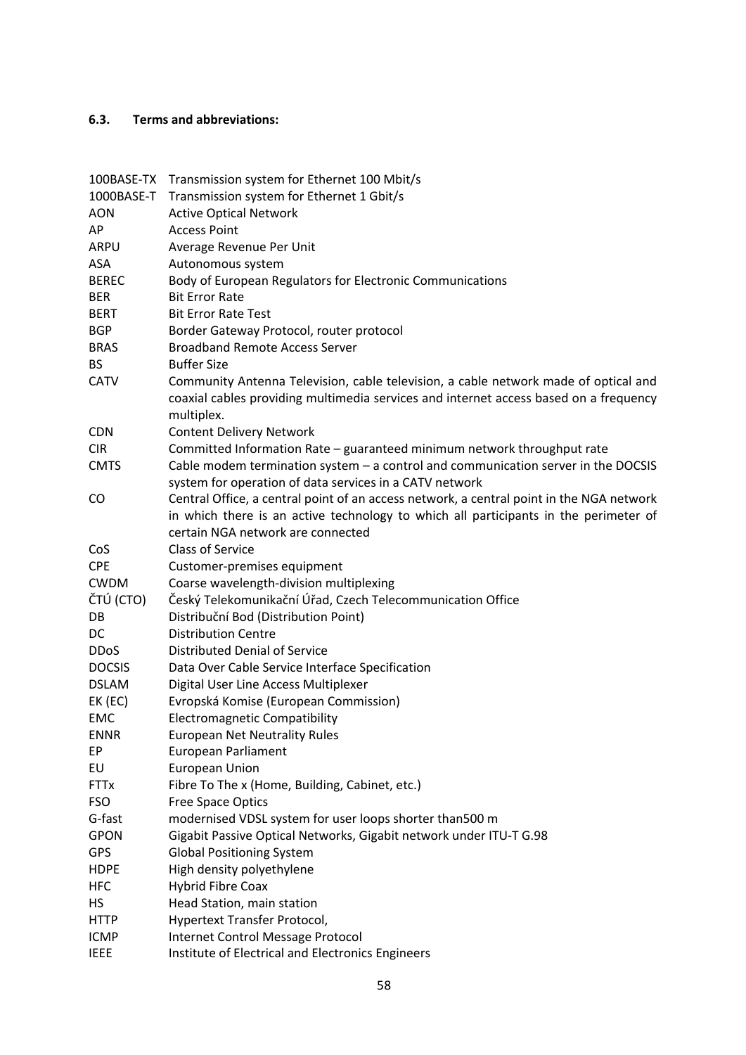### 6.3. Terms and abbreviations:

| | |
|---|---|
| 100BASE-TX | Transmission system for Ethernet 100 Mbit/s |
| 1000BASE-T | Transmission system for Ethernet 1 Gbit/s |
| AON | Active Optical Network |
| AP | Access Point |
| ARPU | Average Revenue Per Unit |
| ASA | Autonomous system |
| BEREC | Body of European Regulators for Electronic Communications |
| BER | Bit Error Rate |
| BERT | Bit Error Rate Test |
| BGP | Border Gateway Protocol, router protocol |
| BRAS | Broadband Remote Access Server |
| BS | Buffer Size |
| CATV | Community Antenna Television, cable television, a cable network made of optical and coaxial cables providing multimedia services and internet access based on a frequency multiplex. |
| CDN | Content Delivery Network |
| CIR | Committed Information Rate – guaranteed minimum network throughput rate |
| CMTS | Cable modem termination system – a control and communication server in the DOCSIS system for operation of data services in a CATV network |
| CO | Central Office, a central point of an access network, a central point in the NGA network in which there is an active technology to which all participants in the perimeter of certain NGA network are connected |
| CoS | Class of Service |
| CPE | Customer-premises equipment |
| CWDM | Coarse wavelength-division multiplexing |
| ČTÚ (CTO) | Český Telekomunikační Úřad, Czech Telecommunication Office |
| DB | Distribuční Bod (Distribution Point) |
| DC | Distribution Centre |
| DDoS | Distributed Denial of Service |
| DOCSIS | Data Over Cable Service Interface Specification |
| DSLAM | Digital User Line Access Multiplexer |
| EK (EC) | Evropská Komise (European Commission) |
| EMC | Electromagnetic Compatibility |
| ENNR | European Net Neutrality Rules |
| EP | European Parliament |
| EU | European Union |
| FTTx | Fibre To The x (Home, Building, Cabinet, etc.) |
| FSO | Free Space Optics |
| G-fast | modernised VDSL system for user loops shorter than500 m |
| GPON | Gigabit Passive Optical Networks, Gigabit network under ITU-T G.98 |
| GPS | Global Positioning System |
| HDPE | High density polyethylene |
| HFC | Hybrid Fibre Coax |
| HS | Head Station, main station |
| HTTP | Hypertext Transfer Protocol, |
| ICMP | Internet Control Message Protocol |
| IEEE | Institute of Electrical and Electronics Engineers |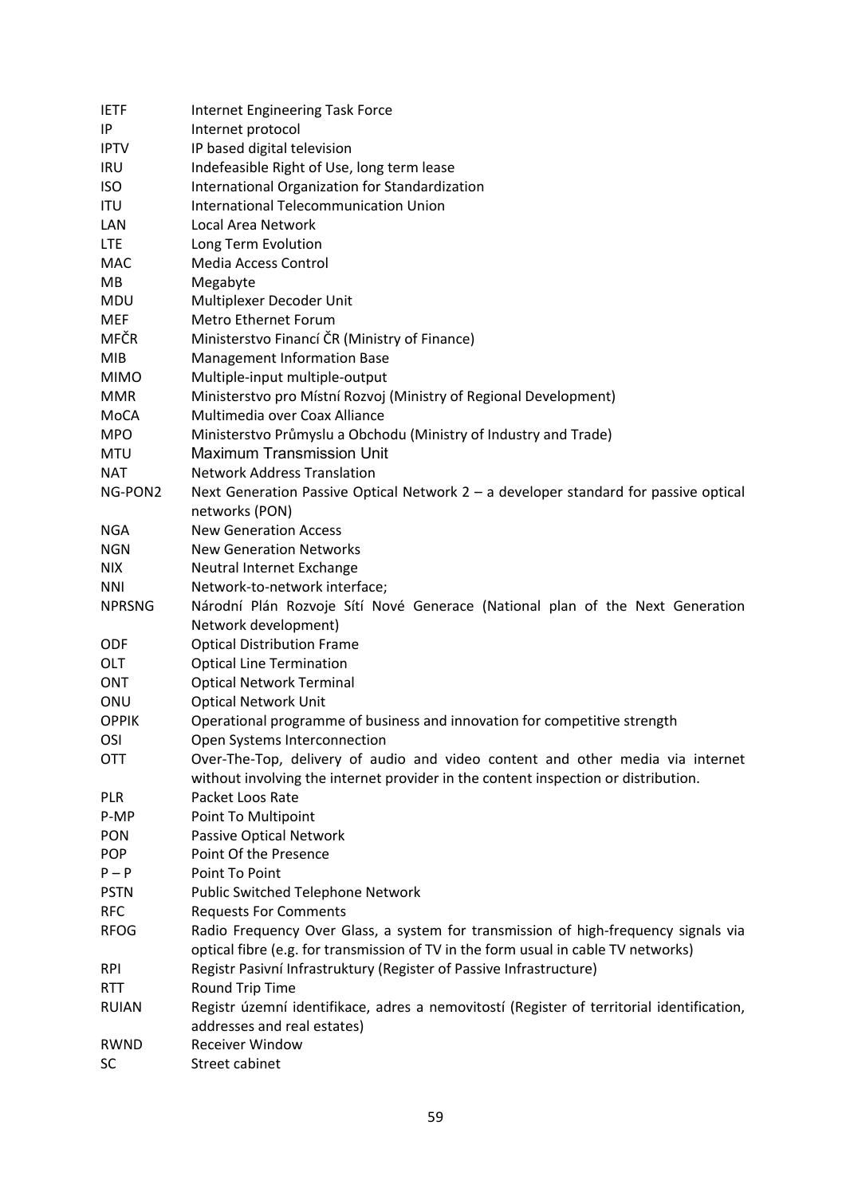| | |
|---|---|
| IETF | Internet Engineering Task Force |
| IP | Internet protocol |
| IPTV | IP based digital television |
| IRU | Indefeasible Right of Use, long term lease |
| ISO | International Organization for Standardization |
| ITU | International Telecommunication Union |
| LAN | Local Area Network |
| LTE | Long Term Evolution |
| MAC | Media Access Control |
| MB | Megabyte |
| MDU | Multiplexer Decoder Unit |
| MEF | Metro Ethernet Forum |
| MFČR | Ministerstvo Financí ČR (Ministry of Finance) |
| MIB | Management Information Base |
| MIMO | Multiple-input multiple-output |
| MMR | Ministerstvo pro Místní Rozvoj (Ministry of Regional Development) |
| MoCA | Multimedia over Coax Alliance |
| MPO | Ministerstvo Průmyslu a Obchodu (Ministry of Industry and Trade) |
| MTU | Maximum Transmission Unit |
| NAT | Network Address Translation |
| NG-PON2 | Next Generation Passive Optical Network 2 – a developer standard for passive optical networks (PON) |
| NGA | New Generation Access |
| NGN | New Generation Networks |
| NIX | Neutral Internet Exchange |
| NNI | Network-to-network interface; |
| NPRSNG | Národní Plán Rozvoje Sítí Nové Generace (National plan of the Next Generation Network development) |
| ODF | Optical Distribution Frame |
| OLT | Optical Line Termination |
| ONT | Optical Network Terminal |
| ONU | Optical Network Unit |
| OPPIK | Operational programme of business and innovation for competitive strength |
| OSI | Open Systems Interconnection |
| OTT | Over-The-Top, delivery of audio and video content and other media via internet without involving the internet provider in the content inspection or distribution. |
| PLR | Packet Loos Rate |
| P-MP | Point To Multipoint |
| PON | Passive Optical Network |
| POP | Point Of the Presence |
| P – P | Point To Point |
| PSTN | Public Switched Telephone Network |
| RFC | Requests For Comments |
| RFOG | Radio Frequency Over Glass, a system for transmission of high-frequency signals via optical fibre (e.g. for transmission of TV in the form usual in cable TV networks) |
| RPI | Registr Pasivní Infrastruktury (Register of Passive Infrastructure) |
| RTT | Round Trip Time |
| RUIAN | Registr územní identifikace, adres a nemovitostí (Register of territorial identification, addresses and real estates) |
| RWND | Receiver Window |
| SC | Street cabinet |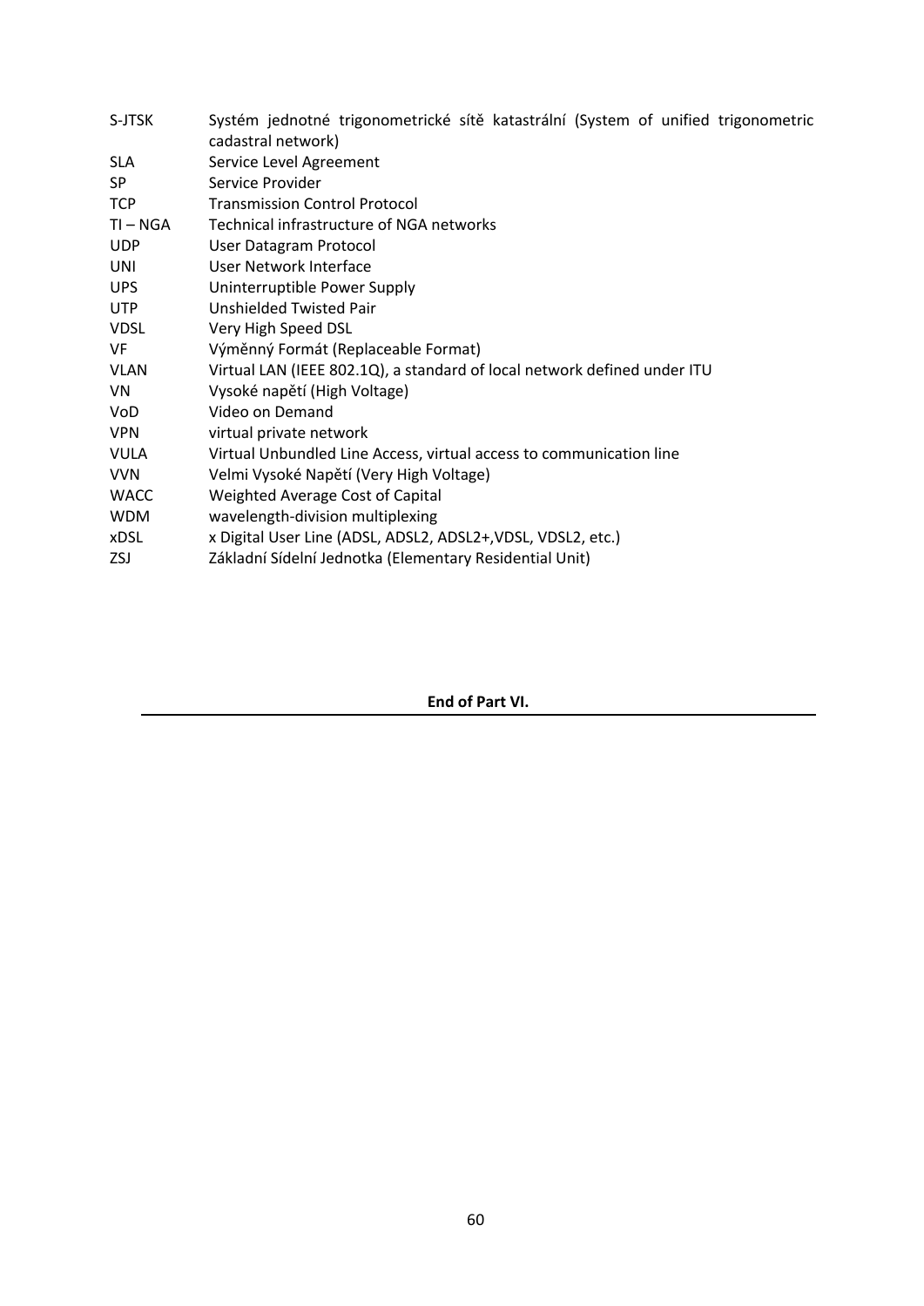| | |
|---|---|
| S-JTSK | Systém jednotné trigonometrické sítě katastrální (System of unified trigonometric cadastral network) |
| SLA | Service Level Agreement |
| SP | Service Provider |
| TCP | Transmission Control Protocol |
| TI – NGA | Technical infrastructure of NGA networks |
| UDP | User Datagram Protocol |
| UNI | User Network Interface |
| UPS | Uninterruptible Power Supply |
| UTP | Unshielded Twisted Pair |
| VDSL | Very High Speed DSL |
| VF | Výměnný Formát (Replaceable Format) |
| VLAN | Virtual LAN (IEEE 802.1Q), a standard of local network defined under ITU |
| VN | Vysoké napětí (High Voltage) |
| VoD | Video on Demand |
| VPN | virtual private network |
| VULA | Virtual Unbundled Line Access, virtual access to communication line |
| VVN | Velmi Vysoké Napětí (Very High Voltage) |
| WACC | Weighted Average Cost of Capital |
| WDM | wavelength-division multiplexing |
| xDSL | x Digital User Line (ADSL, ADSL2, ADSL2+,VDSL, VDSL2, etc.) |
| ZSJ | Základní Sídelní Jednotka (Elementary Residential Unit) |

**End of Part VI.**

---